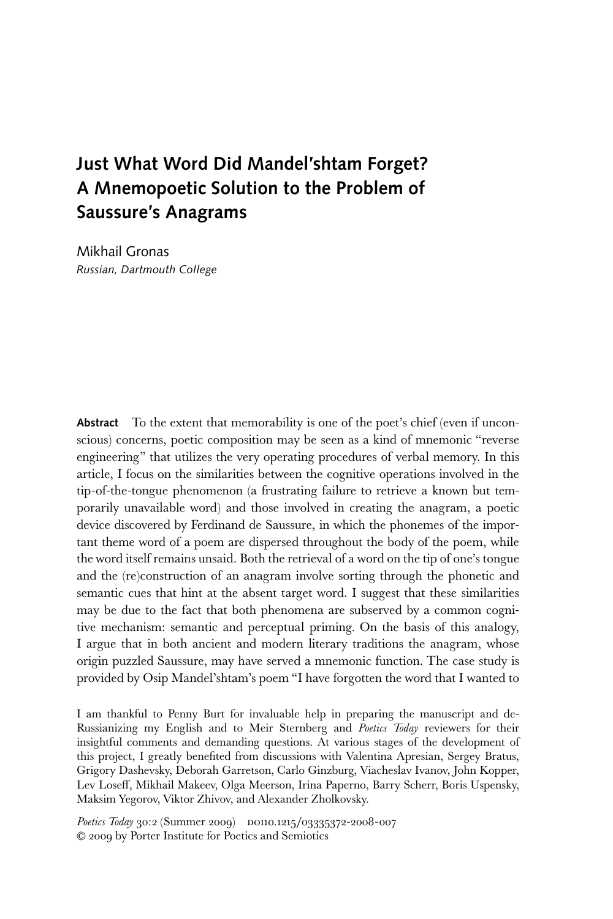# Just What Word Did Mandel'shtam Forget? A Mnemopoetic Solution to the Problem of Saussure's Anagrams

Mikhail Gronas
*Russian, Dartmouth College*

**Abstract** To the extent that memorability is one of the poet's chief (even if unconscious) concerns, poetic composition may be seen as a kind of mnemonic "reverse engineering" that utilizes the very operating procedures of verbal memory. In this article, I focus on the similarities between the cognitive operations involved in the tip-of-the-tongue phenomenon (a frustrating failure to retrieve a known but temporarily unavailable word) and those involved in creating the anagram, a poetic device discovered by Ferdinand de Saussure, in which the phonemes of the important theme word of a poem are dispersed throughout the body of the poem, while the word itself remains unsaid. Both the retrieval of a word on the tip of one's tongue and the (re)construction of an anagram involve sorting through the phonetic and semantic cues that hint at the absent target word. I suggest that these similarities may be due to the fact that both phenomena are subserved by a common cognitive mechanism: semantic and perceptual priming. On the basis of this analogy, I argue that in both ancient and modern literary traditions the anagram, whose origin puzzled Saussure, may have served a mnemonic function. The case study is provided by Osip Mandel'shtam's poem "I have forgotten the word that I wanted to

I am thankful to Penny Burt for invaluable help in preparing the manuscript and de-Russianizing my English and to Meir Sternberg and *Poetics Today* reviewers for their insightful comments and demanding questions. At various stages of the development of this project, I greatly benefited from discussions with Valentina Apresian, Sergey Bratus, Grigory Dashevsky, Deborah Garretson, Carlo Ginzburg, Viacheslav Ivanov, John Kopper, Lev Loseff, Mikhail Makeev, Olga Meerson, Irina Paperno, Barry Scherr, Boris Uspensky, Maksim Yegorov, Viktor Zhivov, and Alexander Zholkovsky.

*Poetics Today* 30:2 (Summer 2009) DOI 10.1215/03335372-2008-007
© 2009 by Porter Institute for Poetics and Semiotics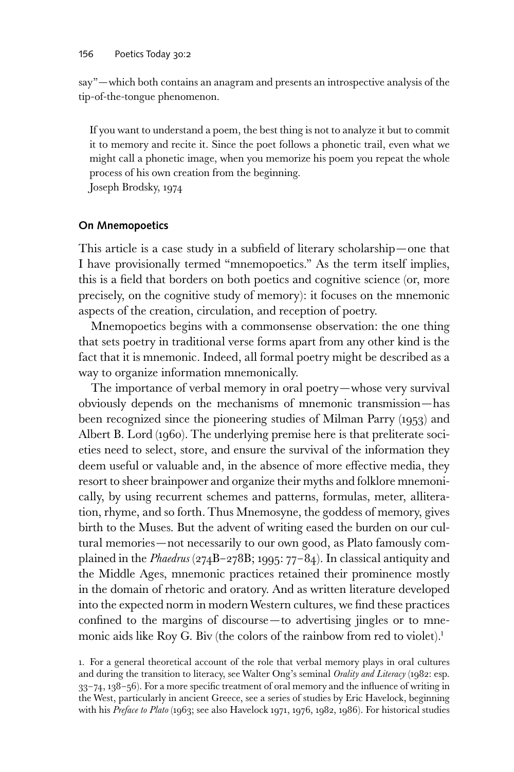say"—which both contains an anagram and presents an introspective analysis of the tip-of-the-tongue phenomenon.

> If you want to understand a poem, the best thing is not to analyze it but to commit it to memory and recite it. Since the poet follows a phonetic trail, even what we might call a phonetic image, when you memorize his poem you repeat the whole process of his own creation from the beginning.
> Joseph Brodsky, 1974

## On Mnemopoetics

This article is a case study in a subfield of literary scholarship—one that I have provisionally termed "mnemopoetics." As the term itself implies, this is a field that borders on both poetics and cognitive science (or, more precisely, on the cognitive study of memory): it focuses on the mnemonic aspects of the creation, circulation, and reception of poetry.

Mnemopoetics begins with a commonsense observation: the one thing that sets poetry in traditional verse forms apart from any other kind is the fact that it is mnemonic. Indeed, all formal poetry might be described as a way to organize information mnemonically.

The importance of verbal memory in oral poetry—whose very survival obviously depends on the mechanisms of mnemonic transmission—has been recognized since the pioneering studies of Milman Parry (1953) and Albert B. Lord (1960). The underlying premise here is that preliterate societies need to select, store, and ensure the survival of the information they deem useful or valuable and, in the absence of more effective media, they resort to sheer brainpower and organize their myths and folklore mnemonically, by using recurrent schemes and patterns, formulas, meter, alliteration, rhyme, and so forth. Thus Mnemosyne, the goddess of memory, gives birth to the Muses. But the advent of writing eased the burden on our cultural memories—not necessarily to our own good, as Plato famously complained in the *Phaedrus* (274B–278B; 1995: 77–84). In classical antiquity and the Middle Ages, mnemonic practices retained their prominence mostly in the domain of rhetoric and oratory. And as written literature developed into the expected norm in modern Western cultures, we find these practices confined to the margins of discourse—to advertising jingles or to mnemonic aids like Roy G. Biv (the colors of the rainbow from red to violet).[1]

1. For a general theoretical account of the role that verbal memory plays in oral cultures and during the transition to literacy, see Walter Ong's seminal *Orality and Literacy* (1982: esp. 33–74, 138–56). For a more specific treatment of oral memory and the influence of writing in the West, particularly in ancient Greece, see a series of studies by Eric Havelock, beginning with his *Preface to Plato* (1963; see also Havelock 1971, 1976, 1982, 1986). For historical studies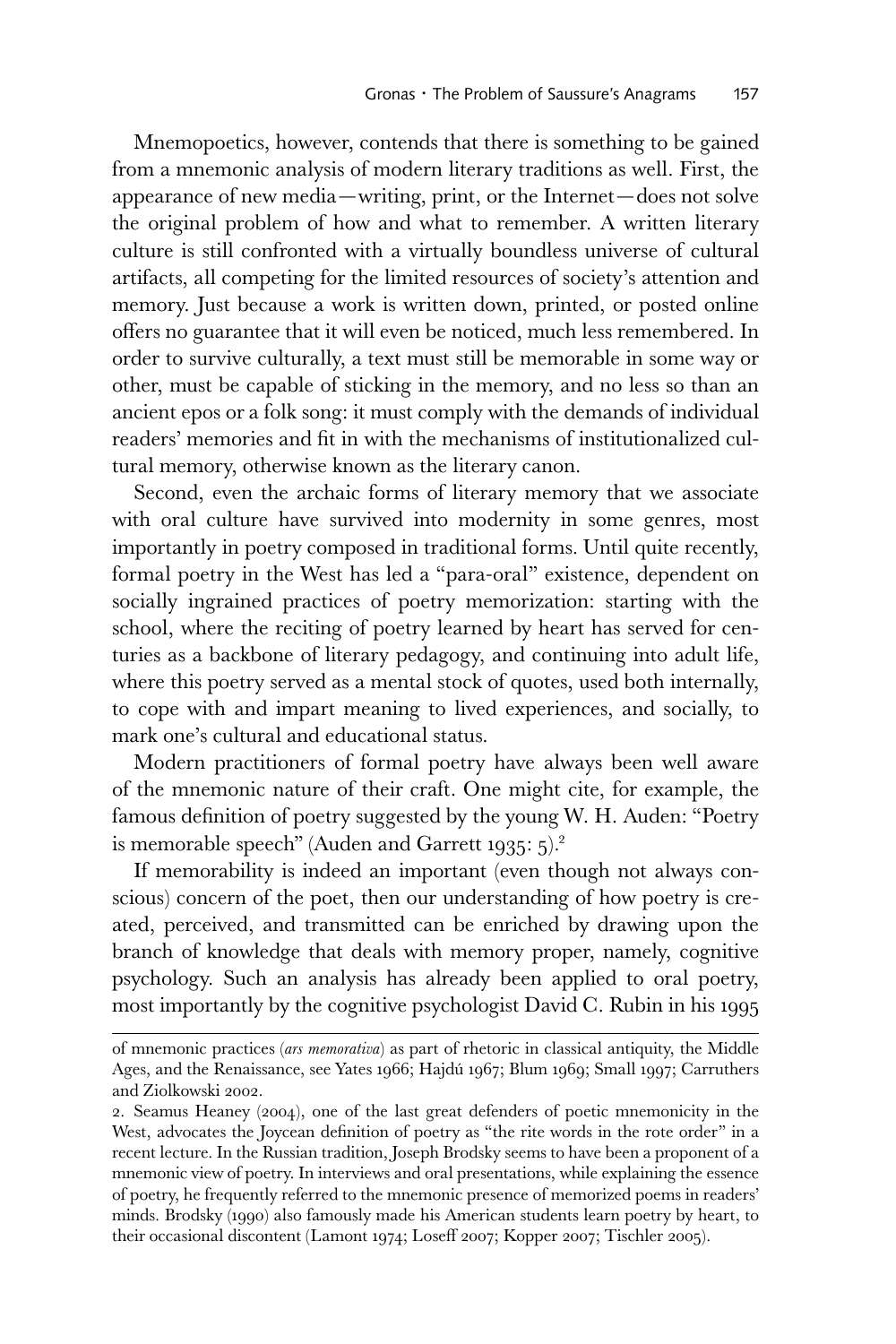Mnemopoetics, however, contends that there is something to be gained from a mnemonic analysis of modern literary traditions as well. First, the appearance of new media—writing, print, or the Internet—does not solve the original problem of how and what to remember. A written literary culture is still confronted with a virtually boundless universe of cultural artifacts, all competing for the limited resources of society's attention and memory. Just because a work is written down, printed, or posted online offers no guarantee that it will even be noticed, much less remembered. In order to survive culturally, a text must still be memorable in some way or other, must be capable of sticking in the memory, and no less so than an ancient epos or a folk song: it must comply with the demands of individual readers' memories and fit in with the mechanisms of institutionalized cultural memory, otherwise known as the literary canon.

Second, even the archaic forms of literary memory that we associate with oral culture have survived into modernity in some genres, most importantly in poetry composed in traditional forms. Until quite recently, formal poetry in the West has led a "para-oral" existence, dependent on socially ingrained practices of poetry memorization: starting with the school, where the reciting of poetry learned by heart has served for centuries as a backbone of literary pedagogy, and continuing into adult life, where this poetry served as a mental stock of quotes, used both internally, to cope with and impart meaning to lived experiences, and socially, to mark one's cultural and educational status.

Modern practitioners of formal poetry have always been well aware of the mnemonic nature of their craft. One might cite, for example, the famous definition of poetry suggested by the young W. H. Auden: "Poetry is memorable speech" (Auden and Garrett 1935: 5).[2]

If memorability is indeed an important (even though not always conscious) concern of the poet, then our understanding of how poetry is created, perceived, and transmitted can be enriched by drawing upon the branch of knowledge that deals with memory proper, namely, cognitive psychology. Such an analysis has already been applied to oral poetry, most importantly by the cognitive psychologist David C. Rubin in his 1995

---

of mnemonic practices (*ars memorativa*) as part of rhetoric in classical antiquity, the Middle Ages, and the Renaissance, see Yates 1966; Hajdú 1967; Blum 1969; Small 1997; Carruthers and Ziolkowski 2002.

2. Seamus Heaney (2004), one of the last great defenders of poetic mnemonicity in the West, advocates the Joycean definition of poetry as "the rite words in the rote order" in a recent lecture. In the Russian tradition, Joseph Brodsky seems to have been a proponent of a mnemonic view of poetry. In interviews and oral presentations, while explaining the essence of poetry, he frequently referred to the mnemonic presence of memorized poems in readers' minds. Brodsky (1990) also famously made his American students learn poetry by heart, to their occasional discontent (Lamont 1974; Loseff 2007; Kopper 2007; Tischler 2005).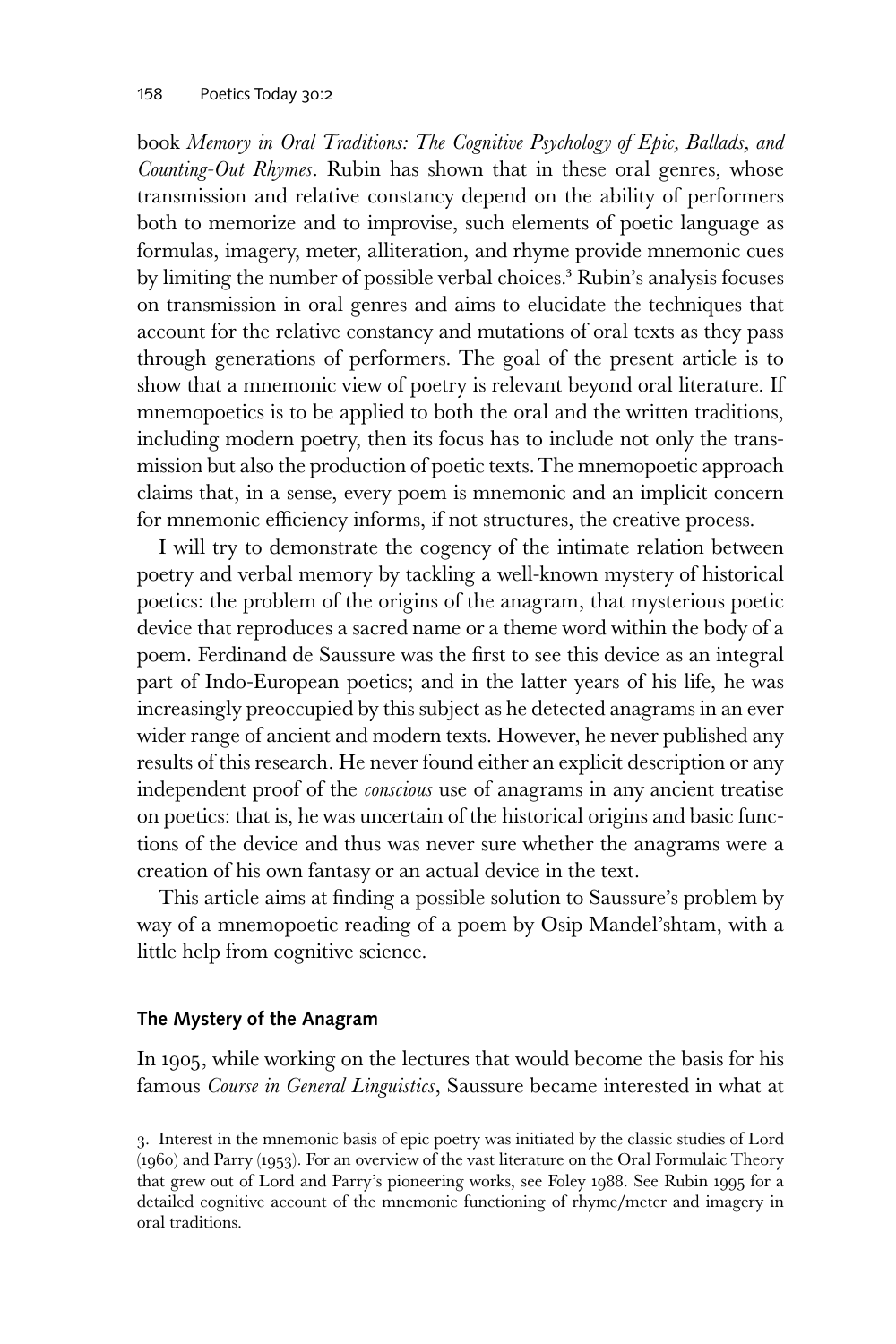book *Memory in Oral Traditions: The Cognitive Psychology of Epic, Ballads, and Counting-Out Rhymes*. Rubin has shown that in these oral genres, whose transmission and relative constancy depend on the ability of performers both to memorize and to improvise, such elements of poetic language as formulas, imagery, meter, alliteration, and rhyme provide mnemonic cues by limiting the number of possible verbal choices.[3] Rubin's analysis focuses on transmission in oral genres and aims to elucidate the techniques that account for the relative constancy and mutations of oral texts as they pass through generations of performers. The goal of the present article is to show that a mnemonic view of poetry is relevant beyond oral literature. If mnemopoetics is to be applied to both the oral and the written traditions, including modern poetry, then its focus has to include not only the transmission but also the production of poetic texts. The mnemopoetic approach claims that, in a sense, every poem is mnemonic and an implicit concern for mnemonic efficiency informs, if not structures, the creative process.

I will try to demonstrate the cogency of the intimate relation between poetry and verbal memory by tackling a well-known mystery of historical poetics: the problem of the origins of the anagram, that mysterious poetic device that reproduces a sacred name or a theme word within the body of a poem. Ferdinand de Saussure was the first to see this device as an integral part of Indo-European poetics; and in the latter years of his life, he was increasingly preoccupied by this subject as he detected anagrams in an ever wider range of ancient and modern texts. However, he never published any results of this research. He never found either an explicit description or any independent proof of the *conscious* use of anagrams in any ancient treatise on poetics: that is, he was uncertain of the historical origins and basic functions of the device and thus was never sure whether the anagrams were a creation of his own fantasy or an actual device in the text.

This article aims at finding a possible solution to Saussure's problem by way of a mnemopoetic reading of a poem by Osip Mandel'shtam, with a little help from cognitive science.

## The Mystery of the Anagram

In 1905, while working on the lectures that would become the basis for his famous *Course in General Linguistics*, Saussure became interested in what at

3. Interest in the mnemonic basis of epic poetry was initiated by the classic studies of Lord (1960) and Parry (1953). For an overview of the vast literature on the Oral Formulaic Theory that grew out of Lord and Parry's pioneering works, see Foley 1988. See Rubin 1995 for a detailed cognitive account of the mnemonic functioning of rhyme/meter and imagery in oral traditions.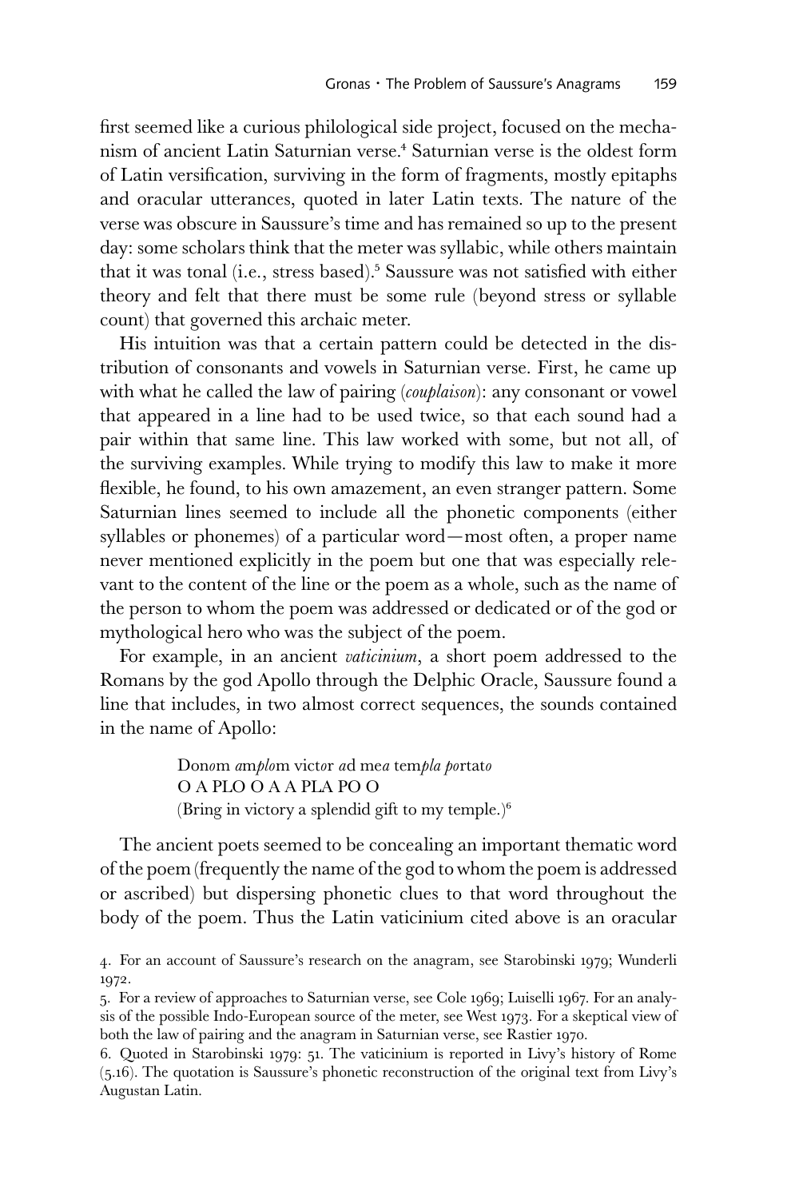first seemed like a curious philological side project, focused on the mechanism of ancient Latin Saturnian verse.[4] Saturnian verse is the oldest form of Latin versification, surviving in the form of fragments, mostly epitaphs and oracular utterances, quoted in later Latin texts. The nature of the verse was obscure in Saussure's time and has remained so up to the present day: some scholars think that the meter was syllabic, while others maintain that it was tonal (i.e., stress based).[5] Saussure was not satisfied with either theory and felt that there must be some rule (beyond stress or syllable count) that governed this archaic meter.

His intuition was that a certain pattern could be detected in the distribution of consonants and vowels in Saturnian verse. First, he came up with what he called the law of pairing (*couplaison*): any consonant or vowel that appeared in a line had to be used twice, so that each sound had a pair within that same line. This law worked with some, but not all, of the surviving examples. While trying to modify this law to make it more flexible, he found, to his own amazement, an even stranger pattern. Some Saturnian lines seemed to include all the phonetic components (either syllables or phonemes) of a particular word—most often, a proper name never mentioned explicitly in the poem but one that was especially relevant to the content of the line or the poem as a whole, such as the name of the person to whom the poem was addressed or dedicated or of the god or mythological hero who was the subject of the poem.

For example, in an ancient *vaticinium*, a short poem addressed to the Romans by the god Apollo through the Delphic Oracle, Saussure found a line that includes, in two almost correct sequences, the sounds contained in the name of Apollo:

> Don*o*m *a*m*plo*m vict*o*r *a*d me*a* tem*pla po*rtat*o*
> O A PLO O A A PLA PO O
> (Bring in victory a splendid gift to my temple.)[6]

The ancient poets seemed to be concealing an important thematic word of the poem (frequently the name of the god to whom the poem is addressed or ascribed) but dispersing phonetic clues to that word throughout the body of the poem. Thus the Latin vaticinium cited above is an oracular

4. For an account of Saussure's research on the anagram, see Starobinski 1979; Wunderli 1972.

5. For a review of approaches to Saturnian verse, see Cole 1969; Luiselli 1967. For an analysis of the possible Indo-European source of the meter, see West 1973. For a skeptical view of both the law of pairing and the anagram in Saturnian verse, see Rastier 1970.

6. Quoted in Starobinski 1979: 51. The vaticinium is reported in Livy's history of Rome (5.16). The quotation is Saussure's phonetic reconstruction of the original text from Livy's Augustan Latin.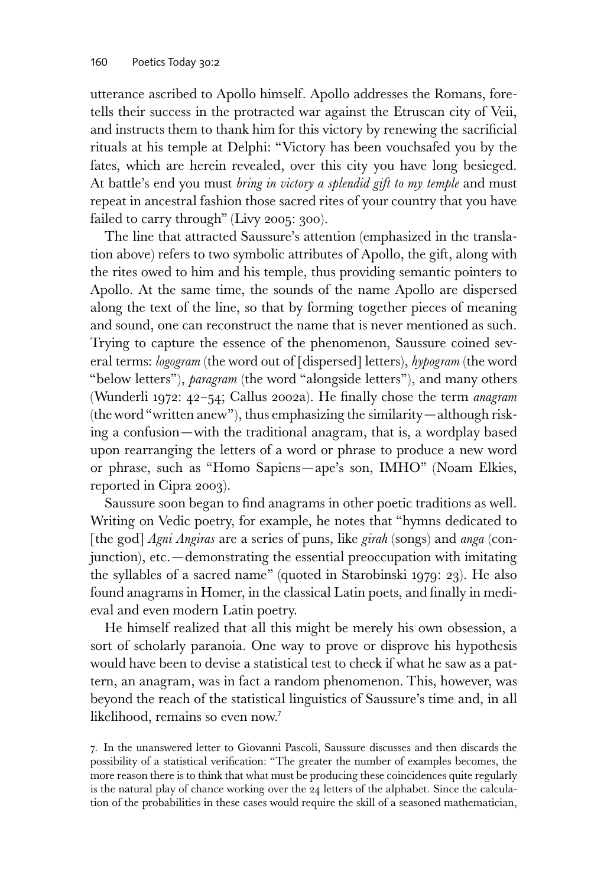utterance ascribed to Apollo himself. Apollo addresses the Romans, foretells their success in the protracted war against the Etruscan city of Veii, and instructs them to thank him for this victory by renewing the sacrificial rituals at his temple at Delphi: "Victory has been vouchsafed you by the fates, which are herein revealed, over this city you have long besieged. At battle's end you must *bring in victory a splendid gift to my temple* and must repeat in ancestral fashion those sacred rites of your country that you have failed to carry through" (Livy 2005: 300).

The line that attracted Saussure's attention (emphasized in the translation above) refers to two symbolic attributes of Apollo, the gift, along with the rites owed to him and his temple, thus providing semantic pointers to Apollo. At the same time, the sounds of the name Apollo are dispersed along the text of the line, so that by forming together pieces of meaning and sound, one can reconstruct the name that is never mentioned as such. Trying to capture the essence of the phenomenon, Saussure coined several terms: *logogram* (the word out of [dispersed] letters), *hypogram* (the word "below letters"), *paragram* (the word "alongside letters"), and many others (Wunderli 1972: 42–54; Callus 2002a). He finally chose the term *anagram* (the word "written anew"), thus emphasizing the similarity—although risking a confusion—with the traditional anagram, that is, a wordplay based upon rearranging the letters of a word or phrase to produce a new word or phrase, such as "Homo Sapiens—ape's son, IMHO" (Noam Elkies, reported in Cipra 2003).

Saussure soon began to find anagrams in other poetic traditions as well. Writing on Vedic poetry, for example, he notes that "hymns dedicated to [the god] *Agni Angiras* are a series of puns, like *girah* (songs) and *anga* (conjunction), etc.—demonstrating the essential preoccupation with imitating the syllables of a sacred name" (quoted in Starobinski 1979: 23). He also found anagrams in Homer, in the classical Latin poets, and finally in medieval and even modern Latin poetry.

He himself realized that all this might be merely his own obsession, a sort of scholarly paranoia. One way to prove or disprove his hypothesis would have been to devise a statistical test to check if what he saw as a pattern, an anagram, was in fact a random phenomenon. This, however, was beyond the reach of the statistical linguistics of Saussure's time and, in all likelihood, remains so even now.[7]

7. In the unanswered letter to Giovanni Pascoli, Saussure discusses and then discards the possibility of a statistical verification: "The greater the number of examples becomes, the more reason there is to think that what must be producing these coincidences quite regularly is the natural play of chance working over the 24 letters of the alphabet. Since the calculation of the probabilities in these cases would require the skill of a seasoned mathematician,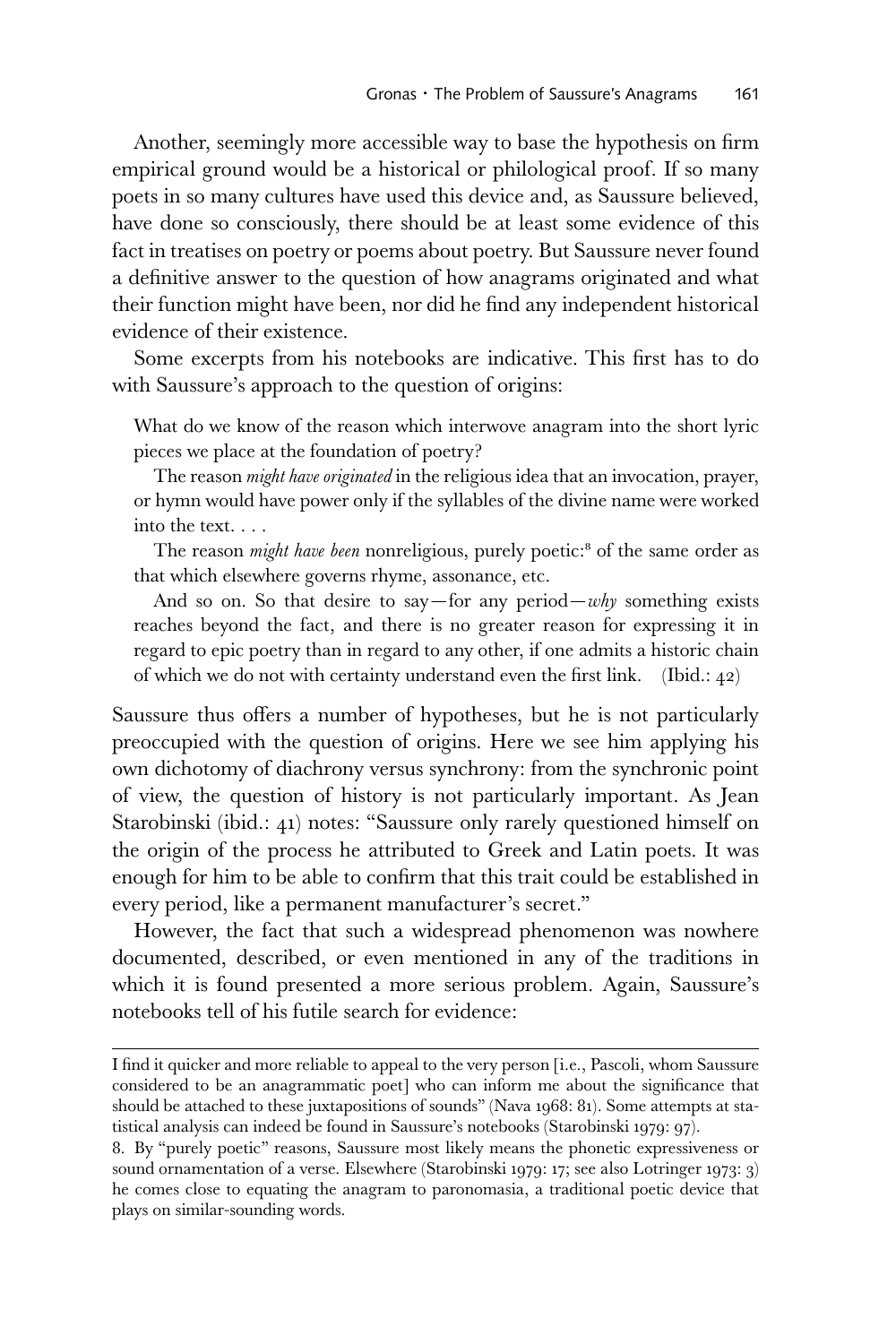Another, seemingly more accessible way to base the hypothesis on firm empirical ground would be a historical or philological proof. If so many poets in so many cultures have used this device and, as Saussure believed, have done so consciously, there should be at least some evidence of this fact in treatises on poetry or poems about poetry. But Saussure never found a definitive answer to the question of how anagrams originated and what their function might have been, nor did he find any independent historical evidence of their existence.

Some excerpts from his notebooks are indicative. This first has to do with Saussure's approach to the question of origins:

> What do we know of the reason which interwove anagram into the short lyric pieces we place at the foundation of poetry?
>
> The reason *might have originated* in the religious idea that an invocation, prayer, or hymn would have power only if the syllables of the divine name were worked into the text. . . .
>
> The reason *might have been* nonreligious, purely poetic:[8] of the same order as that which elsewhere governs rhyme, assonance, etc.
>
> And so on. So that desire to say—for any period—*why* something exists reaches beyond the fact, and there is no greater reason for expressing it in regard to epic poetry than in regard to any other, if one admits a historic chain of which we do not with certainty understand even the first link. (Ibid.: 42)

Saussure thus offers a number of hypotheses, but he is not particularly preoccupied with the question of origins. Here we see him applying his own dichotomy of diachrony versus synchrony: from the synchronic point of view, the question of history is not particularly important. As Jean Starobinski (ibid.: 41) notes: "Saussure only rarely questioned himself on the origin of the process he attributed to Greek and Latin poets. It was enough for him to be able to confirm that this trait could be established in every period, like a permanent manufacturer's secret."

However, the fact that such a widespread phenomenon was nowhere documented, described, or even mentioned in any of the traditions in which it is found presented a more serious problem. Again, Saussure's notebooks tell of his futile search for evidence:

---

I find it quicker and more reliable to appeal to the very person [i.e., Pascoli, whom Saussure considered to be an anagrammatic poet] who can inform me about the significance that should be attached to these juxtapositions of sounds" (Nava 1968: 81). Some attempts at statistical analysis can indeed be found in Saussure's notebooks (Starobinski 1979: 97).

8. By "purely poetic" reasons, Saussure most likely means the phonetic expressiveness or sound ornamentation of a verse. Elsewhere (Starobinski 1979: 17; see also Lotringer 1973: 3) he comes close to equating the anagram to paronomasia, a traditional poetic device that plays on similar-sounding words.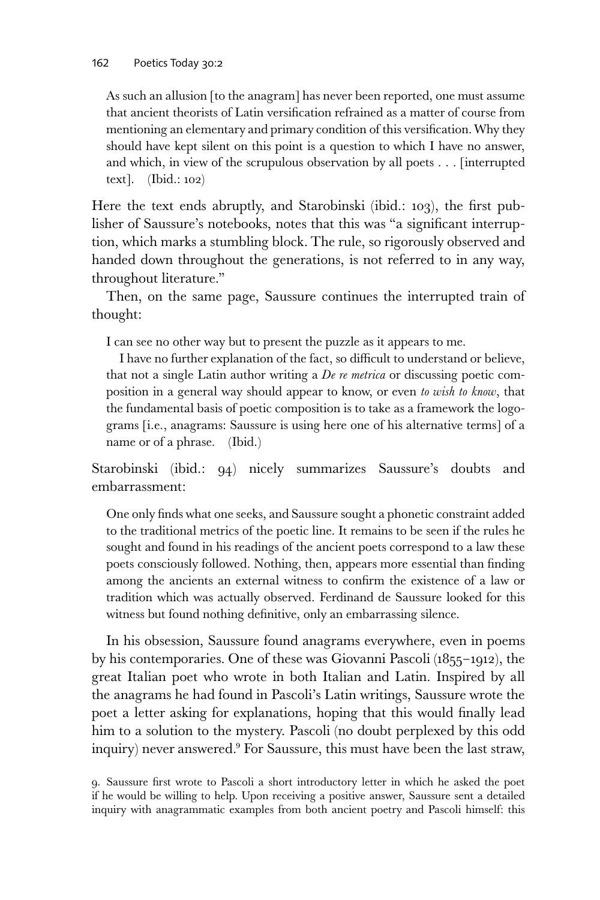> As such an allusion [to the anagram] has never been reported, one must assume that ancient theorists of Latin versification refrained as a matter of course from mentioning an elementary and primary condition of this versification. Why they should have kept silent on this point is a question to which I have no answer, and which, in view of the scrupulous observation by all poets . . . [interrupted text]. (Ibid.: 102)

Here the text ends abruptly, and Starobinski (ibid.: 103), the first publisher of Saussure's notebooks, notes that this was "a significant interruption, which marks a stumbling block. The rule, so rigorously observed and handed down throughout the generations, is not referred to in any way, throughout literature."

Then, on the same page, Saussure continues the interrupted train of thought:

> I can see no other way but to present the puzzle as it appears to me.
>
> I have no further explanation of the fact, so difficult to understand or believe, that not a single Latin author writing a *De re metrica* or discussing poetic composition in a general way should appear to know, or even *to wish to know*, that the fundamental basis of poetic composition is to take as a framework the logograms [i.e., anagrams: Saussure is using here one of his alternative terms] of a name or of a phrase. (Ibid.)

Starobinski (ibid.: 94) nicely summarizes Saussure's doubts and embarrassment:

> One only finds what one seeks, and Saussure sought a phonetic constraint added to the traditional metrics of the poetic line. It remains to be seen if the rules he sought and found in his readings of the ancient poets correspond to a law these poets consciously followed. Nothing, then, appears more essential than finding among the ancients an external witness to confirm the existence of a law or tradition which was actually observed. Ferdinand de Saussure looked for this witness but found nothing definitive, only an embarrassing silence.

In his obsession, Saussure found anagrams everywhere, even in poems by his contemporaries. One of these was Giovanni Pascoli (1855–1912), the great Italian poet who wrote in both Italian and Latin. Inspired by all the anagrams he had found in Pascoli's Latin writings, Saussure wrote the poet a letter asking for explanations, hoping that this would finally lead him to a solution to the mystery. Pascoli (no doubt perplexed by this odd inquiry) never answered.[9] For Saussure, this must have been the last straw,

9. Saussure first wrote to Pascoli a short introductory letter in which he asked the poet if he would be willing to help. Upon receiving a positive answer, Saussure sent a detailed inquiry with anagrammatic examples from both ancient poetry and Pascoli himself: this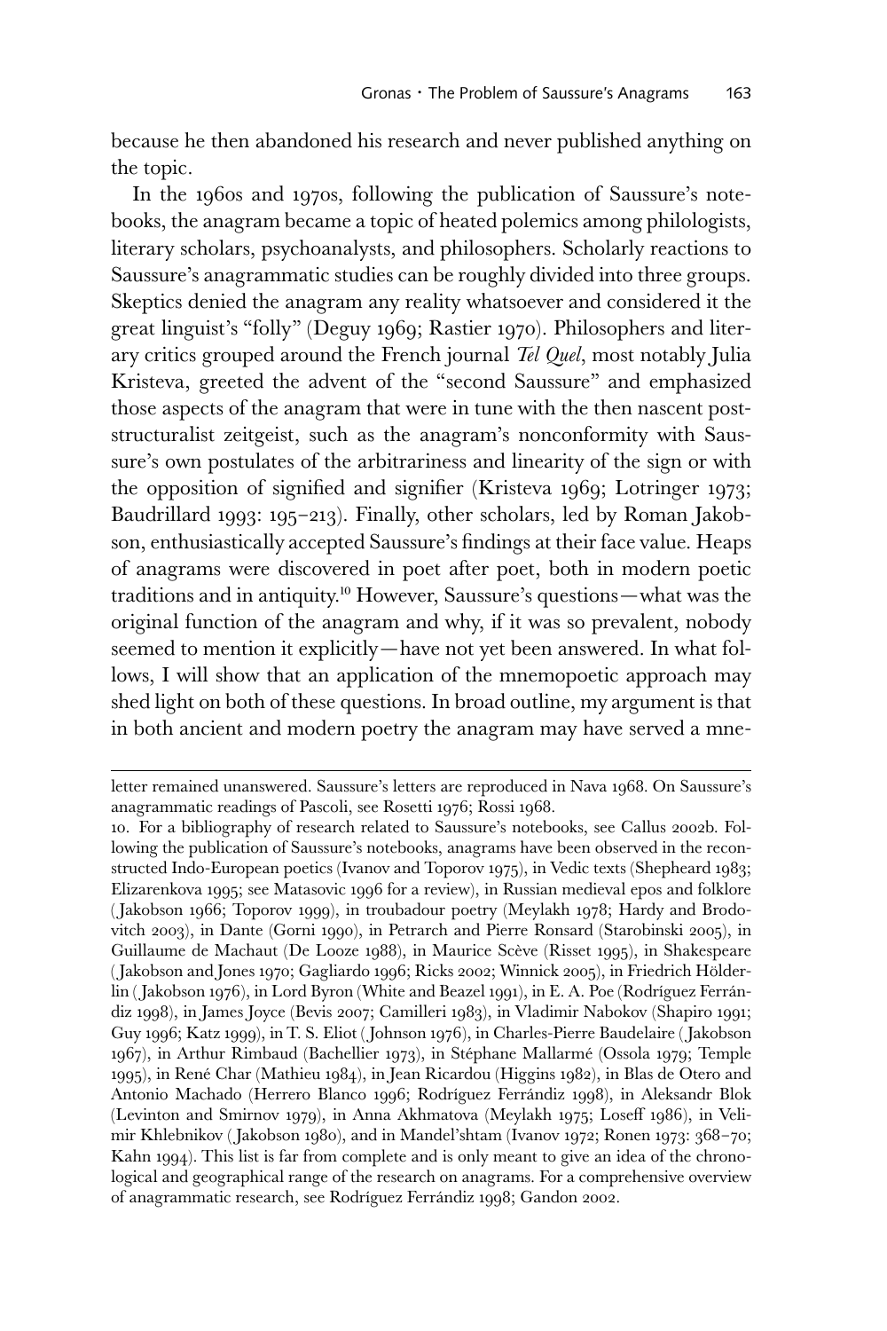because he then abandoned his research and never published anything on the topic.

In the 1960s and 1970s, following the publication of Saussure's notebooks, the anagram became a topic of heated polemics among philologists, literary scholars, psychoanalysts, and philosophers. Scholarly reactions to Saussure's anagrammatic studies can be roughly divided into three groups. Skeptics denied the anagram any reality whatsoever and considered it the great linguist's "folly" (Deguy 1969; Rastier 1970). Philosophers and literary critics grouped around the French journal *Tel Quel*, most notably Julia Kristeva, greeted the advent of the "second Saussure" and emphasized those aspects of the anagram that were in tune with the then nascent post-structuralist zeitgeist, such as the anagram's nonconformity with Saussure's own postulates of the arbitrariness and linearity of the sign or with the opposition of signified and signifier (Kristeva 1969; Lotringer 1973; Baudrillard 1993: 195–213). Finally, other scholars, led by Roman Jakobson, enthusiastically accepted Saussure's findings at their face value. Heaps of anagrams were discovered in poet after poet, both in modern poetic traditions and in antiquity.[10] However, Saussure's questions—what was the original function of the anagram and why, if it was so prevalent, nobody seemed to mention it explicitly—have not yet been answered. In what follows, I will show that an application of the mnemopoetic approach may shed light on both of these questions. In broad outline, my argument is that in both ancient and modern poetry the anagram may have served a mne-

---

letter remained unanswered. Saussure's letters are reproduced in Nava 1968. On Saussure's anagrammatic readings of Pascoli, see Rosetti 1976; Rossi 1968.

10. For a bibliography of research related to Saussure's notebooks, see Callus 2002b. Following the publication of Saussure's notebooks, anagrams have been observed in the reconstructed Indo-European poetics (Ivanov and Toporov 1975), in Vedic texts (Shepheard 1983; Elizarenkova 1995; see Matasovic 1996 for a review), in Russian medieval epos and folklore (Jakobson 1966; Toporov 1999), in troubadour poetry (Meylakh 1978; Hardy and Brodovitch 2003), in Dante (Gorni 1990), in Petrarch and Pierre Ronsard (Starobinski 2005), in Guillaume de Machaut (De Looze 1988), in Maurice Scève (Risset 1995), in Shakespeare (Jakobson and Jones 1970; Gagliardo 1996; Ricks 2002; Winnick 2005), in Friedrich Hölderlin (Jakobson 1976), in Lord Byron (White and Beazel 1991), in E. A. Poe (Rodríguez Ferrándiz 1998), in James Joyce (Bevis 2007; Camilleri 1983), in Vladimir Nabokov (Shapiro 1991; Guy 1996; Katz 1999), in T. S. Eliot (Johnson 1976), in Charles-Pierre Baudelaire (Jakobson 1967), in Arthur Rimbaud (Bachellier 1973), in Stéphane Mallarmé (Ossola 1979; Temple 1995), in René Char (Mathieu 1984), in Jean Ricardou (Higgins 1982), in Blas de Otero and Antonio Machado (Herrero Blanco 1996; Rodríguez Ferrándiz 1998), in Aleksandr Blok (Levinton and Smirnov 1979), in Anna Akhmatova (Meylakh 1975; Loseff 1986), in Velimir Khlebnikov (Jakobson 1980), and in Mandel'shtam (Ivanov 1972; Ronen 1973: 368–70; Kahn 1994). This list is far from complete and is only meant to give an idea of the chronological and geographical range of the research on anagrams. For a comprehensive overview of anagrammatic research, see Rodríguez Ferrándiz 1998; Gandon 2002.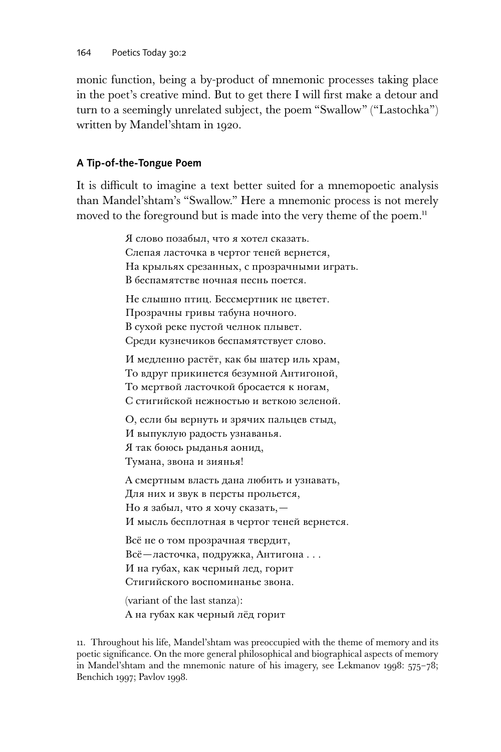monic function, being a by-product of mnemonic processes taking place in the poet's creative mind. But to get there I will first make a detour and turn to a seemingly unrelated subject, the poem "Swallow" ("Lastochka") written by Mandel'shtam in 1920.

## A Tip-of-the-Tongue Poem

It is difficult to imagine a text better suited for a mnemopoetic analysis than Mandel'shtam's "Swallow." Here a mnemonic process is not merely moved to the foreground but is made into the very theme of the poem.[11]

> Я слово позабыл, что я хотел сказать.
> Слепая ласточка в чертог теней вернется,
> На крыльях срезанных, с прозрачными играть.
> В беспамятстве ночная песнь поется.
>
> Не слышно птиц. Бессмертник не цветет.
> Прозрачны гривы табуна ночного.
> В сухой реке пустой челнок плывет.
> Среди кузнечиков беспамятствует слово.
>
> И медленно растёт, как бы шатер иль храм,
> То вдруг прикинется безумной Антигоной,
> То мертвой ласточкой бросается к ногам,
> С стигийской нежностью и веткою зеленой.
>
> О, если бы вернуть и зрячих пальцев стыд,
> И выпуклую радость узнаванья.
> Я так боюсь рыданья аонид,
> Тумана, звона и зиянья!
>
> А смертным власть дана любить и узнавать,
> Для них и звук в персты прольется,
> Но я забыл, что я хочу сказать,—
> И мысль бесплотная в чертог теней вернется.
>
> Всё не о том прозрачная твердит,
> Всё—ласточка, подружка, Антигона . . .
> И на губах, как черный лед, горит
> Стигийского воспоминанье звона.
>
> (variant of the last stanza):
> А на губах как черный лёд горит

11. Throughout his life, Mandel'shtam was preoccupied with the theme of memory and its poetic significance. On the more general philosophical and biographical aspects of memory in Mandel'shtam and the mnemonic nature of his imagery, see Lekmanov 1998: 575–78; Benchich 1997; Pavlov 1998.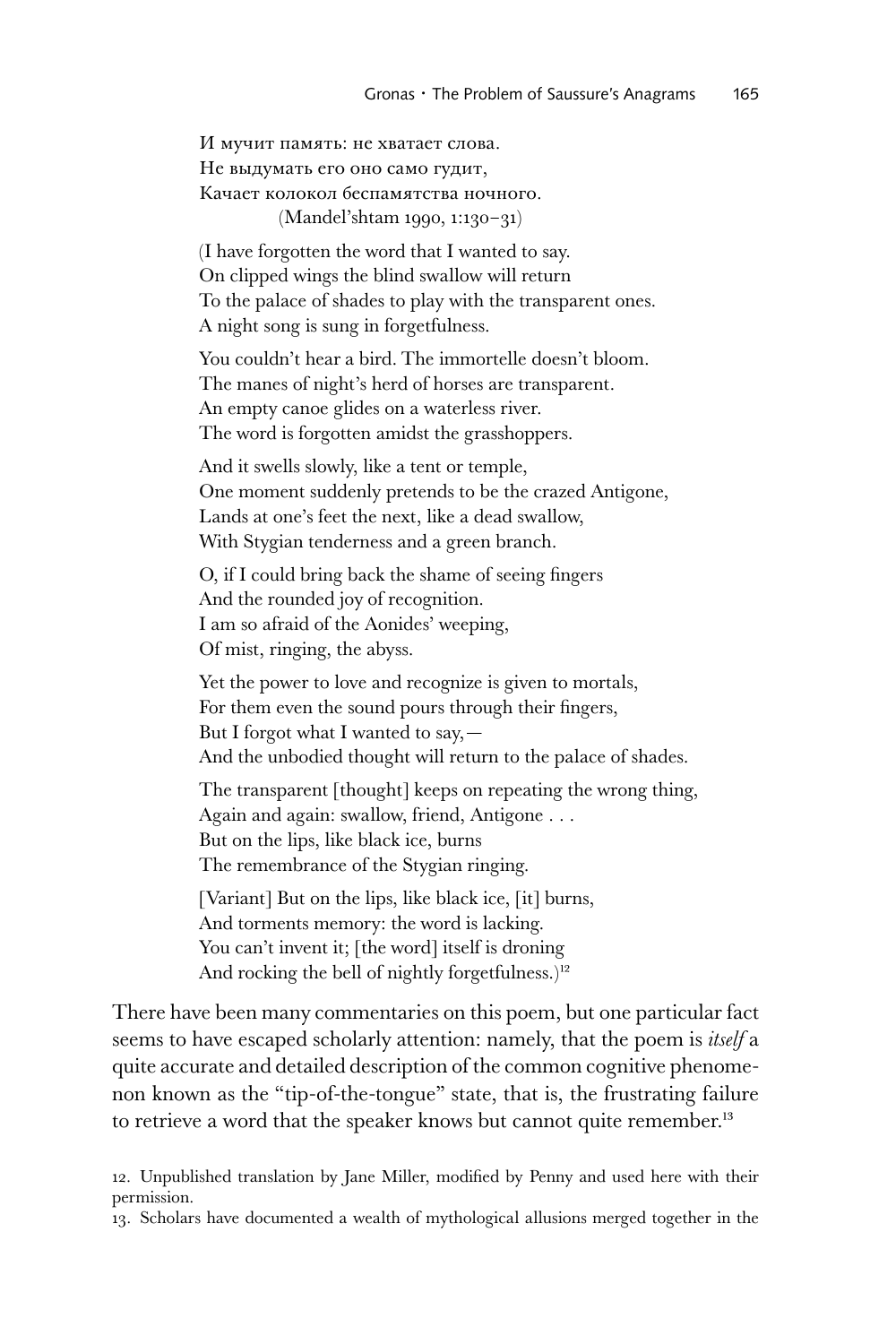И мучит память: не хватает слова.  
Не выдумать его оно само гудит,  
Качает колокол беспамятства ночного.  
(Mandel'shtam 1990, 1:130–31)

(I have forgotten the word that I wanted to say.  
On clipped wings the blind swallow will return  
To the palace of shades to play with the transparent ones.  
A night song is sung in forgetfulness.

You couldn't hear a bird. The immortelle doesn't bloom.  
The manes of night's herd of horses are transparent.  
An empty canoe glides on a waterless river.  
The word is forgotten amidst the grasshoppers.

And it swells slowly, like a tent or temple,  
One moment suddenly pretends to be the crazed Antigone,  
Lands at one's feet the next, like a dead swallow,  
With Stygian tenderness and a green branch.

O, if I could bring back the shame of seeing fingers  
And the rounded joy of recognition.  
I am so afraid of the Aonides' weeping,  
Of mist, ringing, the abyss.

Yet the power to love and recognize is given to mortals,  
For them even the sound pours through their fingers,  
But I forgot what I wanted to say,—  
And the unbodied thought will return to the palace of shades.

The transparent [thought] keeps on repeating the wrong thing,  
Again and again: swallow, friend, Antigone . . .  
But on the lips, like black ice, burns  
The remembrance of the Stygian ringing.

[Variant] But on the lips, like black ice, [it] burns,  
And torments memory: the word is lacking.  
You can't invent it; [the word] itself is droning  
And rocking the bell of nightly forgetfulness.)[12]

There have been many commentaries on this poem, but one particular fact seems to have escaped scholarly attention: namely, that the poem is *itself* a quite accurate and detailed description of the common cognitive phenomenon known as the "tip-of-the-tongue" state, that is, the frustrating failure to retrieve a word that the speaker knows but cannot quite remember.[13]

12. Unpublished translation by Jane Miller, modified by Penny and used here with their permission.

13. Scholars have documented a wealth of mythological allusions merged together in the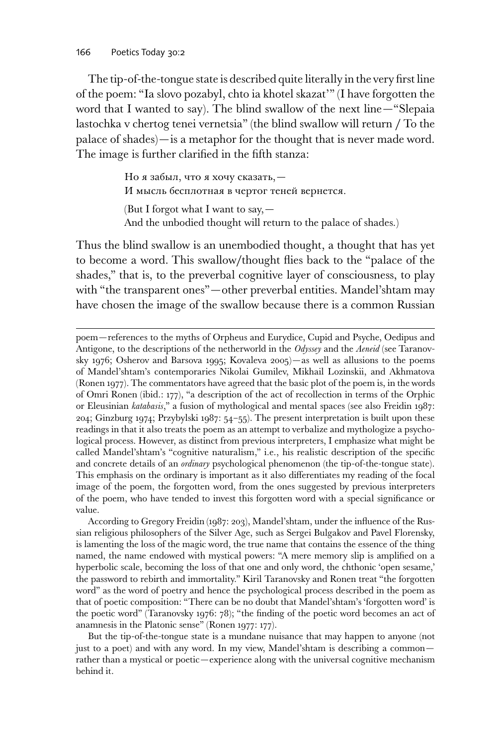The tip-of-the-tongue state is described quite literally in the very first line of the poem: "Ia slovo pozabyl, chto ia khotel skazat'" (I have forgotten the word that I wanted to say). The blind swallow of the next line—"Slepaia lastochka v chertog tenei vernetsia" (the blind swallow will return / To the palace of shades)—is a metaphor for the thought that is never made word. The image is further clarified in the fifth stanza:

> Но я забыл, что я хочу сказать,—
> И мысль бесплотная в чертог теней вернется.
>
> (But I forgot what I want to say,—
> And the unbodied thought will return to the palace of shades.)

Thus the blind swallow is an unembodied thought, a thought that has yet to become a word. This swallow/thought flies back to the "palace of the shades," that is, to the preverbal cognitive layer of consciousness, to play with "the transparent ones"—other preverbal entities. Mandel'shtam may have chosen the image of the swallow because there is a common Russian

---

poem—references to the myths of Orpheus and Eurydice, Cupid and Psyche, Oedipus and Antigone, to the descriptions of the netherworld in the *Odyssey* and the *Aeneid* (see Taranovsky 1976; Osherov and Barsova 1995; Kovaleva 2005)—as well as allusions to the poems of Mandel'shtam's contemporaries Nikolai Gumilev, Mikhail Lozinskii, and Akhmatova (Ronen 1977). The commentators have agreed that the basic plot of the poem is, in the words of Omri Ronen (ibid.: 177), "a description of the act of recollection in terms of the Orphic or Eleusinian *katabasis*," a fusion of mythological and mental spaces (see also Freidin 1987: 204; Ginzburg 1974; Przybylski 1987: 54–55). The present interpretation is built upon these readings in that it also treats the poem as an attempt to verbalize and mythologize a psychological process. However, as distinct from previous interpreters, I emphasize what might be called Mandel'shtam's "cognitive naturalism," i.e., his realistic description of the specific and concrete details of an *ordinary* psychological phenomenon (the tip-of-the-tongue state). This emphasis on the ordinary is important as it also differentiates my reading of the focal image of the poem, the forgotten word, from the ones suggested by previous interpreters of the poem, who have tended to invest this forgotten word with a special significance or value.

According to Gregory Freidin (1987: 203), Mandel'shtam, under the influence of the Russian religious philosophers of the Silver Age, such as Sergei Bulgakov and Pavel Florensky, is lamenting the loss of the magic word, the true name that contains the essence of the thing named, the name endowed with mystical powers: "A mere memory slip is amplified on a hyperbolic scale, becoming the loss of that one and only word, the chthonic 'open sesame,' the password to rebirth and immortality." Kiril Taranovsky and Ronen treat "the forgotten word" as the word of poetry and hence the psychological process described in the poem as that of poetic composition: "There can be no doubt that Mandel'shtam's 'forgotten word' is the poetic word" (Taranovsky 1976: 78); "the finding of the poetic word becomes an act of anamnesis in the Platonic sense" (Ronen 1977: 177).

But the tip-of-the-tongue state is a mundane nuisance that may happen to anyone (not just to a poet) and with any word. In my view, Mandel'shtam is describing a common—rather than a mystical or poetic—experience along with the universal cognitive mechanism behind it.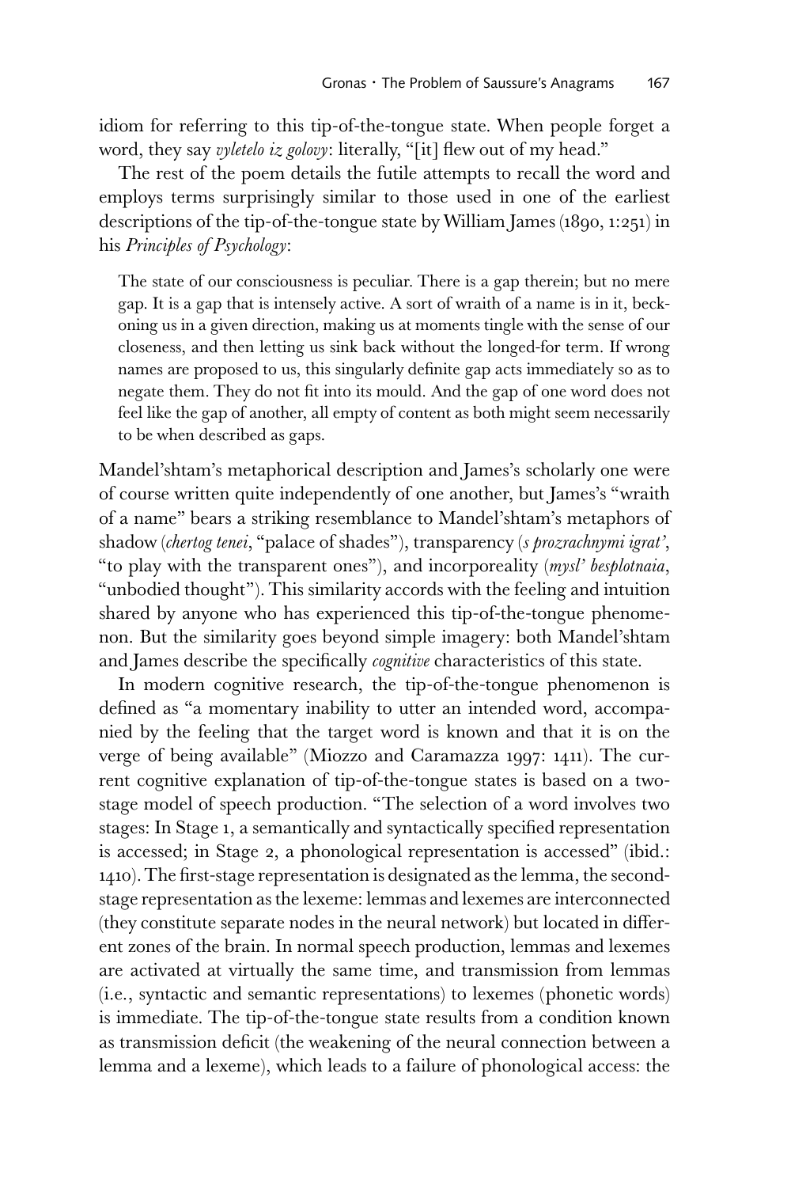idiom for referring to this tip-of-the-tongue state. When people forget a word, they say *vyletelo iz golovy*: literally, "[it] flew out of my head."

The rest of the poem details the futile attempts to recall the word and employs terms surprisingly similar to those used in one of the earliest descriptions of the tip-of-the-tongue state by William James (1890, 1:251) in his *Principles of Psychology*:

> The state of our consciousness is peculiar. There is a gap therein; but no mere gap. It is a gap that is intensely active. A sort of wraith of a name is in it, beckoning us in a given direction, making us at moments tingle with the sense of our closeness, and then letting us sink back without the longed-for term. If wrong names are proposed to us, this singularly definite gap acts immediately so as to negate them. They do not fit into its mould. And the gap of one word does not feel like the gap of another, all empty of content as both might seem necessarily to be when described as gaps.

Mandel'shtam's metaphorical description and James's scholarly one were of course written quite independently of one another, but James's "wraith of a name" bears a striking resemblance to Mandel'shtam's metaphors of shadow (*chertog tenei*, "palace of shades"), transparency (*s prozrachnymi igrat'*, "to play with the transparent ones"), and incorporeality (*mysl' besplotnaia*, "unbodied thought"). This similarity accords with the feeling and intuition shared by anyone who has experienced this tip-of-the-tongue phenomenon. But the similarity goes beyond simple imagery: both Mandel'shtam and James describe the specifically *cognitive* characteristics of this state.

In modern cognitive research, the tip-of-the-tongue phenomenon is defined as "a momentary inability to utter an intended word, accompanied by the feeling that the target word is known and that it is on the verge of being available" (Miozzo and Caramazza 1997: 1411). The current cognitive explanation of tip-of-the-tongue states is based on a two-stage model of speech production. "The selection of a word involves two stages: In Stage 1, a semantically and syntactically specified representation is accessed; in Stage 2, a phonological representation is accessed" (ibid.: 1410). The first-stage representation is designated as the lemma, the second-stage representation as the lexeme: lemmas and lexemes are interconnected (they constitute separate nodes in the neural network) but located in different zones of the brain. In normal speech production, lemmas and lexemes are activated at virtually the same time, and transmission from lemmas (i.e., syntactic and semantic representations) to lexemes (phonetic words) is immediate. The tip-of-the-tongue state results from a condition known as transmission deficit (the weakening of the neural connection between a lemma and a lexeme), which leads to a failure of phonological access: the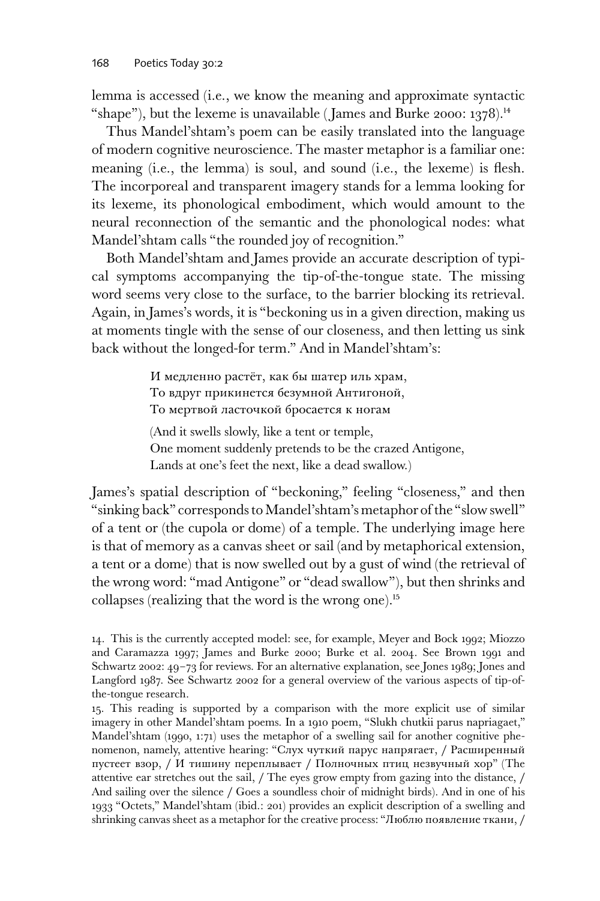lemma is accessed (i.e., we know the meaning and approximate syntactic "shape"), but the lexeme is unavailable (James and Burke 2000: 1378).[14]

Thus Mandel'shtam's poem can be easily translated into the language of modern cognitive neuroscience. The master metaphor is a familiar one: meaning (i.e., the lemma) is soul, and sound (i.e., the lexeme) is flesh. The incorporeal and transparent imagery stands for a lemma looking for its lexeme, its phonological embodiment, which would amount to the neural reconnection of the semantic and the phonological nodes: what Mandel'shtam calls "the rounded joy of recognition."

Both Mandel'shtam and James provide an accurate description of typical symptoms accompanying the tip-of-the-tongue state. The missing word seems very close to the surface, to the barrier blocking its retrieval. Again, in James's words, it is "beckoning us in a given direction, making us at moments tingle with the sense of our closeness, and then letting us sink back without the longed-for term." And in Mandel'shtam's:

> И медленно растёт, как бы шатер иль храм,
> То вдруг прикинется безумной Антигоной,
> То мертвой ласточкой бросается к ногам
>
> (And it swells slowly, like a tent or temple,
> One moment suddenly pretends to be the crazed Antigone,
> Lands at one's feet the next, like a dead swallow.)

James's spatial description of "beckoning," feeling "closeness," and then "sinking back" corresponds to Mandel'shtam's metaphor of the "slow swell" of a tent or (the cupola or dome) of a temple. The underlying image here is that of memory as a canvas sheet or sail (and by metaphorical extension, a tent or a dome) that is now swelled out by a gust of wind (the retrieval of the wrong word: "mad Antigone" or "dead swallow"), but then shrinks and collapses (realizing that the word is the wrong one).[15]

14. This is the currently accepted model: see, for example, Meyer and Bock 1992; Miozzo and Caramazza 1997; James and Burke 2000; Burke et al. 2004. See Brown 1991 and Schwartz 2002: 49–73 for reviews. For an alternative explanation, see Jones 1989; Jones and Langford 1987. See Schwartz 2002 for a general overview of the various aspects of tip-of-the-tongue research.

15. This reading is supported by a comparison with the more explicit use of similar imagery in other Mandel'shtam poems. In a 1910 poem, "Slukh chutkii parus napriagaet," Mandel'shtam (1990, 1:71) uses the metaphor of a swelling sail for another cognitive phenomenon, namely, attentive hearing: "Слух чуткий парус напрягает, / Расширенный пустеет взор, / И тишину переплывает / Полночных птиц незвучный хор" (The attentive ear stretches out the sail, / The eyes grow empty from gazing into the distance, / And sailing over the silence / Goes a soundless choir of midnight birds). And in one of his 1933 "Octets," Mandel'shtam (ibid.: 201) provides an explicit description of a swelling and shrinking canvas sheet as a metaphor for the creative process: "Люблю появление ткани, /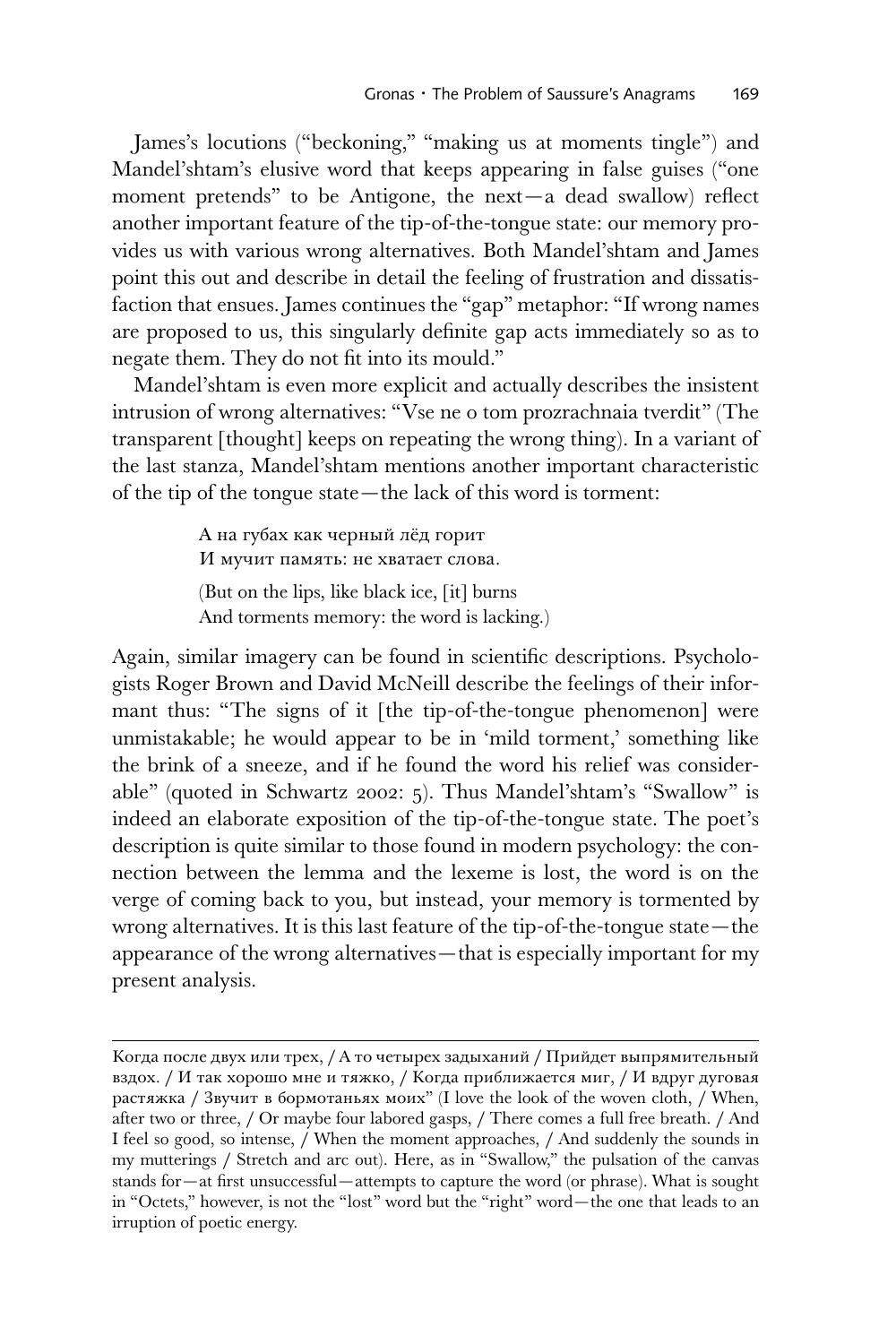James's locutions ("beckoning," "making us at moments tingle") and Mandel'shtam's elusive word that keeps appearing in false guises ("one moment pretends" to be Antigone, the next—a dead swallow) reflect another important feature of the tip-of-the-tongue state: our memory provides us with various wrong alternatives. Both Mandel'shtam and James point this out and describe in detail the feeling of frustration and dissatisfaction that ensues. James continues the "gap" metaphor: "If wrong names are proposed to us, this singularly definite gap acts immediately so as to negate them. They do not fit into its mould."

Mandel'shtam is even more explicit and actually describes the insistent intrusion of wrong alternatives: "Vse ne o tom prozrachnaia tverdit" (The transparent [thought] keeps on repeating the wrong thing). In a variant of the last stanza, Mandel'shtam mentions another important characteristic of the tip of the tongue state—the lack of this word is torment:

> А на губах как черный лёд горит
> И мучит память: не хватает слова.
>
> (But on the lips, like black ice, [it] burns
> And torments memory: the word is lacking.)

Again, similar imagery can be found in scientific descriptions. Psychologists Roger Brown and David McNeill describe the feelings of their informant thus: "The signs of it [the tip-of-the-tongue phenomenon] were unmistakable; he would appear to be in 'mild torment,' something like the brink of a sneeze, and if he found the word his relief was considerable" (quoted in Schwartz 2002: 5). Thus Mandel'shtam's "Swallow" is indeed an elaborate exposition of the tip-of-the-tongue state. The poet's description is quite similar to those found in modern psychology: the connection between the lemma and the lexeme is lost, the word is on the verge of coming back to you, but instead, your memory is tormented by wrong alternatives. It is this last feature of the tip-of-the-tongue state—the appearance of the wrong alternatives—that is especially important for my present analysis.

---

Когда после двух или трех, / А то четырех задыханий / Прийдет выпрямительный вздох. / И так хорошо мне и тяжко, / Когда приближается миг, / И вдруг дуговая растяжка / Звучит в бормотаньях моих" (I love the look of the woven cloth, / When, after two or three, / Or maybe four labored gasps, / There comes a full free breath. / And I feel so good, so intense, / When the moment approaches, / And suddenly the sounds in my mutterings / Stretch and arc out). Here, as in "Swallow," the pulsation of the canvas stands for—at first unsuccessful—attempts to capture the word (or phrase). What is sought in "Octets," however, is not the "lost" word but the "right" word—the one that leads to an irruption of poetic energy.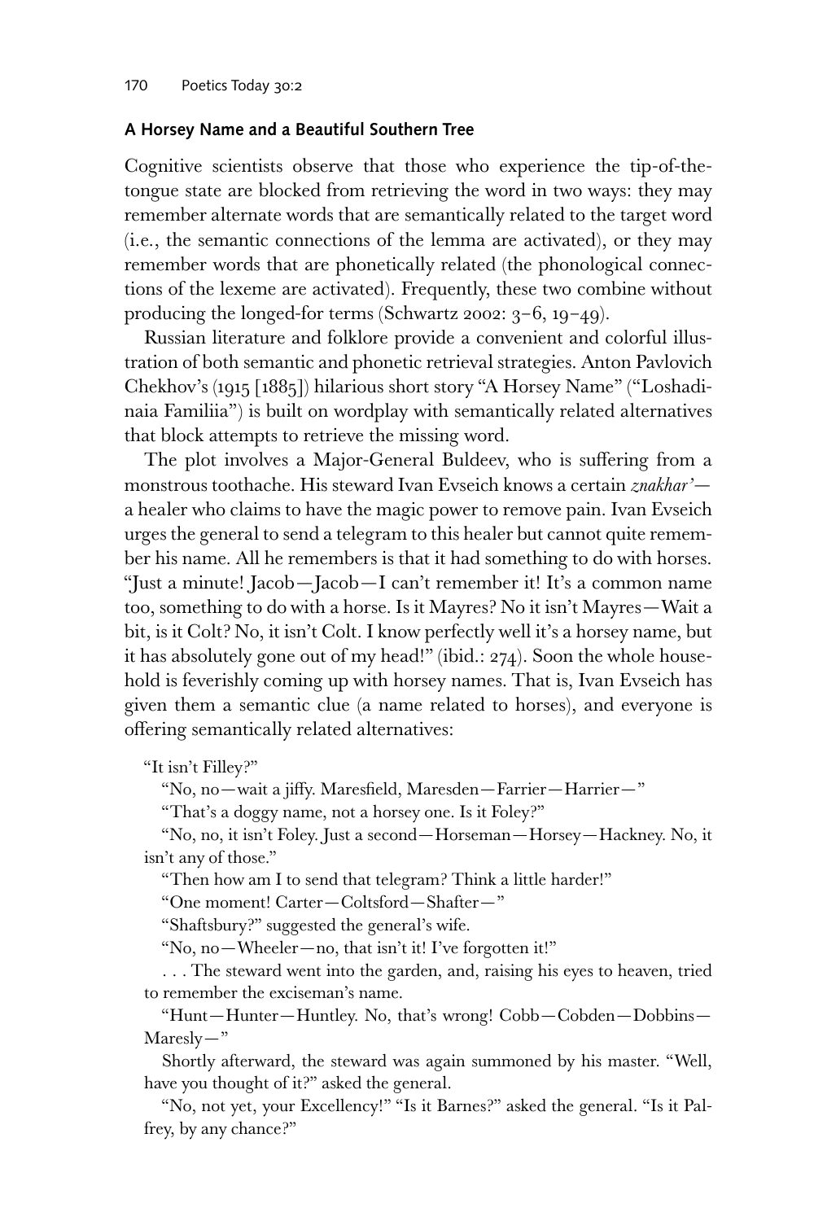### A Horsey Name and a Beautiful Southern Tree

Cognitive scientists observe that those who experience the tip-of-the-tongue state are blocked from retrieving the word in two ways: they may remember alternate words that are semantically related to the target word (i.e., the semantic connections of the lemma are activated), or they may remember words that are phonetically related (the phonological connections of the lexeme are activated). Frequently, these two combine without producing the longed-for terms (Schwartz 2002: 3–6, 19–49).

Russian literature and folklore provide a convenient and colorful illustration of both semantic and phonetic retrieval strategies. Anton Pavlovich Chekhov's (1915 [1885]) hilarious short story "A Horsey Name" ("Loshadinaia Familiia") is built on wordplay with semantically related alternatives that block attempts to retrieve the missing word.

The plot involves a Major-General Buldeev, who is suffering from a monstrous toothache. His steward Ivan Evseich knows a certain *znakhar'*—a healer who claims to have the magic power to remove pain. Ivan Evseich urges the general to send a telegram to this healer but cannot quite remember his name. All he remembers is that it had something to do with horses. "Just a minute! Jacob—Jacob—I can't remember it! It's a common name too, something to do with a horse. Is it Mayres? No it isn't Mayres—Wait a bit, is it Colt? No, it isn't Colt. I know perfectly well it's a horsey name, but it has absolutely gone out of my head!" (ibid.: 274). Soon the whole household is feverishly coming up with horsey names. That is, Ivan Evseich has given them a semantic clue (a name related to horses), and everyone is offering semantically related alternatives:

> "It isn't Filley?"
>
> "No, no—wait a jiffy. Maresfield, Maresden—Farrier—Harrier—"
>
> "That's a doggy name, not a horsey one. Is it Foley?"
>
> "No, no, it isn't Foley. Just a second—Horseman—Horsey—Hackney. No, it isn't any of those."
>
> "Then how am I to send that telegram? Think a little harder!"
>
> "One moment! Carter—Coltsford—Shafter—"
>
> "Shaftsbury?" suggested the general's wife.
>
> "No, no—Wheeler—no, that isn't it! I've forgotten it!"
>
> . . . The steward went into the garden, and, raising his eyes to heaven, tried to remember the exciseman's name.
>
> "Hunt—Hunter—Huntley. No, that's wrong! Cobb—Cobden—Dobbins—Maresly—"
>
> Shortly afterward, the steward was again summoned by his master. "Well, have you thought of it?" asked the general.
>
> "No, not yet, your Excellency!" "Is it Barnes?" asked the general. "Is it Palfrey, by any chance?"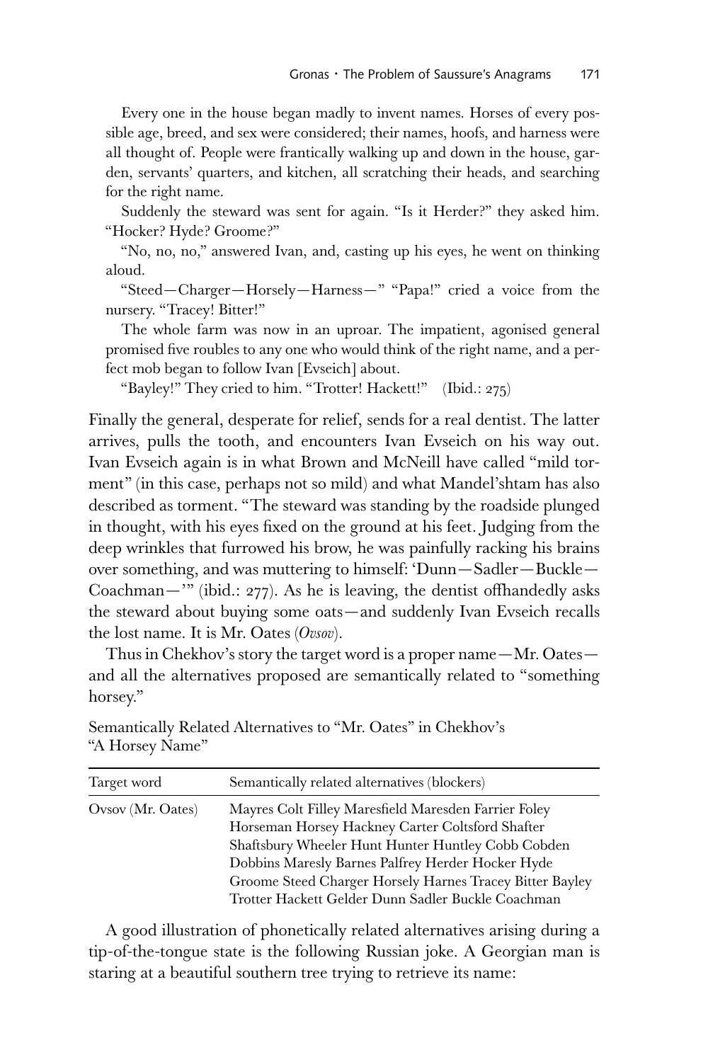Every one in the house began madly to invent names. Horses of every possible age, breed, and sex were considered; their names, hoofs, and harness were all thought of. People were frantically walking up and down in the house, garden, servants' quarters, and kitchen, all scratching their heads, and searching for the right name.

Suddenly the steward was sent for again. "Is it Herder?" they asked him. "Hocker? Hyde? Groome?"

"No, no, no," answered Ivan, and, casting up his eyes, he went on thinking aloud.

"Steed—Charger—Horsely—Harness—" "Papa!" cried a voice from the nursery. "Tracey! Bitter!"

The whole farm was now in an uproar. The impatient, agonised general promised five roubles to any one who would think of the right name, and a perfect mob began to follow Ivan [Evseich] about.

"Bayley!" They cried to him. "Trotter! Hackett!" (Ibid.: 275)

Finally the general, desperate for relief, sends for a real dentist. The latter arrives, pulls the tooth, and encounters Ivan Evseich on his way out. Ivan Evseich again is in what Brown and McNeill have called "mild torment" (in this case, perhaps not so mild) and what Mandel'shtam has also described as torment. "The steward was standing by the roadside plunged in thought, with his eyes fixed on the ground at his feet. Judging from the deep wrinkles that furrowed his brow, he was painfully racking his brains over something, and was muttering to himself: 'Dunn—Sadler—Buckle—Coachman—'" (ibid.: 277). As he is leaving, the dentist offhandedly asks the steward about buying some oats—and suddenly Ivan Evseich recalls the lost name. It is Mr. Oates (*Ovsov*).

Thus in Chekhov's story the target word is a proper name—Mr. Oates—and all the alternatives proposed are semantically related to "something horsey."

Semantically Related Alternatives to "Mr. Oates" in Chekhov's "A Horsey Name"

| Target word | Semantically related alternatives (blockers) |
|---|---|
| Ovsov (Mr. Oates) | Mayres Colt Filley Maresfield Maresden Farrier Foley Horseman Horsey Hackney Carter Coltsford Shafter Shaftsbury Wheeler Hunt Hunter Huntley Cobb Cobden Dobbins Maresly Barnes Palfrey Herder Hocker Hyde Groome Steed Charger Horsely Harnes Tracey Bitter Bayley Trotter Hackett Gelder Dunn Sadler Buckle Coachman |

A good illustration of phonetically related alternatives arising during a tip-of-the-tongue state is the following Russian joke. A Georgian man is staring at a beautiful southern tree trying to retrieve its name: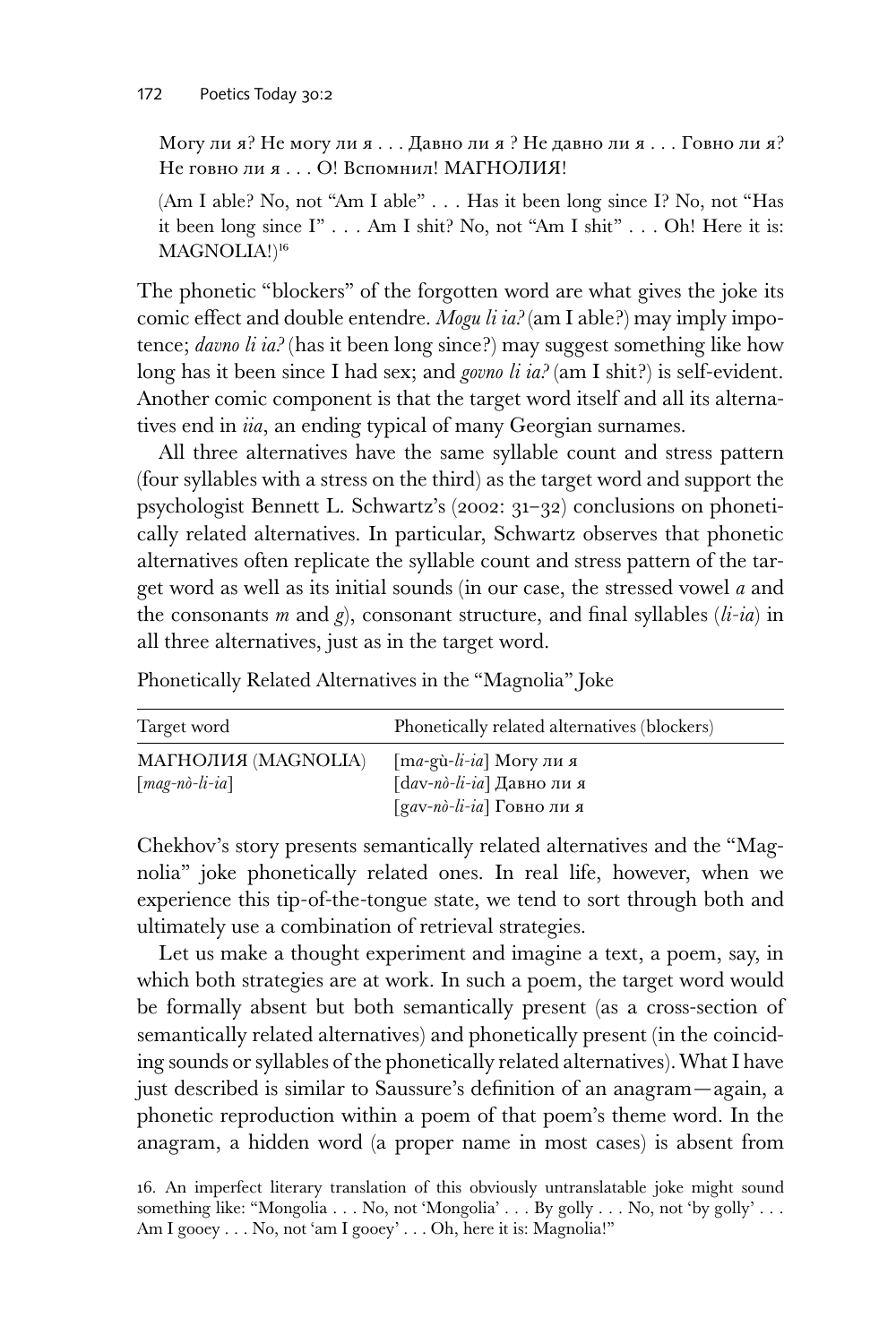Могу ли я? Не могу ли я . . . Давно ли я ? Не давно ли я . . . Говно ли я? Не говно ли я . . . О! Вспомнил! МАГНОЛИЯ!

(Am I able? No, not "Am I able" . . . Has it been long since I? No, not "Has it been long since I" . . . Am I shit? No, not "Am I shit" . . . Oh! Here it is: MAGNOLIA!)[16]

The phonetic "blockers" of the forgotten word are what gives the joke its comic effect and double entendre. *Mogu li ia?* (am I able?) may imply impotence; *davno li ia?* (has it been long since?) may suggest something like how long has it been since I had sex; and *govno li ia?* (am I shit?) is self-evident. Another comic component is that the target word itself and all its alternatives end in *iia*, an ending typical of many Georgian surnames.

All three alternatives have the same syllable count and stress pattern (four syllables with a stress on the third) as the target word and support the psychologist Bennett L. Schwartz's (2002: 31–32) conclusions on phonetically related alternatives. In particular, Schwartz observes that phonetic alternatives often replicate the syllable count and stress pattern of the target word as well as its initial sounds (in our case, the stressed vowel *a* and the consonants *m* and *g*), consonant structure, and final syllables (*li-ia*) in all three alternatives, just as in the target word.

Phonetically Related Alternatives in the "Magnolia" Joke

| Target word | Phonetically related alternatives (blockers) |
|---|---|
| МАГНОЛИЯ (MAGNOLIA) [*mag-nò-li-ia*] | [m*a*-gù-*li-ia*] Могу ли я<br>[dav-*nò-li-ia*] Давно ли я<br>[gav-*nò-li-ia*] Говно ли я |

Chekhov's story presents semantically related alternatives and the "Magnolia" joke phonetically related ones. In real life, however, when we experience this tip-of-the-tongue state, we tend to sort through both and ultimately use a combination of retrieval strategies.

Let us make a thought experiment and imagine a text, a poem, say, in which both strategies are at work. In such a poem, the target word would be formally absent but both semantically present (as a cross-section of semantically related alternatives) and phonetically present (in the coinciding sounds or syllables of the phonetically related alternatives). What I have just described is similar to Saussure's definition of an anagram—again, a phonetic reproduction within a poem of that poem's theme word. In the anagram, a hidden word (a proper name in most cases) is absent from

16. An imperfect literary translation of this obviously untranslatable joke might sound something like: "Mongolia . . . No, not 'Mongolia' . . . By golly . . . No, not 'by golly' . . . Am I gooey . . . No, not 'am I gooey' . . . Oh, here it is: Magnolia!"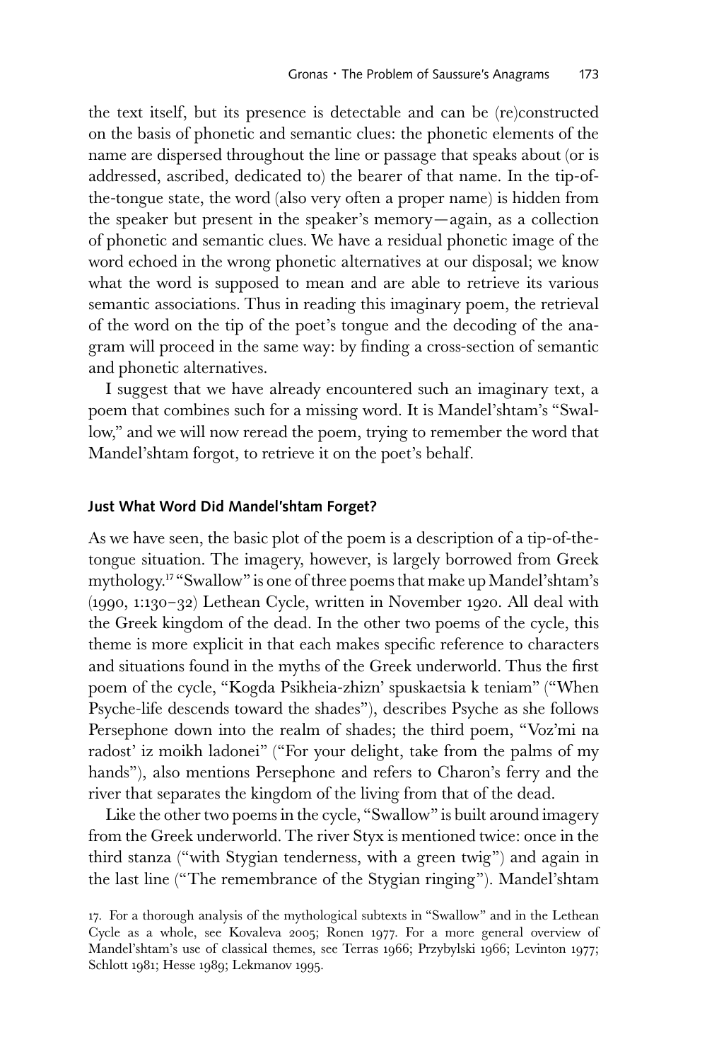the text itself, but its presence is detectable and can be (re)constructed on the basis of phonetic and semantic clues: the phonetic elements of the name are dispersed throughout the line or passage that speaks about (or is addressed, ascribed, dedicated to) the bearer of that name. In the tip-of-the-tongue state, the word (also very often a proper name) is hidden from the speaker but present in the speaker's memory—again, as a collection of phonetic and semantic clues. We have a residual phonetic image of the word echoed in the wrong phonetic alternatives at our disposal; we know what the word is supposed to mean and are able to retrieve its various semantic associations. Thus in reading this imaginary poem, the retrieval of the word on the tip of the poet's tongue and the decoding of the anagram will proceed in the same way: by finding a cross-section of semantic and phonetic alternatives.

I suggest that we have already encountered such an imaginary text, a poem that combines such for a missing word. It is Mandel'shtam's "Swallow," and we will now reread the poem, trying to remember the word that Mandel'shtam forgot, to retrieve it on the poet's behalf.

## Just What Word Did Mandel'shtam Forget?

As we have seen, the basic plot of the poem is a description of a tip-of-the-tongue situation. The imagery, however, is largely borrowed from Greek mythology.[17] "Swallow" is one of three poems that make up Mandel'shtam's (1990, 1:130–32) Lethean Cycle, written in November 1920. All deal with the Greek kingdom of the dead. In the other two poems of the cycle, this theme is more explicit in that each makes specific reference to characters and situations found in the myths of the Greek underworld. Thus the first poem of the cycle, "Kogda Psikheia-zhizn' spuskaetsia k teniam" ("When Psyche-life descends toward the shades"), describes Psyche as she follows Persephone down into the realm of shades; the third poem, "Voz'mi na radost' iz moikh ladonei" ("For your delight, take from the palms of my hands"), also mentions Persephone and refers to Charon's ferry and the river that separates the kingdom of the living from that of the dead.

Like the other two poems in the cycle, "Swallow" is built around imagery from the Greek underworld. The river Styx is mentioned twice: once in the third stanza ("with Stygian tenderness, with a green twig") and again in the last line ("The remembrance of the Stygian ringing"). Mandel'shtam

17. For a thorough analysis of the mythological subtexts in "Swallow" and in the Lethean Cycle as a whole, see Kovaleva 2005; Ronen 1977. For a more general overview of Mandel'shtam's use of classical themes, see Terras 1966; Przybylski 1966; Levinton 1977; Schlott 1981; Hesse 1989; Lekmanov 1995.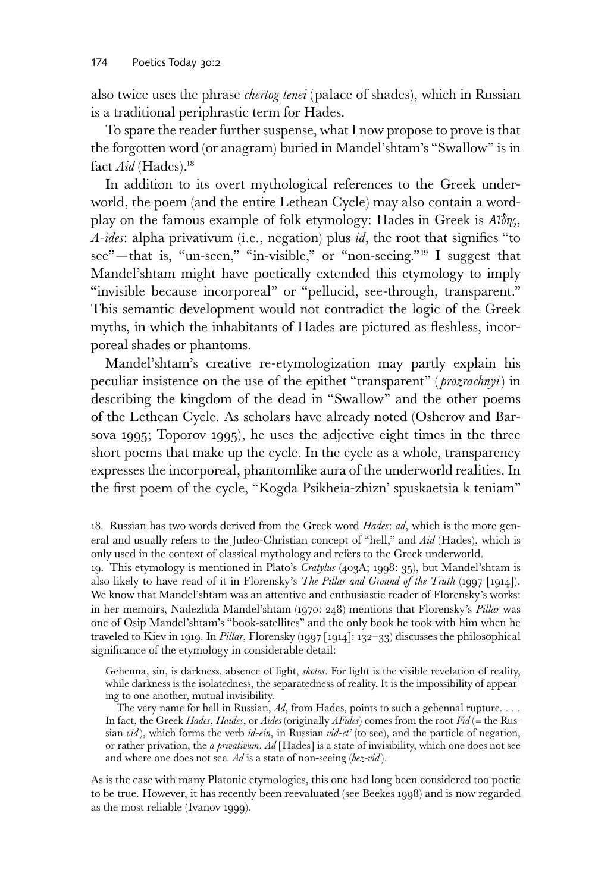also twice uses the phrase *chertog tenei* (palace of shades), which in Russian is a traditional periphrastic term for Hades.

To spare the reader further suspense, what I now propose to prove is that the forgotten word (or anagram) buried in Mandel'shtam's "Swallow" is in fact *Aid* (Hades).[18]

In addition to its overt mythological references to the Greek underworld, the poem (and the entire Lethean Cycle) may also contain a wordplay on the famous example of folk etymology: Hades in Greek is *Ἀΐδης*, *A-ides*: alpha privativum (i.e., negation) plus *id*, the root that signifies "to see"—that is, "un-seen," "in-visible," or "non-seeing."[19] I suggest that Mandel'shtam might have poetically extended this etymology to imply "invisible because incorporeal" or "pellucid, see-through, transparent." This semantic development would not contradict the logic of the Greek myths, in which the inhabitants of Hades are pictured as fleshless, incorporeal shades or phantoms.

Mandel'shtam's creative re-etymologization may partly explain his peculiar insistence on the use of the epithet "transparent" (*prozrachnyi*) in describing the kingdom of the dead in "Swallow" and the other poems of the Lethean Cycle. As scholars have already noted (Osherov and Barsova 1995; Toporov 1995), he uses the adjective eight times in the three short poems that make up the cycle. In the cycle as a whole, transparency expresses the incorporeal, phantomlike aura of the underworld realities. In the first poem of the cycle, "Kogda Psikheia-zhizn' spuskaetsia k teniam"

18. Russian has two words derived from the Greek word *Hades*: *ad*, which is the more general and usually refers to the Judeo-Christian concept of "hell," and *Aid* (Hades), which is only used in the context of classical mythology and refers to the Greek underworld.

19. This etymology is mentioned in Plato's *Cratylus* (403A; 1998: 35), but Mandel'shtam is also likely to have read of it in Florensky's *The Pillar and Ground of the Truth* (1997 [1914]). We know that Mandel'shtam was an attentive and enthusiastic reader of Florensky's works: in her memoirs, Nadezhda Mandel'shtam (1970: 248) mentions that Florensky's *Pillar* was one of Osip Mandel'shtam's "book-satellites" and the only book he took with him when he traveled to Kiev in 1919. In *Pillar*, Florensky (1997 [1914]: 132–33) discusses the philosophical significance of the etymology in considerable detail:

> Gehenna, sin, is darkness, absence of light, *skotos*. For light is the visible revelation of reality, while darkness is the isolatedness, the separatedness of reality. It is the impossibility of appearing to one another, mutual invisibility.
>
> The very name for hell in Russian, *Ad*, from Hades, points to such a gehennal rupture. . . . In fact, the Greek *Hades*, *Haides*, or *Aides* (originally *AFides*) comes from the root *Fid* (= the Russian *vid*), which forms the verb *id-ein*, in Russian *vid-et'* (to see), and the particle of negation, or rather privation, the *a privativum*. *Ad* [Hades] is a state of invisibility, which one does not see and where one does not see. *Ad* is a state of non-seeing (*bez-vid*).

As is the case with many Platonic etymologies, this one had long been considered too poetic to be true. However, it has recently been reevaluated (see Beekes 1998) and is now regarded as the most reliable (Ivanov 1999).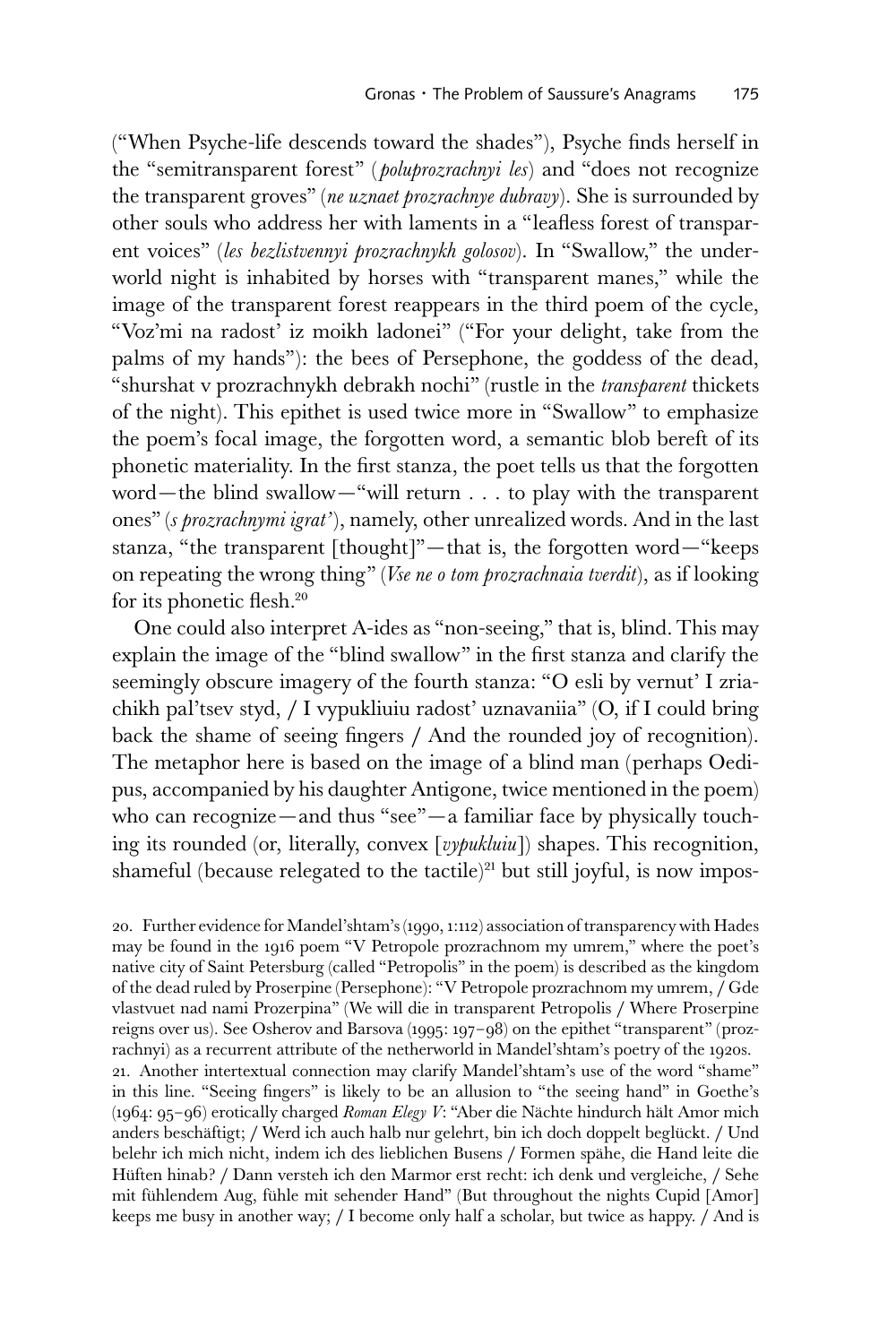("When Psyche-life descends toward the shades"), Psyche finds herself in the "semitransparent forest" (*poluprozrachnyi les*) and "does not recognize the transparent groves" (*ne uznaet prozrachnye dubravy*). She is surrounded by other souls who address her with laments in a "leafless forest of transparent voices" (*les bezlistvennyi prozrachnykh golosov*). In "Swallow," the underworld night is inhabited by horses with "transparent manes," while the image of the transparent forest reappears in the third poem of the cycle, "Voz'mi na radost' iz moikh ladonei" ("For your delight, take from the palms of my hands"): the bees of Persephone, the goddess of the dead, "shurshat v prozrachnykh debrakh nochi" (rustle in the *transparent* thickets of the night). This epithet is used twice more in "Swallow" to emphasize the poem's focal image, the forgotten word, a semantic blob bereft of its phonetic materiality. In the first stanza, the poet tells us that the forgotten word—the blind swallow—"will return . . . to play with the transparent ones" (*s prozrachnymi igrat'*), namely, other unrealized words. And in the last stanza, "the transparent [thought]"—that is, the forgotten word—"keeps on repeating the wrong thing" (*Vse ne o tom prozrachnaia tverdit*), as if looking for its phonetic flesh.[20]

One could also interpret A-ides as "non-seeing," that is, blind. This may explain the image of the "blind swallow" in the first stanza and clarify the seemingly obscure imagery of the fourth stanza: "O esli by vernut' I zriachikh pal'tsev styd, / I vypukliuiu radost' uznavaniia" (O, if I could bring back the shame of seeing fingers / And the rounded joy of recognition). The metaphor here is based on the image of a blind man (perhaps Oedipus, accompanied by his daughter Antigone, twice mentioned in the poem) who can recognize—and thus "see"—a familiar face by physically touching its rounded (or, literally, convex [*vypukluiu*]) shapes. This recognition, shameful (because relegated to the tactile)[21] but still joyful, is now impos-

20. Further evidence for Mandel'shtam's (1990, 1:112) association of transparency with Hades may be found in the 1916 poem "V Petropole prozrachnom my umrem," where the poet's native city of Saint Petersburg (called "Petropolis" in the poem) is described as the kingdom of the dead ruled by Proserpine (Persephone): "V Petropole prozrachnom my umrem, / Gde vlastvuet nad nami Prozerpina" (We will die in transparent Petropolis / Where Proserpine reigns over us). See Osherov and Barsova (1995: 197–98) on the epithet "transparent" (prozrachnyi) as a recurrent attribute of the netherworld in Mandel'shtam's poetry of the 1920s.

21. Another intertextual connection may clarify Mandel'shtam's use of the word "shame" in this line. "Seeing fingers" is likely to be an allusion to "the seeing hand" in Goethe's (1964: 95–96) erotically charged *Roman Elegy V*: "Aber die Nächte hindurch hält Amor mich anders beschäftigt; / Werd ich auch halb nur gelehrt, bin ich doch doppelt beglückt. / Und belehr ich mich nicht, indem ich des lieblichen Busens / Formen spähe, die Hand leite die Hüften hinab? / Dann versteh ich den Marmor erst recht: ich denk und vergleiche, / Sehe mit fühlendem Aug, fühle mit sehender Hand" (But throughout the nights Cupid [Amor] keeps me busy in another way; / I become only half a scholar, but twice as happy. / And is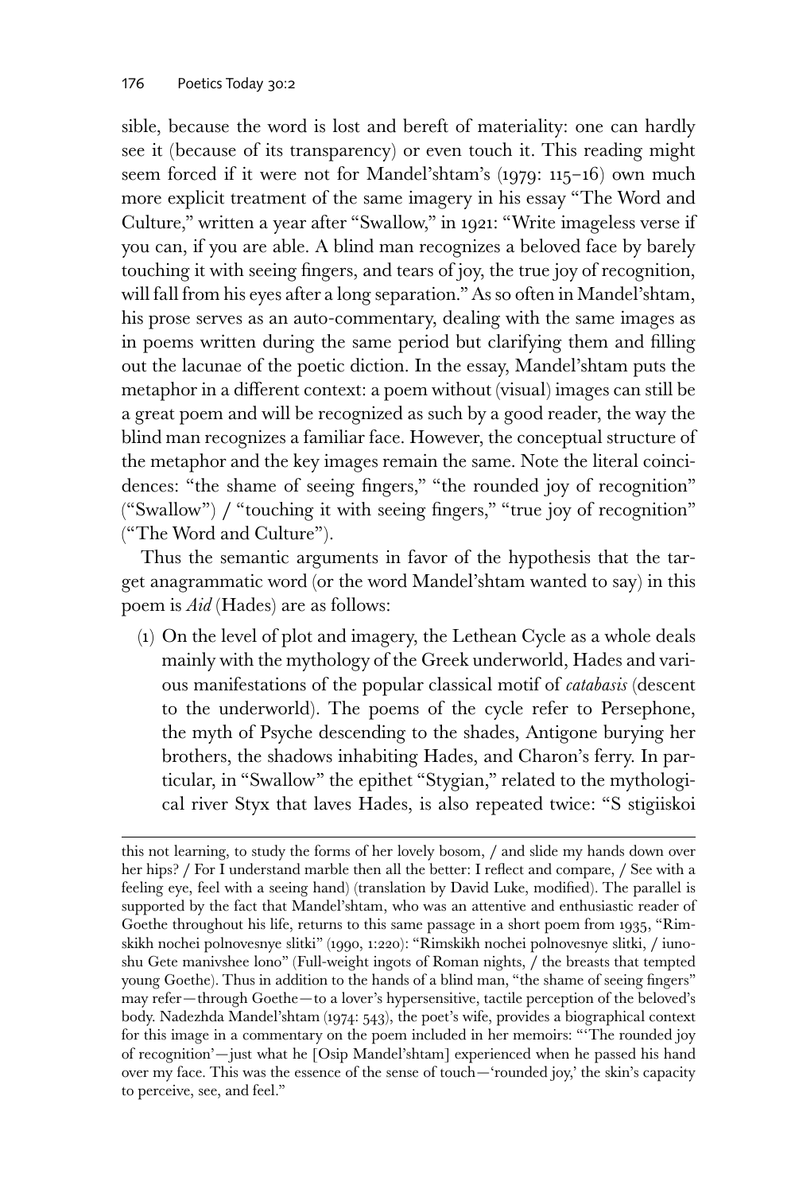sible, because the word is lost and bereft of materiality: one can hardly see it (because of its transparency) or even touch it. This reading might seem forced if it were not for Mandel'shtam's (1979: 115–16) own much more explicit treatment of the same imagery in his essay "The Word and Culture," written a year after "Swallow," in 1921: "Write imageless verse if you can, if you are able. A blind man recognizes a beloved face by barely touching it with seeing fingers, and tears of joy, the true joy of recognition, will fall from his eyes after a long separation." As so often in Mandel'shtam, his prose serves as an auto-commentary, dealing with the same images as in poems written during the same period but clarifying them and filling out the lacunae of the poetic diction. In the essay, Mandel'shtam puts the metaphor in a different context: a poem without (visual) images can still be a great poem and will be recognized as such by a good reader, the way the blind man recognizes a familiar face. However, the conceptual structure of the metaphor and the key images remain the same. Note the literal coincidences: "the shame of seeing fingers," "the rounded joy of recognition" ("Swallow") / "touching it with seeing fingers," "true joy of recognition" ("The Word and Culture").

Thus the semantic arguments in favor of the hypothesis that the target anagrammatic word (or the word Mandel'shtam wanted to say) in this poem is *Aid* (Hades) are as follows:

(1) On the level of plot and imagery, the Lethean Cycle as a whole deals mainly with the mythology of the Greek underworld, Hades and various manifestations of the popular classical motif of *catabasis* (descent to the underworld). The poems of the cycle refer to Persephone, the myth of Psyche descending to the shades, Antigone burying her brothers, the shadows inhabiting Hades, and Charon's ferry. In particular, in "Swallow" the epithet "Stygian," related to the mythological river Styx that laves Hades, is also repeated twice: "S stigiiskoi

---

this not learning, to study the forms of her lovely bosom, / and slide my hands down over her hips? / For I understand marble then all the better: I reflect and compare, / See with a feeling eye, feel with a seeing hand) (translation by David Luke, modified). The parallel is supported by the fact that Mandel'shtam, who was an attentive and enthusiastic reader of Goethe throughout his life, returns to this same passage in a short poem from 1935, "Rimskikh nochei polnovesnye slitki" (1990, 1:220): "Rimskikh nochei polnovesnye slitki, / iunoshu Gete manivshee lono" (Full-weight ingots of Roman nights, / the breasts that tempted young Goethe). Thus in addition to the hands of a blind man, "the shame of seeing fingers" may refer—through Goethe—to a lover's hypersensitive, tactile perception of the beloved's body. Nadezhda Mandel'shtam (1974: 543), the poet's wife, provides a biographical context for this image in a commentary on the poem included in her memoirs: "'The rounded joy of recognition'—just what he [Osip Mandel'shtam] experienced when he passed his hand over my face. This was the essence of the sense of touch—'rounded joy,' the skin's capacity to perceive, see, and feel."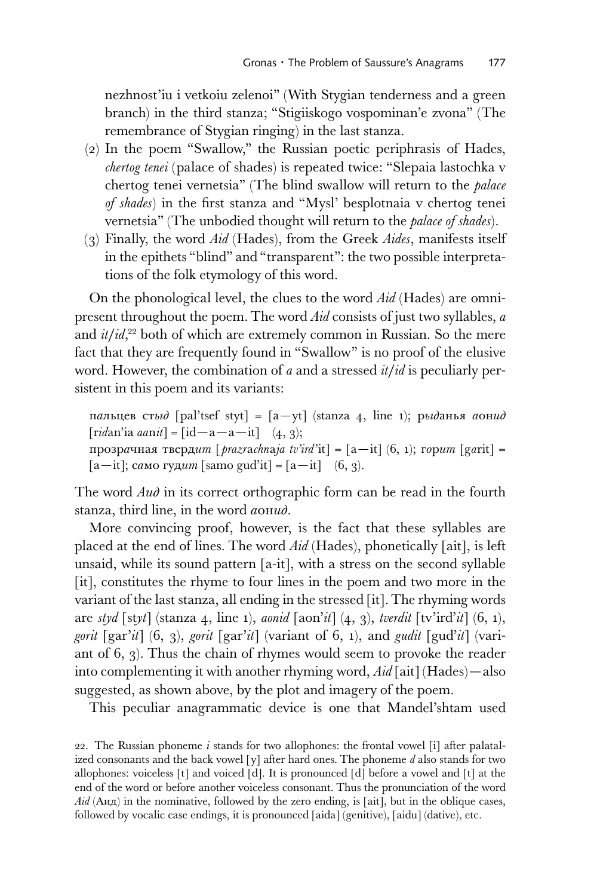nezhnost'iu i vetkoiu zelenoi" (With Stygian tenderness and a green branch) in the third stanza; "Stigiiskogo vospominan'e zvona" (The remembrance of Stygian ringing) in the last stanza.

(2) In the poem "Swallow," the Russian poetic periphrasis of Hades, *chertog tenei* (palace of shades) is repeated twice: "Slepaia lastochka v chertog tenei vernetsia" (The blind swallow will return to the *palace of shades*) in the first stanza and "Mysl' besplotnaia v chertog tenei vernetsia" (The unbodied thought will return to the *palace of shades*).

(3) Finally, the word *Aid* (Hades), from the Greek *Aides*, manifests itself in the epithets "blind" and "transparent": the two possible interpretations of the folk etymology of this word.

On the phonological level, the clues to the word *Aid* (Hades) are omnipresent throughout the poem. The word *Aid* consists of just two syllables, *a* and *it*/*id*,[22] both of which are extremely common in Russian. So the mere fact that they are frequently found in "Swallow" is no proof of the elusive word. However, the combination of *a* and a stressed *it*/*id* is peculiarly persistent in this poem and its variants:

> пальцев ст*ыд* [pal'tsef st*yt*] = [a—yt] (stanza 4, line 1); р*ыд*анья *а*он*ид* [r*id*an'ia *aa*n*it*] = [id—a—a—it] (4, 3);
> прозр*а*чная тверд*ит* [*prazr*a*chn*a*ja tv'ird'*it] = [a—it] (6, 1); г*о*р*ит* [g*a*rit] = [a—it]; с*а*мо гуд*ит* [samo gud'it] = [a—it] (6, 3).

The word *Аид* in its correct orthographic form can be read in the fourth stanza, third line, in the word *аонид*.

More convincing proof, however, is the fact that these syllables are placed at the end of lines. The word *Aid* (Hades), phonetically [ait], is left unsaid, while its sound pattern [a-it], with a stress on the second syllable [it], constitutes the rhyme to four lines in the poem and two more in the variant of the last stanza, all ending in the stressed [it]. The rhyming words are *styd* [st*yt*] (stanza 4, line 1), *aonid* [aon'*it*] (4, 3), *tverdit* [tv'ird'*it*] (6, 1), *gorit* [gar'*it*] (6, 3), *gorit* [gar'*it*] (variant of 6, 1), and *gudit* [gud'*it*] (variant of 6, 3). Thus the chain of rhymes would seem to provoke the reader into complementing it with another rhyming word, *Aid* [ait] (Hades)—also suggested, as shown above, by the plot and imagery of the poem.

This peculiar anagrammatic device is one that Mandel'shtam used

22. The Russian phoneme *i* stands for two allophones: the frontal vowel [i] after palatalized consonants and the back vowel [y] after hard ones. The phoneme *d* also stands for two allophones: voiceless [t] and voiced [d]. It is pronounced [d] before a vowel and [t] at the end of the word or before another voiceless consonant. Thus the pronunciation of the word *Aid* (Аид) in the nominative, followed by the zero ending, is [ait], but in the oblique cases, followed by vocalic case endings, it is pronounced [aida] (genitive), [aidu] (dative), etc.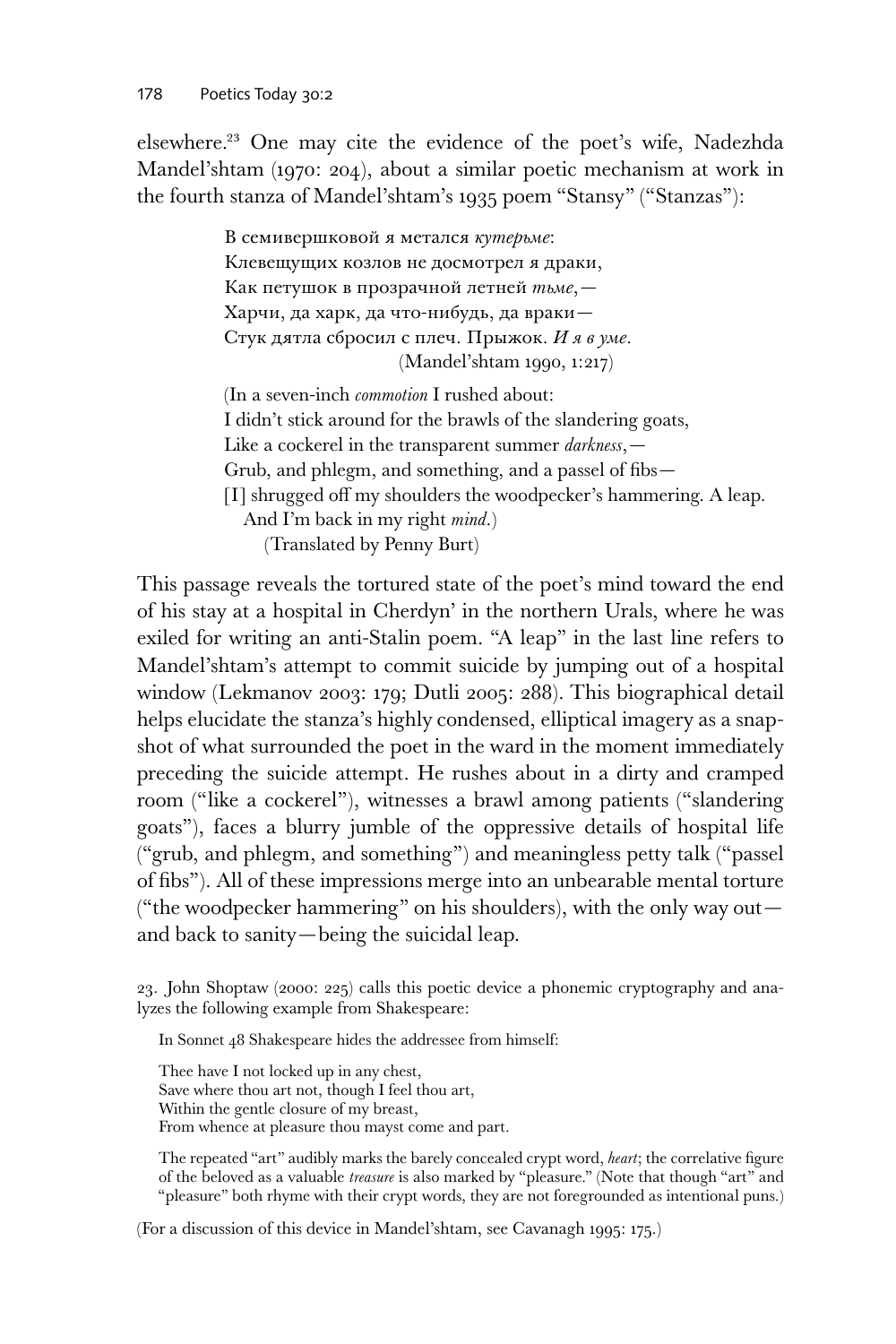elsewhere.[23] One may cite the evidence of the poet's wife, Nadezhda Mandel'shtam (1970: 204), about a similar poetic mechanism at work in the fourth stanza of Mandel'shtam's 1935 poem "Stansy" ("Stanzas"):

> В семивершковой я метался *кутерьме*:
> Клевещущих козлов не досмотрел я драки,
> Как петушок в прозрачной летней *тьме*,—
> Харчи, да харк, да что-нибудь, да враки—
> Стук дятла сбросил с плеч. Прыжок. *И я в уме*.
> (Mandel'shtam 1990, 1:217)
>
> (In a seven-inch *commotion* I rushed about:
> I didn't stick around for the brawls of the slandering goats,
> Like a cockerel in the transparent summer *darkness*,—
> Grub, and phlegm, and something, and a passel of fibs—
> [I] shrugged off my shoulders the woodpecker's hammering. A leap.
> And I'm back in my right *mind*.)
> (Translated by Penny Burt)

This passage reveals the tortured state of the poet's mind toward the end of his stay at a hospital in Cherdyn' in the northern Urals, where he was exiled for writing an anti-Stalin poem. "A leap" in the last line refers to Mandel'shtam's attempt to commit suicide by jumping out of a hospital window (Lekmanov 2003: 179; Dutli 2005: 288). This biographical detail helps elucidate the stanza's highly condensed, elliptical imagery as a snapshot of what surrounded the poet in the ward in the moment immediately preceding the suicide attempt. He rushes about in a dirty and cramped room ("like a cockerel"), witnesses a brawl among patients ("slandering goats"), faces a blurry jumble of the oppressive details of hospital life ("grub, and phlegm, and something") and meaningless petty talk ("passel of fibs"). All of these impressions merge into an unbearable mental torture ("the woodpecker hammering" on his shoulders), with the only way out—and back to sanity—being the suicidal leap.

23. John Shoptaw (2000: 225) calls this poetic device a phonemic cryptography and analyzes the following example from Shakespeare:

> In Sonnet 48 Shakespeare hides the addressee from himself:
>
> Thee have I not locked up in any chest,
> Save where thou art not, though I feel thou art,
> Within the gentle closure of my breast,
> From whence at pleasure thou mayst come and part.
>
> The repeated "art" audibly marks the barely concealed crypt word, *heart*; the correlative figure of the beloved as a valuable *treasure* is also marked by "pleasure." (Note that though "art" and "pleasure" both rhyme with their crypt words, they are not foregrounded as intentional puns.)

(For a discussion of this device in Mandel'shtam, see Cavanagh 1995: 175.)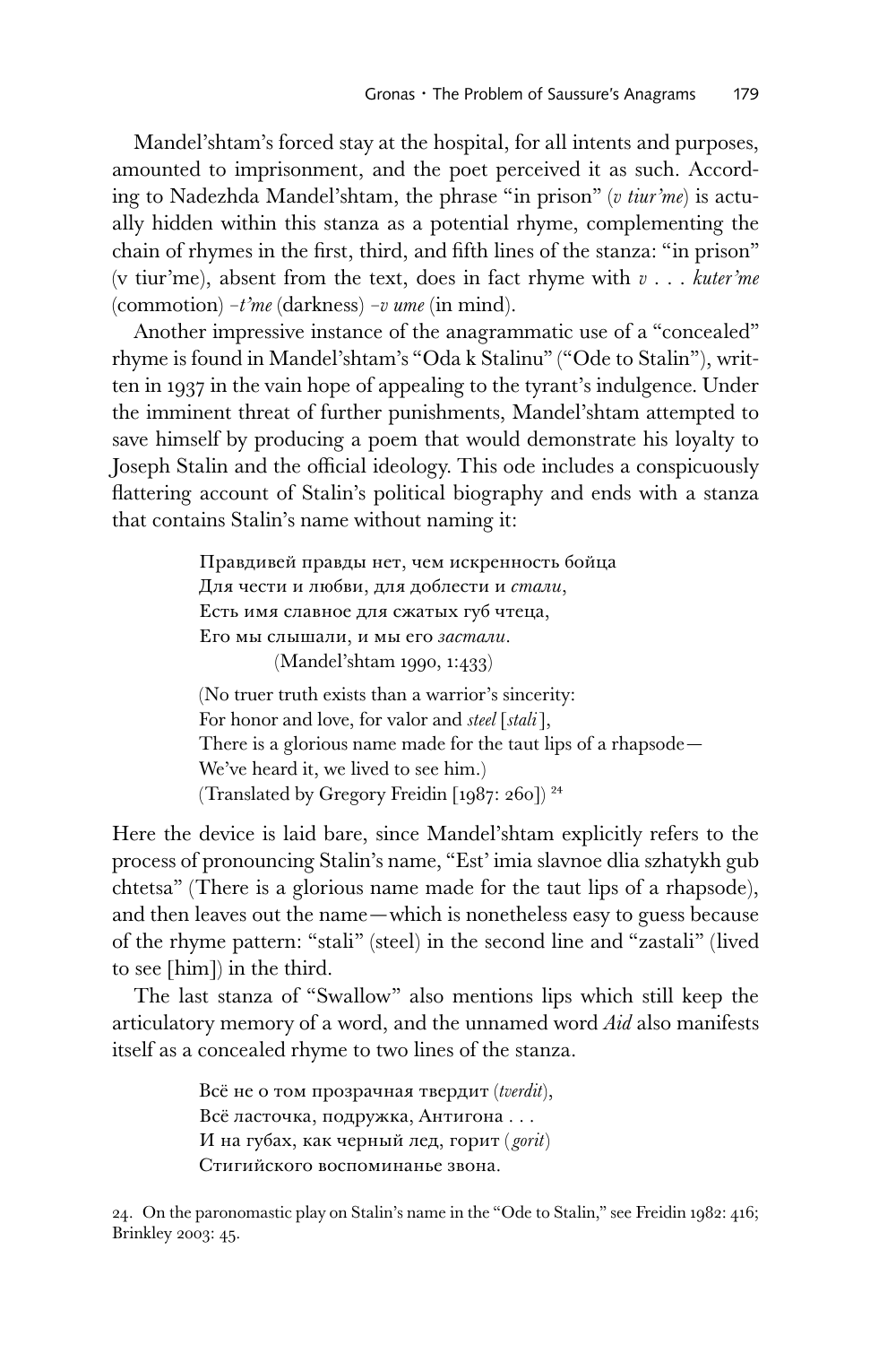Mandel'shtam's forced stay at the hospital, for all intents and purposes, amounted to imprisonment, and the poet perceived it as such. According to Nadezhda Mandel'shtam, the phrase "in prison" (*v tiur'me*) is actually hidden within this stanza as a potential rhyme, complementing the chain of rhymes in the first, third, and fifth lines of the stanza: "in prison" (v tiur'me), absent from the text, does in fact rhyme with *v . . . kuter'me* (commotion) *–t'me* (darkness) *–v ume* (in mind).

Another impressive instance of the anagrammatic use of a "concealed" rhyme is found in Mandel'shtam's "Oda k Stalinu" ("Ode to Stalin"), written in 1937 in the vain hope of appealing to the tyrant's indulgence. Under the imminent threat of further punishments, Mandel'shtam attempted to save himself by producing a poem that would demonstrate his loyalty to Joseph Stalin and the official ideology. This ode includes a conspicuously flattering account of Stalin's political biography and ends with a stanza that contains Stalin's name without naming it:

> Правдивей правды нет, чем искренность бойца
> Для чести и любви, для доблести и *стали*,
> Есть имя славное для сжатых губ чтеца,
> Его мы слышали, и мы его *застали*.
> (Mandel'shtam 1990, 1:433)
>
> (No truer truth exists than a warrior's sincerity:
> For honor and love, for valor and *steel* [*stali*],
> There is a glorious name made for the taut lips of a rhapsode—
> We've heard it, we lived to see him.)
> (Translated by Gregory Freidin [1987: 260])[24]

Here the device is laid bare, since Mandel'shtam explicitly refers to the process of pronouncing Stalin's name, "Est' imia slavnoe dlia szhatykh gub chtetsa" (There is a glorious name made for the taut lips of a rhapsode), and then leaves out the name—which is nonetheless easy to guess because of the rhyme pattern: "stali" (steel) in the second line and "zastali" (lived to see [him]) in the third.

The last stanza of "Swallow" also mentions lips which still keep the articulatory memory of a word, and the unnamed word *Aid* also manifests itself as a concealed rhyme to two lines of the stanza.

> Всё не о том прозрачная твердит (*tverdit*),
> Всё ласточка, подружка, Антигона . . .
> И на губах, как черный лед, горит (*gorit*)
> Стигийского воспоминанье звона.

24. On the paronomastic play on Stalin's name in the "Ode to Stalin," see Freidin 1982: 416; Brinkley 2003: 45.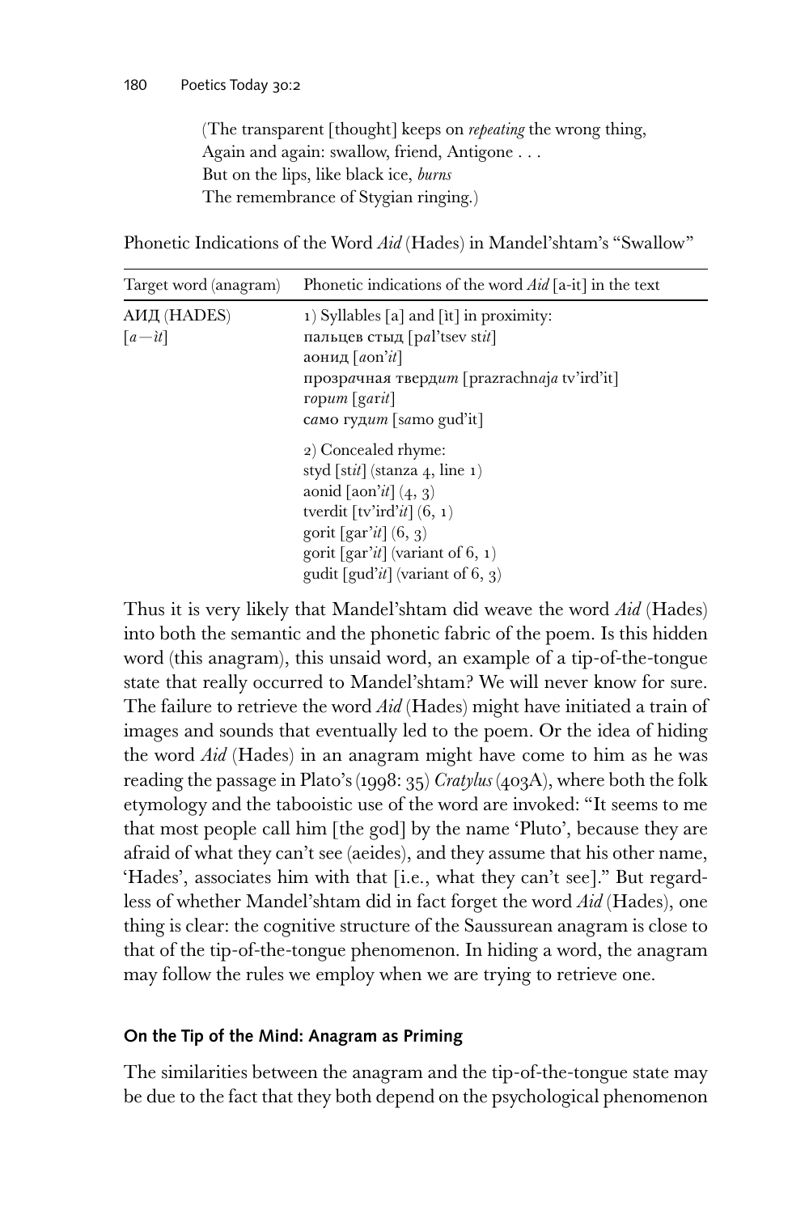(The transparent [thought] keeps on *repeating* the wrong thing,
Again and again: swallow, friend, Antigone . . .
But on the lips, like black ice, *burns*
The remembrance of Stygian ringing.)

Phonetic Indications of the Word *Aid* (Hades) in Mandel'shtam's "Swallow"

| Target word (anagram) | Phonetic indications of the word *Aid* [a-it] in the text |
|---|---|
| АИД (HADES) [*a*—*it*] | 1) Syllables [a] and [it] in proximity:<br>пальцев стыд [p*a*l'tsev st*it*]<br>аонид [*a*on'*it*]<br>прозр*а*чная тверд*ит* [prazrachn*aja* tv'ird'it]<br>г*ор*ит [g*a*r*it*]<br>с*а*мо гуд*ит* [s*a*mo gud'it] |
| | 2) Concealed rhyme:<br>styd [st*it*] (stanza 4, line 1)<br>aonid [aon'*it*] (4, 3)<br>tverdit [tv'ird'*it*] (6, 1)<br>gorit [gar'*it*] (6, 3)<br>gorit [gar'*it*] (variant of 6, 1)<br>gudit [gud'*it*] (variant of 6, 3) |

Thus it is very likely that Mandel'shtam did weave the word *Aid* (Hades) into both the semantic and the phonetic fabric of the poem. Is this hidden word (this anagram), this unsaid word, an example of a tip-of-the-tongue state that really occurred to Mandel'shtam? We will never know for sure. The failure to retrieve the word *Aid* (Hades) might have initiated a train of images and sounds that eventually led to the poem. Or the idea of hiding the word *Aid* (Hades) in an anagram might have come to him as he was reading the passage in Plato's (1998: 35) *Cratylus* (403A), where both the folk etymology and the tabooistic use of the word are invoked: "It seems to me that most people call him [the god] by the name 'Pluto', because they are afraid of what they can't see (aeides), and they assume that his other name, 'Hades', associates him with that [i.e., what they can't see]." But regardless of whether Mandel'shtam did in fact forget the word *Aid* (Hades), one thing is clear: the cognitive structure of the Saussurean anagram is close to that of the tip-of-the-tongue phenomenon. In hiding a word, the anagram may follow the rules we employ when we are trying to retrieve one.

## On the Tip of the Mind: Anagram as Priming

The similarities between the anagram and the tip-of-the-tongue state may be due to the fact that they both depend on the psychological phenomenon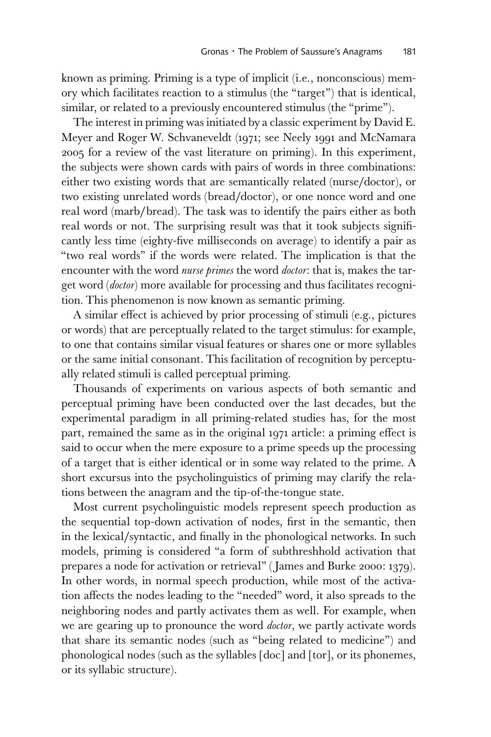known as priming. Priming is a type of implicit (i.e., nonconscious) memory which facilitates reaction to a stimulus (the "target") that is identical, similar, or related to a previously encountered stimulus (the "prime").

The interest in priming was initiated by a classic experiment by David E. Meyer and Roger W. Schvaneveldt (1971; see Neely 1991 and McNamara 2005 for a review of the vast literature on priming). In this experiment, the subjects were shown cards with pairs of words in three combinations: either two existing words that are semantically related (nurse/doctor), or two existing unrelated words (bread/doctor), or one nonce word and one real word (marb/bread). The task was to identify the pairs either as both real words or not. The surprising result was that it took subjects significantly less time (eighty-five milliseconds on average) to identify a pair as "two real words" if the words were related. The implication is that the encounter with the word *nurse primes* the word *doctor*: that is, makes the target word (*doctor*) more available for processing and thus facilitates recognition. This phenomenon is now known as semantic priming.

A similar effect is achieved by prior processing of stimuli (e.g., pictures or words) that are perceptually related to the target stimulus: for example, to one that contains similar visual features or shares one or more syllables or the same initial consonant. This facilitation of recognition by perceptually related stimuli is called perceptual priming.

Thousands of experiments on various aspects of both semantic and perceptual priming have been conducted over the last decades, but the experimental paradigm in all priming-related studies has, for the most part, remained the same as in the original 1971 article: a priming effect is said to occur when the mere exposure to a prime speeds up the processing of a target that is either identical or in some way related to the prime. A short excursus into the psycholinguistics of priming may clarify the relations between the anagram and the tip-of-the-tongue state.

Most current psycholinguistic models represent speech production as the sequential top-down activation of nodes, first in the semantic, then in the lexical/syntactic, and finally in the phonological networks. In such models, priming is considered "a form of subthreshhold activation that prepares a node for activation or retrieval" (James and Burke 2000: 1379). In other words, in normal speech production, while most of the activation affects the nodes leading to the "needed" word, it also spreads to the neighboring nodes and partly activates them as well. For example, when we are gearing up to pronounce the word *doctor*, we partly activate words that share its semantic nodes (such as "being related to medicine") and phonological nodes (such as the syllables [doc] and [tor], or its phonemes, or its syllabic structure).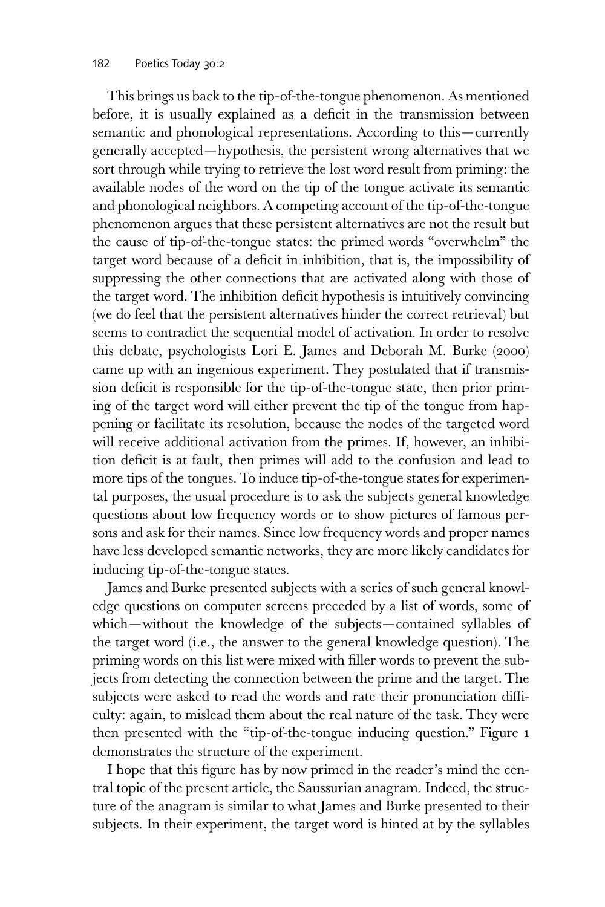This brings us back to the tip-of-the-tongue phenomenon. As mentioned before, it is usually explained as a deficit in the transmission between semantic and phonological representations. According to this—currently generally accepted—hypothesis, the persistent wrong alternatives that we sort through while trying to retrieve the lost word result from priming: the available nodes of the word on the tip of the tongue activate its semantic and phonological neighbors. A competing account of the tip-of-the-tongue phenomenon argues that these persistent alternatives are not the result but the cause of tip-of-the-tongue states: the primed words "overwhelm" the target word because of a deficit in inhibition, that is, the impossibility of suppressing the other connections that are activated along with those of the target word. The inhibition deficit hypothesis is intuitively convincing (we do feel that the persistent alternatives hinder the correct retrieval) but seems to contradict the sequential model of activation. In order to resolve this debate, psychologists Lori E. James and Deborah M. Burke (2000) came up with an ingenious experiment. They postulated that if transmission deficit is responsible for the tip-of-the-tongue state, then prior priming of the target word will either prevent the tip of the tongue from happening or facilitate its resolution, because the nodes of the targeted word will receive additional activation from the primes. If, however, an inhibition deficit is at fault, then primes will add to the confusion and lead to more tips of the tongues. To induce tip-of-the-tongue states for experimental purposes, the usual procedure is to ask the subjects general knowledge questions about low frequency words or to show pictures of famous persons and ask for their names. Since low frequency words and proper names have less developed semantic networks, they are more likely candidates for inducing tip-of-the-tongue states.

James and Burke presented subjects with a series of such general knowledge questions on computer screens preceded by a list of words, some of which—without the knowledge of the subjects—contained syllables of the target word (i.e., the answer to the general knowledge question). The priming words on this list were mixed with filler words to prevent the subjects from detecting the connection between the prime and the target. The subjects were asked to read the words and rate their pronunciation difficulty: again, to mislead them about the real nature of the task. They were then presented with the "tip-of-the-tongue inducing question." Figure 1 demonstrates the structure of the experiment.

I hope that this figure has by now primed in the reader's mind the central topic of the present article, the Saussurian anagram. Indeed, the structure of the anagram is similar to what James and Burke presented to their subjects. In their experiment, the target word is hinted at by the syllables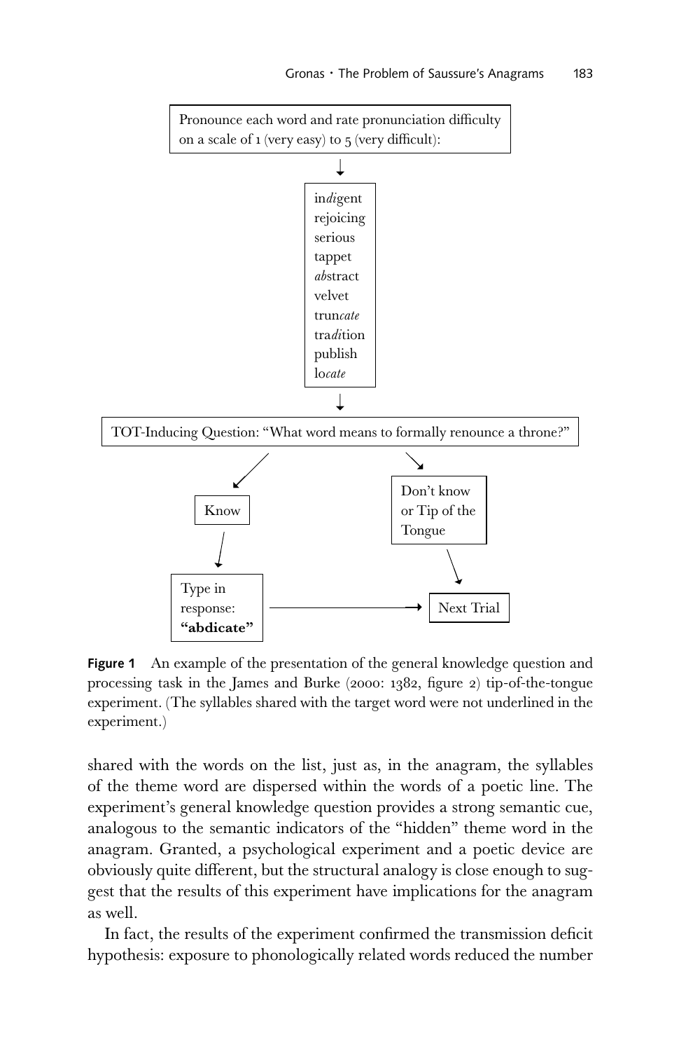Pronounce each word and rate pronunciation difficulty on a scale of 1 (very easy) to 5 (very difficult):

↓

in*di*gent
rejoicing
serious
tappet
*ab*stract
velvet
trun*cate*
tra*di*tion
publish
lo*cate*

↓

TOT-Inducing Question: "What word means to formally renounce a throne?"

↙ Know → Type in response: **"abdicate"** → Next Trial

↘ Don't know or Tip of the Tongue → Next Trial

**Figure 1** An example of the presentation of the general knowledge question and processing task in the James and Burke (2000: 1382, figure 2) tip-of-the-tongue experiment. (The syllables shared with the target word were not underlined in the experiment.)

shared with the words on the list, just as, in the anagram, the syllables of the theme word are dispersed within the words of a poetic line. The experiment's general knowledge question provides a strong semantic cue, analogous to the semantic indicators of the "hidden" theme word in the anagram. Granted, a psychological experiment and a poetic device are obviously quite different, but the structural analogy is close enough to suggest that the results of this experiment have implications for the anagram as well.

In fact, the results of the experiment confirmed the transmission deficit hypothesis: exposure to phonologically related words reduced the number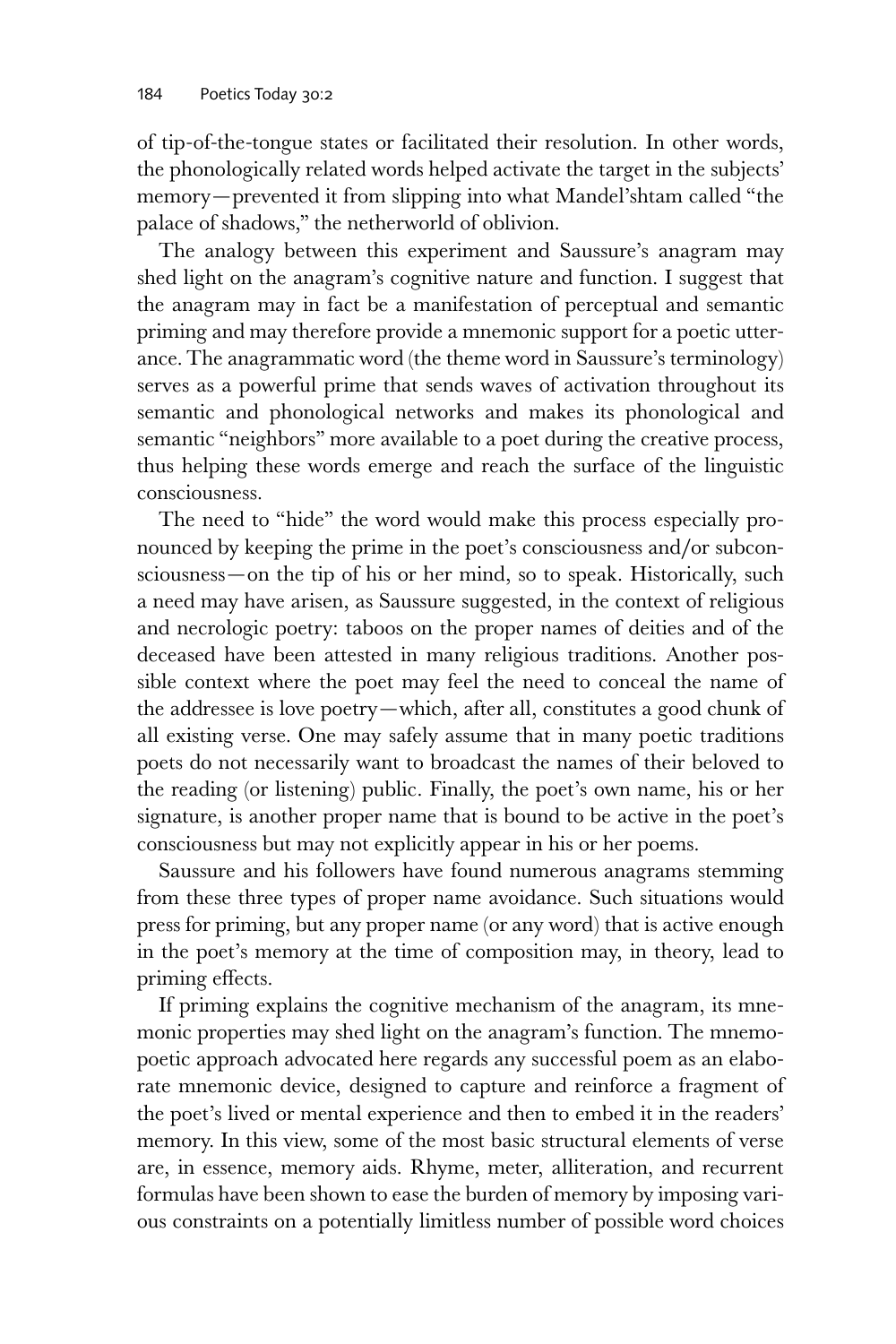of tip-of-the-tongue states or facilitated their resolution. In other words, the phonologically related words helped activate the target in the subjects' memory—prevented it from slipping into what Mandel'shtam called "the palace of shadows," the netherworld of oblivion.

The analogy between this experiment and Saussure's anagram may shed light on the anagram's cognitive nature and function. I suggest that the anagram may in fact be a manifestation of perceptual and semantic priming and may therefore provide a mnemonic support for a poetic utterance. The anagrammatic word (the theme word in Saussure's terminology) serves as a powerful prime that sends waves of activation throughout its semantic and phonological networks and makes its phonological and semantic "neighbors" more available to a poet during the creative process, thus helping these words emerge and reach the surface of the linguistic consciousness.

The need to "hide" the word would make this process especially pronounced by keeping the prime in the poet's consciousness and/or subconsciousness—on the tip of his or her mind, so to speak. Historically, such a need may have arisen, as Saussure suggested, in the context of religious and necrologic poetry: taboos on the proper names of deities and of the deceased have been attested in many religious traditions. Another possible context where the poet may feel the need to conceal the name of the addressee is love poetry—which, after all, constitutes a good chunk of all existing verse. One may safely assume that in many poetic traditions poets do not necessarily want to broadcast the names of their beloved to the reading (or listening) public. Finally, the poet's own name, his or her signature, is another proper name that is bound to be active in the poet's consciousness but may not explicitly appear in his or her poems.

Saussure and his followers have found numerous anagrams stemming from these three types of proper name avoidance. Such situations would press for priming, but any proper name (or any word) that is active enough in the poet's memory at the time of composition may, in theory, lead to priming effects.

If priming explains the cognitive mechanism of the anagram, its mnemonic properties may shed light on the anagram's function. The mnemopoetic approach advocated here regards any successful poem as an elaborate mnemonic device, designed to capture and reinforce a fragment of the poet's lived or mental experience and then to embed it in the readers' memory. In this view, some of the most basic structural elements of verse are, in essence, memory aids. Rhyme, meter, alliteration, and recurrent formulas have been shown to ease the burden of memory by imposing various constraints on a potentially limitless number of possible word choices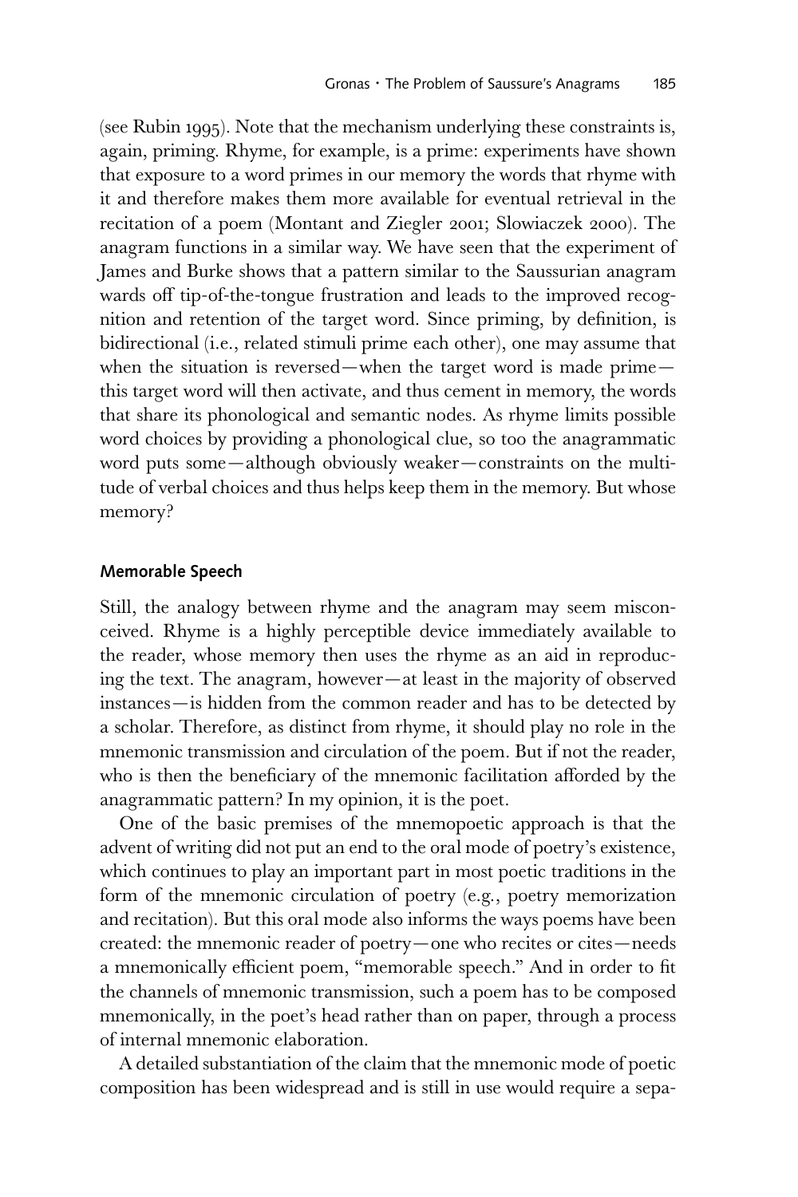(see Rubin 1995). Note that the mechanism underlying these constraints is, again, priming. Rhyme, for example, is a prime: experiments have shown that exposure to a word primes in our memory the words that rhyme with it and therefore makes them more available for eventual retrieval in the recitation of a poem (Montant and Ziegler 2001; Slowiaczek 2000). The anagram functions in a similar way. We have seen that the experiment of James and Burke shows that a pattern similar to the Saussurian anagram wards off tip-of-the-tongue frustration and leads to the improved recognition and retention of the target word. Since priming, by definition, is bidirectional (i.e., related stimuli prime each other), one may assume that when the situation is reversed—when the target word is made prime—this target word will then activate, and thus cement in memory, the words that share its phonological and semantic nodes. As rhyme limits possible word choices by providing a phonological clue, so too the anagrammatic word puts some—although obviously weaker—constraints on the multitude of verbal choices and thus helps keep them in the memory. But whose memory?

## Memorable Speech

Still, the analogy between rhyme and the anagram may seem misconceived. Rhyme is a highly perceptible device immediately available to the reader, whose memory then uses the rhyme as an aid in reproducing the text. The anagram, however—at least in the majority of observed instances—is hidden from the common reader and has to be detected by a scholar. Therefore, as distinct from rhyme, it should play no role in the mnemonic transmission and circulation of the poem. But if not the reader, who is then the beneficiary of the mnemonic facilitation afforded by the anagrammatic pattern? In my opinion, it is the poet.

One of the basic premises of the mnemopoetic approach is that the advent of writing did not put an end to the oral mode of poetry's existence, which continues to play an important part in most poetic traditions in the form of the mnemonic circulation of poetry (e.g., poetry memorization and recitation). But this oral mode also informs the ways poems have been created: the mnemonic reader of poetry—one who recites or cites—needs a mnemonically efficient poem, "memorable speech." And in order to fit the channels of mnemonic transmission, such a poem has to be composed mnemonically, in the poet's head rather than on paper, through a process of internal mnemonic elaboration.

A detailed substantiation of the claim that the mnemonic mode of poetic composition has been widespread and is still in use would require a sepa-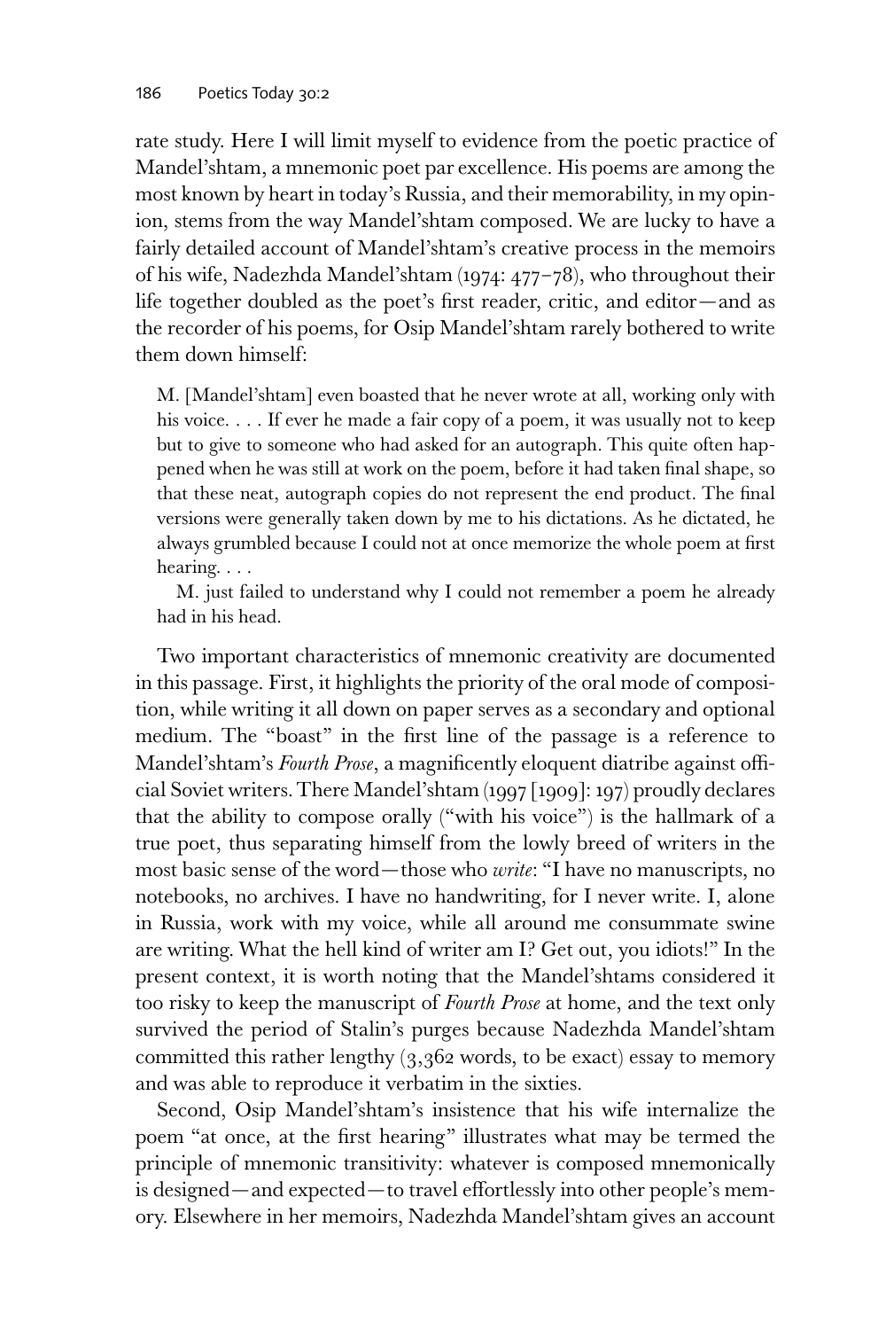rate study. Here I will limit myself to evidence from the poetic practice of Mandel'shtam, a mnemonic poet par excellence. His poems are among the most known by heart in today's Russia, and their memorability, in my opinion, stems from the way Mandel'shtam composed. We are lucky to have a fairly detailed account of Mandel'shtam's creative process in the memoirs of his wife, Nadezhda Mandel'shtam (1974: 477–78), who throughout their life together doubled as the poet's first reader, critic, and editor—and as the recorder of his poems, for Osip Mandel'shtam rarely bothered to write them down himself:

> M. [Mandel'shtam] even boasted that he never wrote at all, working only with his voice. . . . If ever he made a fair copy of a poem, it was usually not to keep but to give to someone who had asked for an autograph. This quite often happened when he was still at work on the poem, before it had taken final shape, so that these neat, autograph copies do not represent the end product. The final versions were generally taken down by me to his dictations. As he dictated, he always grumbled because I could not at once memorize the whole poem at first hearing. . . .
>
> M. just failed to understand why I could not remember a poem he already had in his head.

Two important characteristics of mnemonic creativity are documented in this passage. First, it highlights the priority of the oral mode of composition, while writing it all down on paper serves as a secondary and optional medium. The "boast" in the first line of the passage is a reference to Mandel'shtam's *Fourth Prose*, a magnificently eloquent diatribe against official Soviet writers. There Mandel'shtam (1997 [1909]: 197) proudly declares that the ability to compose orally ("with his voice") is the hallmark of a true poet, thus separating himself from the lowly breed of writers in the most basic sense of the word—those who *write*: "I have no manuscripts, no notebooks, no archives. I have no handwriting, for I never write. I, alone in Russia, work with my voice, while all around me consummate swine are writing. What the hell kind of writer am I? Get out, you idiots!" In the present context, it is worth noting that the Mandel'shtams considered it too risky to keep the manuscript of *Fourth Prose* at home, and the text only survived the period of Stalin's purges because Nadezhda Mandel'shtam committed this rather lengthy (3,362 words, to be exact) essay to memory and was able to reproduce it verbatim in the sixties.

Second, Osip Mandel'shtam's insistence that his wife internalize the poem "at once, at the first hearing" illustrates what may be termed the principle of mnemonic transitivity: whatever is composed mnemonically is designed—and expected—to travel effortlessly into other people's memory. Elsewhere in her memoirs, Nadezhda Mandel'shtam gives an account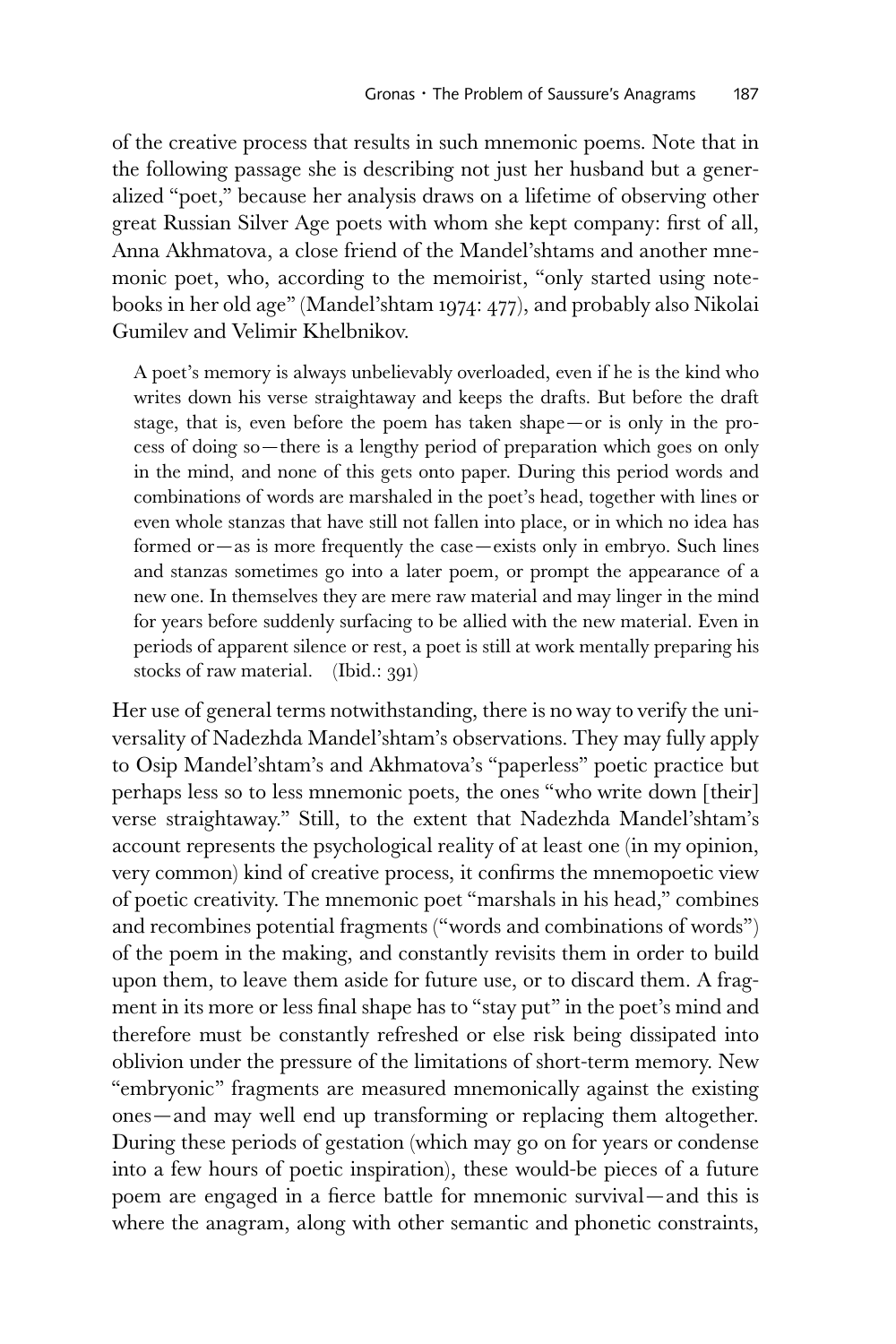of the creative process that results in such mnemonic poems. Note that in the following passage she is describing not just her husband but a generalized "poet," because her analysis draws on a lifetime of observing other great Russian Silver Age poets with whom she kept company: first of all, Anna Akhmatova, a close friend of the Mandel'shtams and another mnemonic poet, who, according to the memoirist, "only started using notebooks in her old age" (Mandel'shtam 1974: 477), and probably also Nikolai Gumilev and Velimir Khelbnikov.

> A poet's memory is always unbelievably overloaded, even if he is the kind who writes down his verse straightaway and keeps the drafts. But before the draft stage, that is, even before the poem has taken shape—or is only in the process of doing so—there is a lengthy period of preparation which goes on only in the mind, and none of this gets onto paper. During this period words and combinations of words are marshaled in the poet's head, together with lines or even whole stanzas that have still not fallen into place, or in which no idea has formed or—as is more frequently the case—exists only in embryo. Such lines and stanzas sometimes go into a later poem, or prompt the appearance of a new one. In themselves they are mere raw material and may linger in the mind for years before suddenly surfacing to be allied with the new material. Even in periods of apparent silence or rest, a poet is still at work mentally preparing his stocks of raw material. (Ibid.: 391)

Her use of general terms notwithstanding, there is no way to verify the universality of Nadezhda Mandel'shtam's observations. They may fully apply to Osip Mandel'shtam's and Akhmatova's "paperless" poetic practice but perhaps less so to less mnemonic poets, the ones "who write down [their] verse straightaway." Still, to the extent that Nadezhda Mandel'shtam's account represents the psychological reality of at least one (in my opinion, very common) kind of creative process, it confirms the mnemopoetic view of poetic creativity. The mnemonic poet "marshals in his head," combines and recombines potential fragments ("words and combinations of words") of the poem in the making, and constantly revisits them in order to build upon them, to leave them aside for future use, or to discard them. A fragment in its more or less final shape has to "stay put" in the poet's mind and therefore must be constantly refreshed or else risk being dissipated into oblivion under the pressure of the limitations of short-term memory. New "embryonic" fragments are measured mnemonically against the existing ones—and may well end up transforming or replacing them altogether. During these periods of gestation (which may go on for years or condense into a few hours of poetic inspiration), these would-be pieces of a future poem are engaged in a fierce battle for mnemonic survival—and this is where the anagram, along with other semantic and phonetic constraints,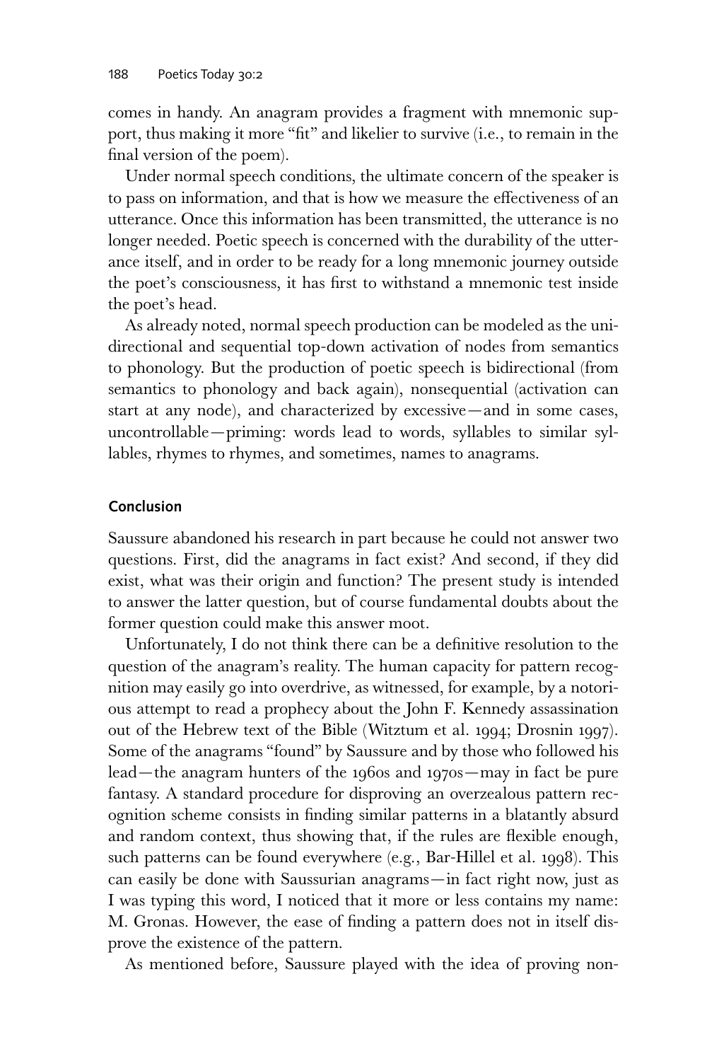comes in handy. An anagram provides a fragment with mnemonic support, thus making it more "fit" and likelier to survive (i.e., to remain in the final version of the poem).

Under normal speech conditions, the ultimate concern of the speaker is to pass on information, and that is how we measure the effectiveness of an utterance. Once this information has been transmitted, the utterance is no longer needed. Poetic speech is concerned with the durability of the utterance itself, and in order to be ready for a long mnemonic journey outside the poet's consciousness, it has first to withstand a mnemonic test inside the poet's head.

As already noted, normal speech production can be modeled as the unidirectional and sequential top-down activation of nodes from semantics to phonology. But the production of poetic speech is bidirectional (from semantics to phonology and back again), nonsequential (activation can start at any node), and characterized by excessive—and in some cases, uncontrollable—priming: words lead to words, syllables to similar syllables, rhymes to rhymes, and sometimes, names to anagrams.

## Conclusion

Saussure abandoned his research in part because he could not answer two questions. First, did the anagrams in fact exist? And second, if they did exist, what was their origin and function? The present study is intended to answer the latter question, but of course fundamental doubts about the former question could make this answer moot.

Unfortunately, I do not think there can be a definitive resolution to the question of the anagram's reality. The human capacity for pattern recognition may easily go into overdrive, as witnessed, for example, by a notorious attempt to read a prophecy about the John F. Kennedy assassination out of the Hebrew text of the Bible (Witztum et al. 1994; Drosnin 1997). Some of the anagrams "found" by Saussure and by those who followed his lead—the anagram hunters of the 1960s and 1970s—may in fact be pure fantasy. A standard procedure for disproving an overzealous pattern recognition scheme consists in finding similar patterns in a blatantly absurd and random context, thus showing that, if the rules are flexible enough, such patterns can be found everywhere (e.g., Bar-Hillel et al. 1998). This can easily be done with Saussurian anagrams—in fact right now, just as I was typing this word, I noticed that it more or less contains my name: M. Gronas. However, the ease of finding a pattern does not in itself disprove the existence of the pattern.

As mentioned before, Saussure played with the idea of proving non-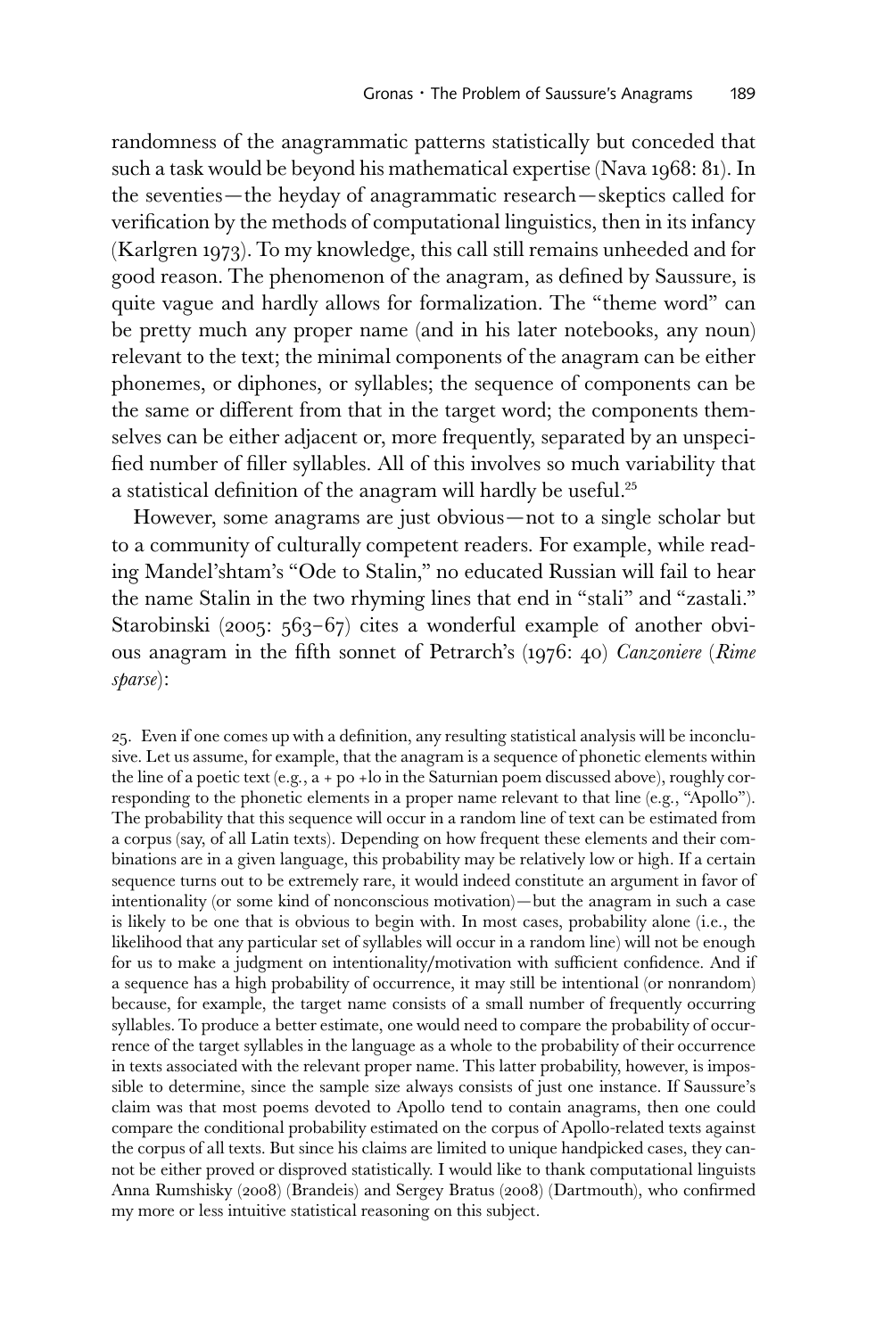randomness of the anagrammatic patterns statistically but conceded that such a task would be beyond his mathematical expertise (Nava 1968: 81). In the seventies—the heyday of anagrammatic research—skeptics called for verification by the methods of computational linguistics, then in its infancy (Karlgren 1973). To my knowledge, this call still remains unheeded and for good reason. The phenomenon of the anagram, as defined by Saussure, is quite vague and hardly allows for formalization. The "theme word" can be pretty much any proper name (and in his later notebooks, any noun) relevant to the text; the minimal components of the anagram can be either phonemes, or diphones, or syllables; the sequence of components can be the same or different from that in the target word; the components themselves can be either adjacent or, more frequently, separated by an unspecified number of filler syllables. All of this involves so much variability that a statistical definition of the anagram will hardly be useful.[25]

However, some anagrams are just obvious—not to a single scholar but to a community of culturally competent readers. For example, while reading Mandel'shtam's "Ode to Stalin," no educated Russian will fail to hear the name Stalin in the two rhyming lines that end in "stali" and "zastali." Starobinski (2005: 563–67) cites a wonderful example of another obvious anagram in the fifth sonnet of Petrarch's (1976: 40) *Canzoniere* (*Rime sparse*):

25. Even if one comes up with a definition, any resulting statistical analysis will be inconclusive. Let us assume, for example, that the anagram is a sequence of phonetic elements within the line of a poetic text (e.g., a + po +lo in the Saturnian poem discussed above), roughly corresponding to the phonetic elements in a proper name relevant to that line (e.g., "Apollo"). The probability that this sequence will occur in a random line of text can be estimated from a corpus (say, of all Latin texts). Depending on how frequent these elements and their combinations are in a given language, this probability may be relatively low or high. If a certain sequence turns out to be extremely rare, it would indeed constitute an argument in favor of intentionality (or some kind of nonconscious motivation)—but the anagram in such a case is likely to be one that is obvious to begin with. In most cases, probability alone (i.e., the likelihood that any particular set of syllables will occur in a random line) will not be enough for us to make a judgment on intentionality/motivation with sufficient confidence. And if a sequence has a high probability of occurrence, it may still be intentional (or nonrandom) because, for example, the target name consists of a small number of frequently occurring syllables. To produce a better estimate, one would need to compare the probability of occurrence of the target syllables in the language as a whole to the probability of their occurrence in texts associated with the relevant proper name. This latter probability, however, is impossible to determine, since the sample size always consists of just one instance. If Saussure's claim was that most poems devoted to Apollo tend to contain anagrams, then one could compare the conditional probability estimated on the corpus of Apollo-related texts against the corpus of all texts. But since his claims are limited to unique handpicked cases, they cannot be either proved or disproved statistically. I would like to thank computational linguists Anna Rumshisky (2008) (Brandeis) and Sergey Bratus (2008) (Dartmouth), who confirmed my more or less intuitive statistical reasoning on this subject.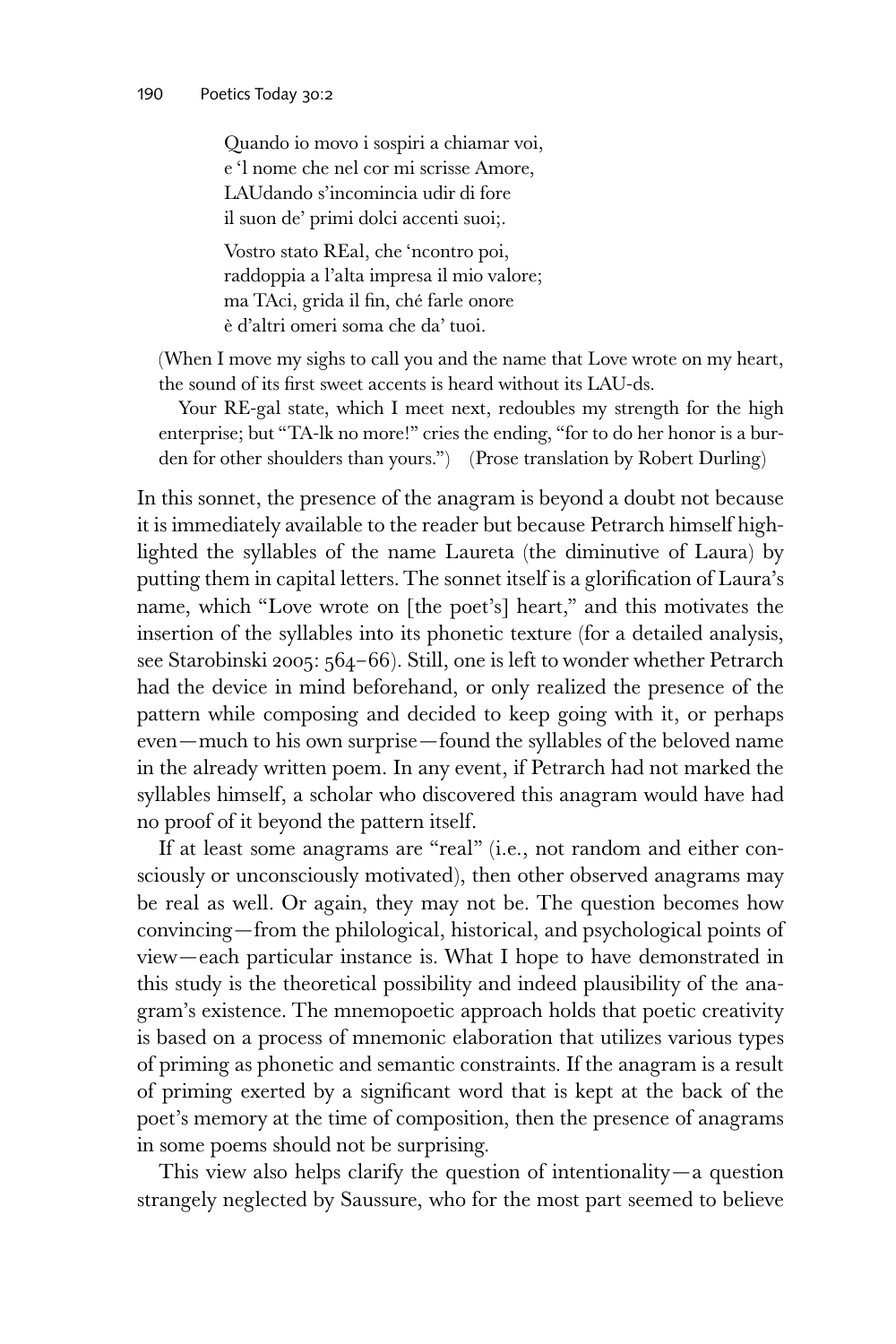> Quando io movo i sospiri a chiamar voi,
> e 'l nome che nel cor mi scrisse Amore,
> LAUdando s'incomincia udir di fore
> il suon de' primi dolci accenti suoi;.
>
> Vostro stato REal, che 'ncontro poi,
> raddoppia a l'alta impresa il mio valore;
> ma TAci, grida il fin, ché farle onore
> è d'altri omeri soma che da' tuoi.

(When I move my sighs to call you and the name that Love wrote on my heart, the sound of its first sweet accents is heard without its LAU-ds.

Your RE-gal state, which I meet next, redoubles my strength for the high enterprise; but "TA-lk no more!" cries the ending, "for to do her honor is a burden for other shoulders than yours.") (Prose translation by Robert Durling)

In this sonnet, the presence of the anagram is beyond a doubt not because it is immediately available to the reader but because Petrarch himself highlighted the syllables of the name Laureta (the diminutive of Laura) by putting them in capital letters. The sonnet itself is a glorification of Laura's name, which "Love wrote on [the poet's] heart," and this motivates the insertion of the syllables into its phonetic texture (for a detailed analysis, see Starobinski 2005: 564–66). Still, one is left to wonder whether Petrarch had the device in mind beforehand, or only realized the presence of the pattern while composing and decided to keep going with it, or perhaps even—much to his own surprise—found the syllables of the beloved name in the already written poem. In any event, if Petrarch had not marked the syllables himself, a scholar who discovered this anagram would have had no proof of it beyond the pattern itself.

If at least some anagrams are "real" (i.e., not random and either consciously or unconsciously motivated), then other observed anagrams may be real as well. Or again, they may not be. The question becomes how convincing—from the philological, historical, and psychological points of view—each particular instance is. What I hope to have demonstrated in this study is the theoretical possibility and indeed plausibility of the anagram's existence. The mnemopoetic approach holds that poetic creativity is based on a process of mnemonic elaboration that utilizes various types of priming as phonetic and semantic constraints. If the anagram is a result of priming exerted by a significant word that is kept at the back of the poet's memory at the time of composition, then the presence of anagrams in some poems should not be surprising.

This view also helps clarify the question of intentionality—a question strangely neglected by Saussure, who for the most part seemed to believe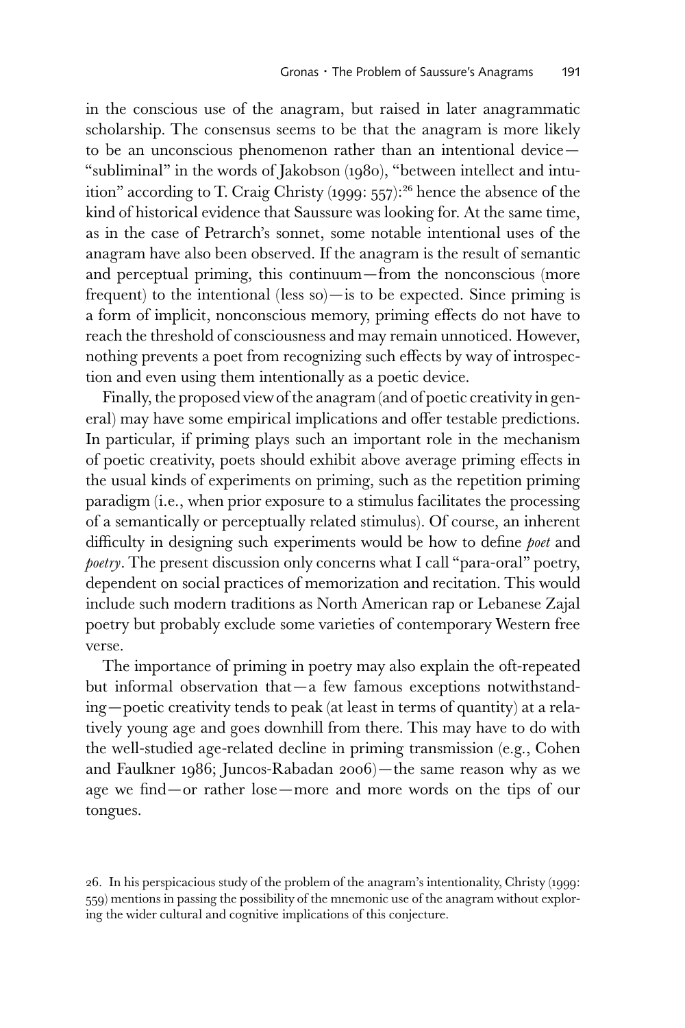in the conscious use of the anagram, but raised in later anagrammatic scholarship. The consensus seems to be that the anagram is more likely to be an unconscious phenomenon rather than an intentional device—"subliminal" in the words of Jakobson (1980), "between intellect and intuition" according to T. Craig Christy (1999: 557):[26] hence the absence of the kind of historical evidence that Saussure was looking for. At the same time, as in the case of Petrarch's sonnet, some notable intentional uses of the anagram have also been observed. If the anagram is the result of semantic and perceptual priming, this continuum—from the nonconscious (more frequent) to the intentional (less so)—is to be expected. Since priming is a form of implicit, nonconscious memory, priming effects do not have to reach the threshold of consciousness and may remain unnoticed. However, nothing prevents a poet from recognizing such effects by way of introspection and even using them intentionally as a poetic device.

Finally, the proposed view of the anagram (and of poetic creativity in general) may have some empirical implications and offer testable predictions. In particular, if priming plays such an important role in the mechanism of poetic creativity, poets should exhibit above average priming effects in the usual kinds of experiments on priming, such as the repetition priming paradigm (i.e., when prior exposure to a stimulus facilitates the processing of a semantically or perceptually related stimulus). Of course, an inherent difficulty in designing such experiments would be how to define *poet* and *poetry*. The present discussion only concerns what I call "para-oral" poetry, dependent on social practices of memorization and recitation. This would include such modern traditions as North American rap or Lebanese Zajal poetry but probably exclude some varieties of contemporary Western free verse.

The importance of priming in poetry may also explain the oft-repeated but informal observation that—a few famous exceptions notwithstanding—poetic creativity tends to peak (at least in terms of quantity) at a relatively young age and goes downhill from there. This may have to do with the well-studied age-related decline in priming transmission (e.g., Cohen and Faulkner 1986; Juncos-Rabadan 2006)—the same reason why as we age we find—or rather lose—more and more words on the tips of our tongues.

26. In his perspicacious study of the problem of the anagram's intentionality, Christy (1999: 559) mentions in passing the possibility of the mnemonic use of the anagram without exploring the wider cultural and cognitive implications of this conjecture.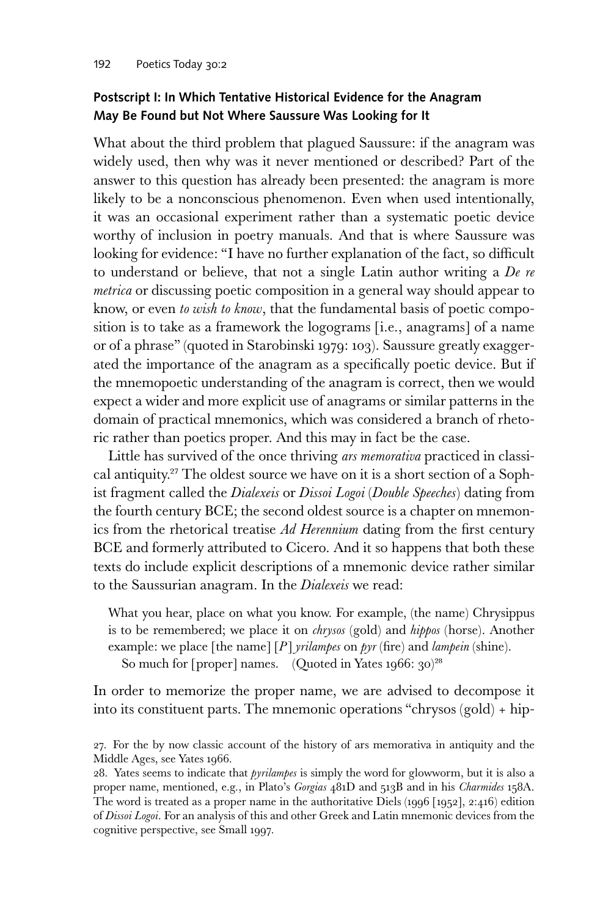### Postscript I: In Which Tentative Historical Evidence for the Anagram May Be Found but Not Where Saussure Was Looking for It

What about the third problem that plagued Saussure: if the anagram was widely used, then why was it never mentioned or described? Part of the answer to this question has already been presented: the anagram is more likely to be a nonconscious phenomenon. Even when used intentionally, it was an occasional experiment rather than a systematic poetic device worthy of inclusion in poetry manuals. And that is where Saussure was looking for evidence: "I have no further explanation of the fact, so difficult to understand or believe, that not a single Latin author writing a *De re metrica* or discussing poetic composition in a general way should appear to know, or even *to wish to know*, that the fundamental basis of poetic composition is to take as a framework the logograms [i.e., anagrams] of a name or of a phrase" (quoted in Starobinski 1979: 103). Saussure greatly exaggerated the importance of the anagram as a specifically poetic device. But if the mnemopoetic understanding of the anagram is correct, then we would expect a wider and more explicit use of anagrams or similar patterns in the domain of practical mnemonics, which was considered a branch of rhetoric rather than poetics proper. And this may in fact be the case.

Little has survived of the once thriving *ars memorativa* practiced in classical antiquity.[27] The oldest source we have on it is a short section of a Sophist fragment called the *Dialexeis* or *Dissoi Logoi* (*Double Speeches*) dating from the fourth century BCE; the second oldest source is a chapter on mnemonics from the rhetorical treatise *Ad Herennium* dating from the first century BCE and formerly attributed to Cicero. And it so happens that both these texts do include explicit descriptions of a mnemonic device rather similar to the Saussurian anagram. In the *Dialexeis* we read:

> What you hear, place on what you know. For example, (the name) Chrysippus is to be remembered; we place it on *chrysos* (gold) and *hippos* (horse). Another example: we place [the name] [*P*]*yrilampes* on *pyr* (fire) and *lampein* (shine).
>
> So much for [proper] names. (Quoted in Yates 1966: 30)[28]

In order to memorize the proper name, we are advised to decompose it into its constituent parts. The mnemonic operations "chrysos (gold) + hip-

27. For the by now classic account of the history of ars memorativa in antiquity and the Middle Ages, see Yates 1966.

28. Yates seems to indicate that *pyrilampes* is simply the word for glowworm, but it is also a proper name, mentioned, e.g., in Plato's *Gorgias* 481D and 513B and in his *Charmides* 158A. The word is treated as a proper name in the authoritative Diels (1996 [1952], 2:416) edition of *Dissoi Logoi*. For an analysis of this and other Greek and Latin mnemonic devices from the cognitive perspective, see Small 1997.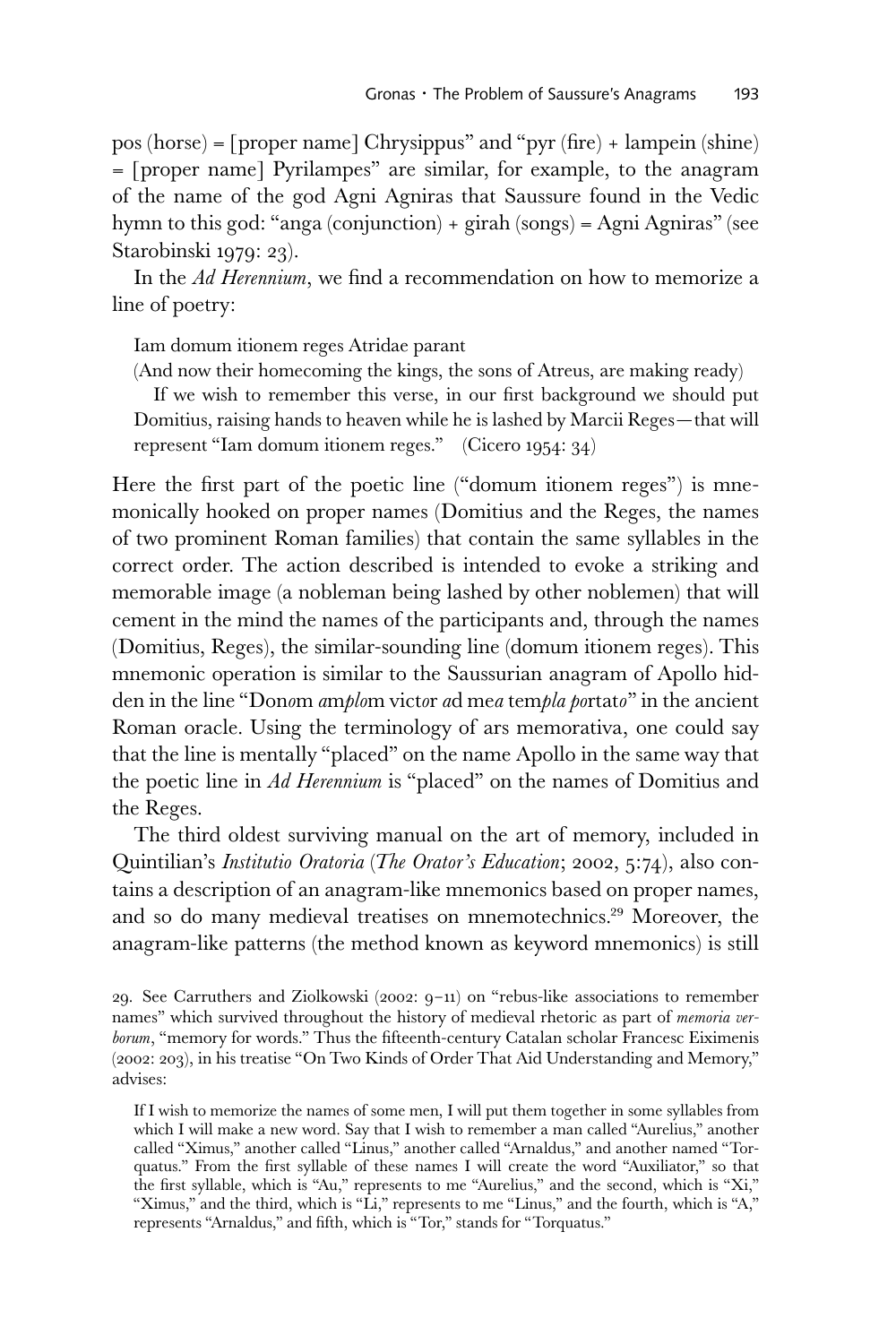pos (horse) = [proper name] Chrysippus" and "pyr (fire) + lampein (shine) = [proper name] Pyrilampes" are similar, for example, to the anagram of the name of the god Agni Agniras that Saussure found in the Vedic hymn to this god: "anga (conjunction) + girah (songs) = Agni Agniras" (see Starobinski 1979: 23).

In the *Ad Herennium*, we find a recommendation on how to memorize a line of poetry:

> Iam domum itionem reges Atridae parant
> (And now their homecoming the kings, the sons of Atreus, are making ready)
>
> If we wish to remember this verse, in our first background we should put Domitius, raising hands to heaven while he is lashed by Marcii Reges—that will represent "Iam domum itionem reges." (Cicero 1954: 34)

Here the first part of the poetic line ("domum itionem reges") is mnemonically hooked on proper names (Domitius and the Reges, the names of two prominent Roman families) that contain the same syllables in the correct order. The action described is intended to evoke a striking and memorable image (a nobleman being lashed by other noblemen) that will cement in the mind the names of the participants and, through the names (Domitius, Reges), the similar-sounding line (domum itionem reges). This mnemonic operation is similar to the Saussurian anagram of Apollo hidden in the line "Don*o*m *a*m*plo*m vict*o*r *a*d me*a* tem*pla po*rtat*o*" in the ancient Roman oracle. Using the terminology of ars memorativa, one could say that the line is mentally "placed" on the name Apollo in the same way that the poetic line in *Ad Herennium* is "placed" on the names of Domitius and the Reges.

The third oldest surviving manual on the art of memory, included in Quintilian's *Institutio Oratoria* (*The Orator's Education*; 2002, 5:74), also contains a description of an anagram-like mnemonics based on proper names, and so do many medieval treatises on mnemotechnics.[29] Moreover, the anagram-like patterns (the method known as keyword mnemonics) is still

29. See Carruthers and Ziolkowski (2002: 9–11) on "rebus-like associations to remember names" which survived throughout the history of medieval rhetoric as part of *memoria verborum*, "memory for words." Thus the fifteenth-century Catalan scholar Francesc Eiximenis (2002: 203), in his treatise "On Two Kinds of Order That Aid Understanding and Memory," advises:

> If I wish to memorize the names of some men, I will put them together in some syllables from which I will make a new word. Say that I wish to remember a man called "Aurelius," another called "Ximus," another called "Linus," another called "Arnaldus," and another named "Torquatus." From the first syllable of these names I will create the word "Auxiliator," so that the first syllable, which is "Au," represents to me "Aurelius," and the second, which is "Xi," "Ximus," and the third, which is "Li," represents to me "Linus," and the fourth, which is "A," represents "Arnaldus," and fifth, which is "Tor," stands for "Torquatus."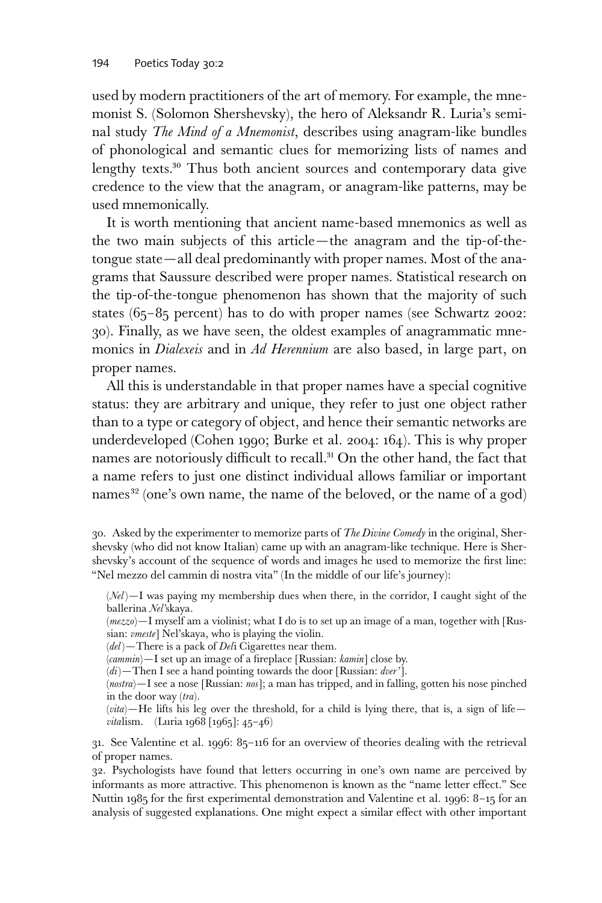used by modern practitioners of the art of memory. For example, the mnemonist S. (Solomon Shershevsky), the hero of Aleksandr R. Luria's seminal study *The Mind of a Mnemonist*, describes using anagram-like bundles of phonological and semantic clues for memorizing lists of names and lengthy texts.[30] Thus both ancient sources and contemporary data give credence to the view that the anagram, or anagram-like patterns, may be used mnemonically.

It is worth mentioning that ancient name-based mnemonics as well as the two main subjects of this article—the anagram and the tip-of-the-tongue state—all deal predominantly with proper names. Most of the anagrams that Saussure described were proper names. Statistical research on the tip-of-the-tongue phenomenon has shown that the majority of such states (65–85 percent) has to do with proper names (see Schwartz 2002: 30). Finally, as we have seen, the oldest examples of anagrammatic mnemonics in *Dialexeis* and in *Ad Herennium* are also based, in large part, on proper names.

All this is understandable in that proper names have a special cognitive status: they are arbitrary and unique, they refer to just one object rather than to a type or category of object, and hence their semantic networks are underdeveloped (Cohen 1990; Burke et al. 2004: 164). This is why proper names are notoriously difficult to recall.[31] On the other hand, the fact that a name refers to just one distinct individual allows familiar or important names[32] (one's own name, the name of the beloved, or the name of a god)

30. Asked by the experimenter to memorize parts of *The Divine Comedy* in the original, Shershevsky (who did not know Italian) came up with an anagram-like technique. Here is Shershevsky's account of the sequence of words and images he used to memorize the first line: "Nel mezzo del cammin di nostra vita" (In the middle of our life's journey):

> (*Nel*)—I was paying my membership dues when there, in the corridor, I caught sight of the ballerina *Nel'*skaya.
> (*mezzo*)—I myself am a violinist; what I do is to set up an image of a man, together with [Russian: *vmeste*] Nel'skaya, who is playing the violin.
> (*del*)—There is a pack of *Del*i Cigarettes near them.
> (*cammin*)—I set up an image of a fireplace [Russian: *kamin*] close by.
> (*di*)—Then I see a hand pointing towards the door [Russian: *dver'*].
> (*nostra*)—I see a nose [Russian: *nos*]; a man has tripped, and in falling, gotten his nose pinched in the door way (*tra*).
> (*vita*)—He lifts his leg over the threshold, for a child is lying there, that is, a sign of life—*vita*lism. (Luria 1968 [1965]: 45–46)

31. See Valentine et al. 1996: 85–116 for an overview of theories dealing with the retrieval of proper names.

32. Psychologists have found that letters occurring in one's own name are perceived by informants as more attractive. This phenomenon is known as the "name letter effect." See Nuttin 1985 for the first experimental demonstration and Valentine et al. 1996: 8–15 for an analysis of suggested explanations. One might expect a similar effect with other important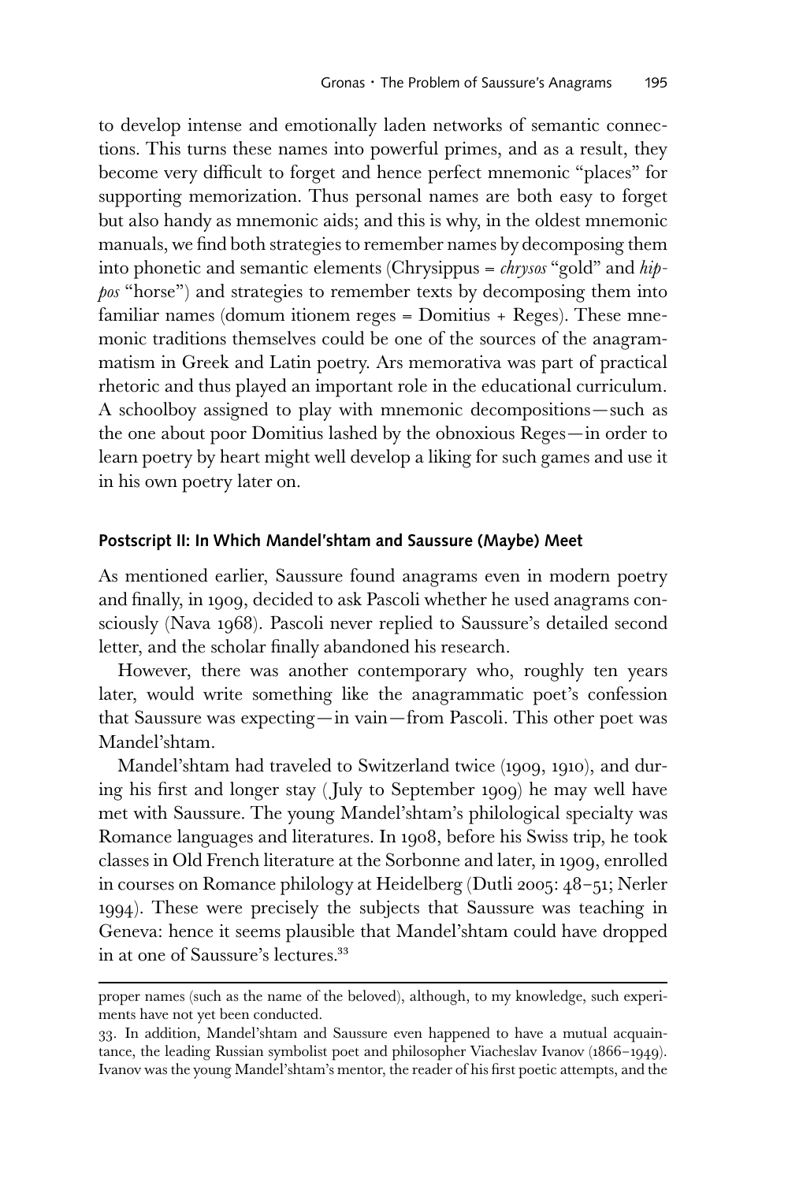to develop intense and emotionally laden networks of semantic connections. This turns these names into powerful primes, and as a result, they become very difficult to forget and hence perfect mnemonic "places" for supporting memorization. Thus personal names are both easy to forget but also handy as mnemonic aids; and this is why, in the oldest mnemonic manuals, we find both strategies to remember names by decomposing them into phonetic and semantic elements (Chrysippus = *chrysos* "gold" and *hippos* "horse") and strategies to remember texts by decomposing them into familiar names (domum itionem reges = Domitius + Reges). These mnemonic traditions themselves could be one of the sources of the anagrammatism in Greek and Latin poetry. Ars memorativa was part of practical rhetoric and thus played an important role in the educational curriculum. A schoolboy assigned to play with mnemonic decompositions—such as the one about poor Domitius lashed by the obnoxious Reges—in order to learn poetry by heart might well develop a liking for such games and use it in his own poetry later on.

## Postscript II: In Which Mandel'shtam and Saussure (Maybe) Meet

As mentioned earlier, Saussure found anagrams even in modern poetry and finally, in 1909, decided to ask Pascoli whether he used anagrams consciously (Nava 1968). Pascoli never replied to Saussure's detailed second letter, and the scholar finally abandoned his research.

However, there was another contemporary who, roughly ten years later, would write something like the anagrammatic poet's confession that Saussure was expecting—in vain—from Pascoli. This other poet was Mandel'shtam.

Mandel'shtam had traveled to Switzerland twice (1909, 1910), and during his first and longer stay (July to September 1909) he may well have met with Saussure. The young Mandel'shtam's philological specialty was Romance languages and literatures. In 1908, before his Swiss trip, he took classes in Old French literature at the Sorbonne and later, in 1909, enrolled in courses on Romance philology at Heidelberg (Dutli 2005: 48–51; Nerler 1994). These were precisely the subjects that Saussure was teaching in Geneva: hence it seems plausible that Mandel'shtam could have dropped in at one of Saussure's lectures.[33]

---

proper names (such as the name of the beloved), although, to my knowledge, such experiments have not yet been conducted.

33. In addition, Mandel'shtam and Saussure even happened to have a mutual acquaintance, the leading Russian symbolist poet and philosopher Viacheslav Ivanov (1866–1949). Ivanov was the young Mandel'shtam's mentor, the reader of his first poetic attempts, and the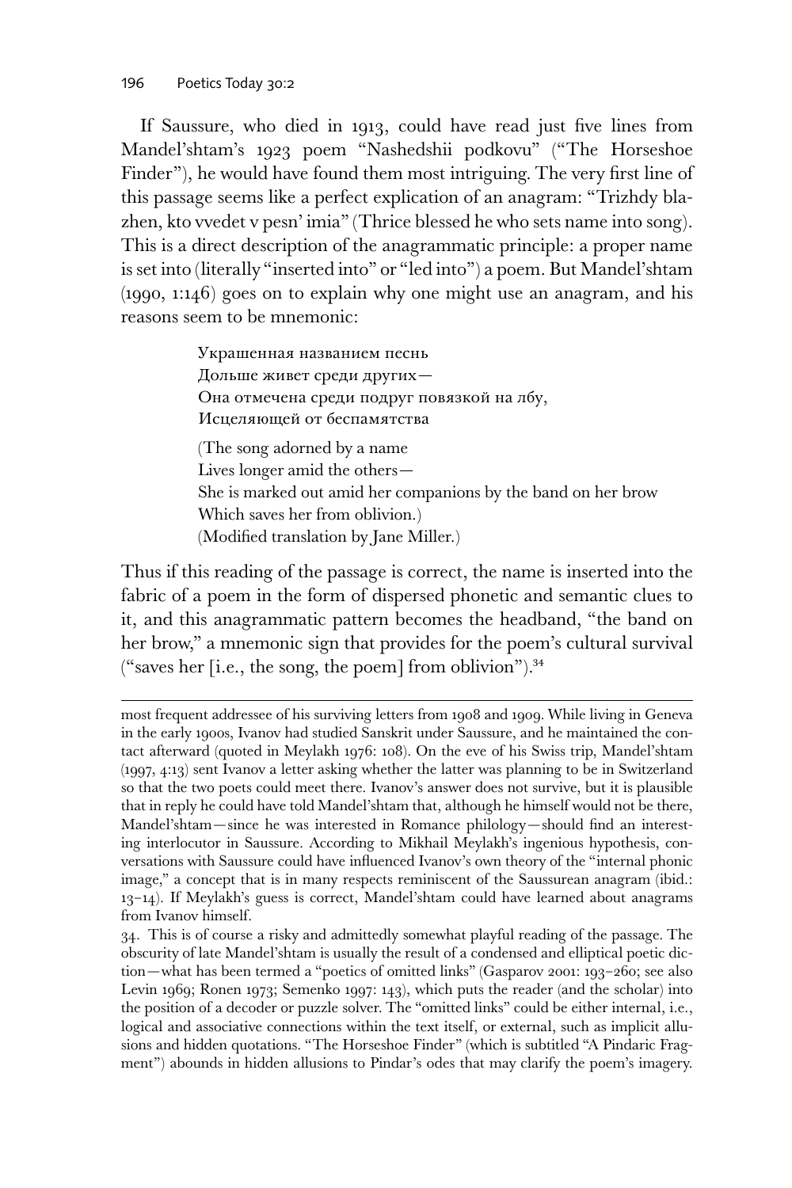If Saussure, who died in 1913, could have read just five lines from Mandel'shtam's 1923 poem "Nashedshii podkovu" ("The Horseshoe Finder"), he would have found them most intriguing. The very first line of this passage seems like a perfect explication of an anagram: "Trizhdy blazhen, kto vvedet v pesn' imia" (Thrice blessed he who sets name into song). This is a direct description of the anagrammatic principle: a proper name is set into (literally "inserted into" or "led into") a poem. But Mandel'shtam (1990, 1:146) goes on to explain why one might use an anagram, and his reasons seem to be mnemonic:

> Украшенная названием песнь
> Дольше живет среди других—
> Она отмечена среди подруг повязкой на лбу,
> Исцеляющей от беспамятства
>
> (The song adorned by a name
> Lives longer amid the others—
> She is marked out amid her companions by the band on her brow
> Which saves her from oblivion.)
> (Modified translation by Jane Miller.)

Thus if this reading of the passage is correct, the name is inserted into the fabric of a poem in the form of dispersed phonetic and semantic clues to it, and this anagrammatic pattern becomes the headband, "the band on her brow," a mnemonic sign that provides for the poem's cultural survival ("saves her [i.e., the song, the poem] from oblivion").[34]

---

most frequent addressee of his surviving letters from 1908 and 1909. While living in Geneva in the early 1900s, Ivanov had studied Sanskrit under Saussure, and he maintained the contact afterward (quoted in Meylakh 1976: 108). On the eve of his Swiss trip, Mandel'shtam (1997, 4:13) sent Ivanov a letter asking whether the latter was planning to be in Switzerland so that the two poets could meet there. Ivanov's answer does not survive, but it is plausible that in reply he could have told Mandel'shtam that, although he himself would not be there, Mandel'shtam—since he was interested in Romance philology—should find an interesting interlocutor in Saussure. According to Mikhail Meylakh's ingenious hypothesis, conversations with Saussure could have influenced Ivanov's own theory of the "internal phonic image," a concept that is in many respects reminiscent of the Saussurean anagram (ibid.: 13–14). If Meylakh's guess is correct, Mandel'shtam could have learned about anagrams from Ivanov himself.

34. This is of course a risky and admittedly somewhat playful reading of the passage. The obscurity of late Mandel'shtam is usually the result of a condensed and elliptical poetic diction—what has been termed a "poetics of omitted links" (Gasparov 2001: 193–260; see also Levin 1969; Ronen 1973; Semenko 1997: 143), which puts the reader (and the scholar) into the position of a decoder or puzzle solver. The "omitted links" could be either internal, i.e., logical and associative connections within the text itself, or external, such as implicit allusions and hidden quotations. "The Horseshoe Finder" (which is subtitled "A Pindaric Fragment") abounds in hidden allusions to Pindar's odes that may clarify the poem's imagery.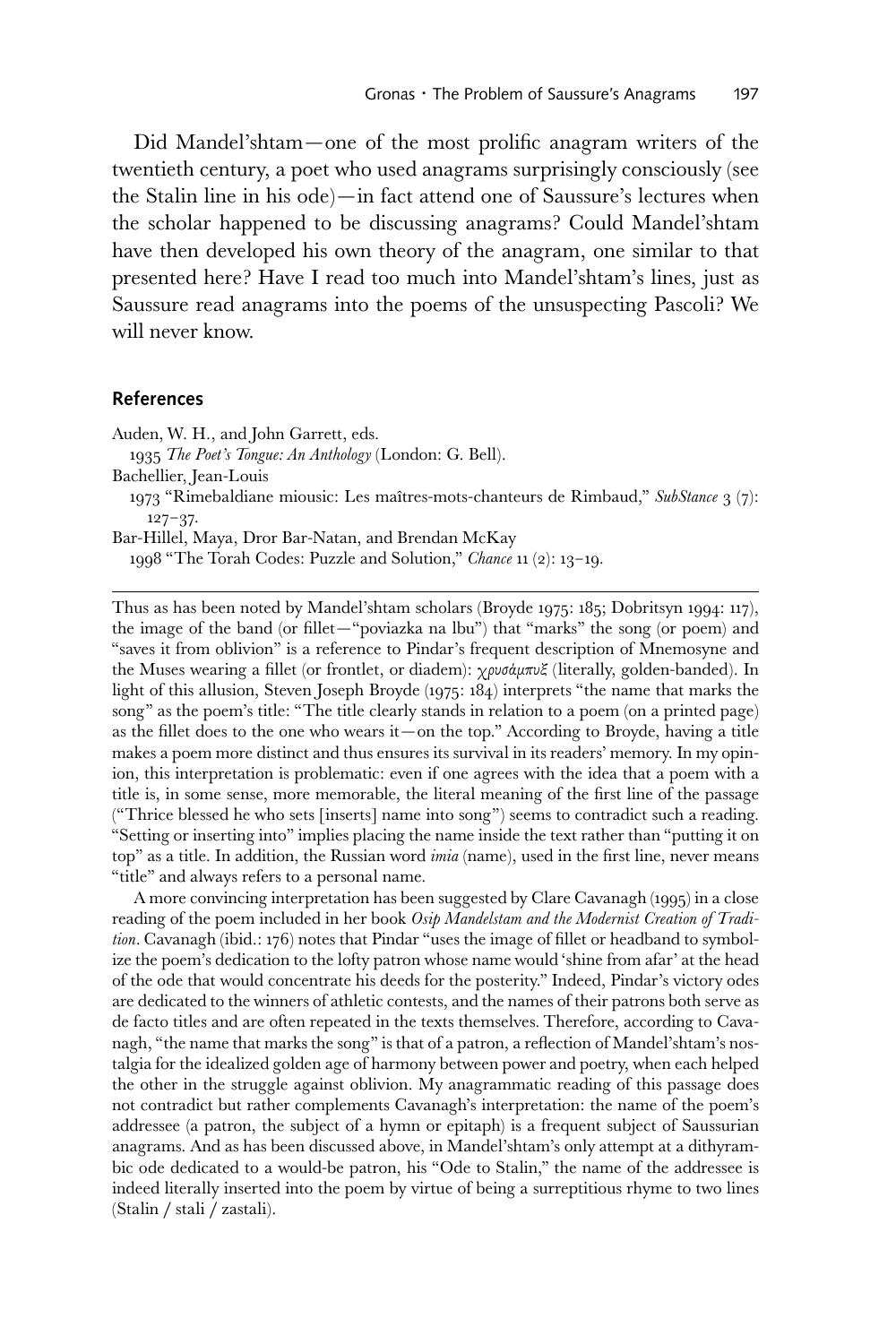Did Mandel'shtam—one of the most prolific anagram writers of the twentieth century, a poet who used anagrams surprisingly consciously (see the Stalin line in his ode)—in fact attend one of Saussure's lectures when the scholar happened to be discussing anagrams? Could Mandel'shtam have then developed his own theory of the anagram, one similar to that presented here? Have I read too much into Mandel'shtam's lines, just as Saussure read anagrams into the poems of the unsuspecting Pascoli? We will never know.

## References

Auden, W. H., and John Garrett, eds.
1935 *The Poet's Tongue: An Anthology* (London: G. Bell).

Bachellier, Jean-Louis
1973 "Rimebaldiane miousic: Les maîtres-mots-chanteurs de Rimbaud," *SubStance* 3 (7): 127–37.

Bar-Hillel, Maya, Dror Bar-Natan, and Brendan McKay
1998 "The Torah Codes: Puzzle and Solution," *Chance* 11 (2): 13–19.

---

Thus as has been noted by Mandel'shtam scholars (Broyde 1975: 185; Dobritsyn 1994: 117), the image of the band (or fillet—"poviazka na lbu") that "marks" the song (or poem) and "saves it from oblivion" is a reference to Pindar's frequent description of Mnemosyne and the Muses wearing a fillet (or frontlet, or diadem): *χρυσάμπυξ* (literally, golden-banded). In light of this allusion, Steven Joseph Broyde (1975: 184) interprets "the name that marks the song" as the poem's title: "The title clearly stands in relation to a poem (on a printed page) as the fillet does to the one who wears it—on the top." According to Broyde, having a title makes a poem more distinct and thus ensures its survival in its readers' memory. In my opinion, this interpretation is problematic: even if one agrees with the idea that a poem with a title is, in some sense, more memorable, the literal meaning of the first line of the passage ("Thrice blessed he who sets [inserts] name into song") seems to contradict such a reading. "Setting or inserting into" implies placing the name inside the text rather than "putting it on top" as a title. In addition, the Russian word *imia* (name), used in the first line, never means "title" and always refers to a personal name.

A more convincing interpretation has been suggested by Clare Cavanagh (1995) in a close reading of the poem included in her book *Osip Mandelstam and the Modernist Creation of Tradition*. Cavanagh (ibid.: 176) notes that Pindar "uses the image of fillet or headband to symbolize the poem's dedication to the lofty patron whose name would 'shine from afar' at the head of the ode that would concentrate his deeds for the posterity." Indeed, Pindar's victory odes are dedicated to the winners of athletic contests, and the names of their patrons both serve as de facto titles and are often repeated in the texts themselves. Therefore, according to Cavanagh, "the name that marks the song" is that of a patron, a reflection of Mandel'shtam's nostalgia for the idealized golden age of harmony between power and poetry, when each helped the other in the struggle against oblivion. My anagrammatic reading of this passage does not contradict but rather complements Cavanagh's interpretation: the name of the poem's addressee (a patron, the subject of a hymn or epitaph) is a frequent subject of Saussurian anagrams. And as has been discussed above, in Mandel'shtam's only attempt at a dithyrambic ode dedicated to a would-be patron, his "Ode to Stalin," the name of the addressee is indeed literally inserted into the poem by virtue of being a surreptitious rhyme to two lines (Stalin / stali / zastali).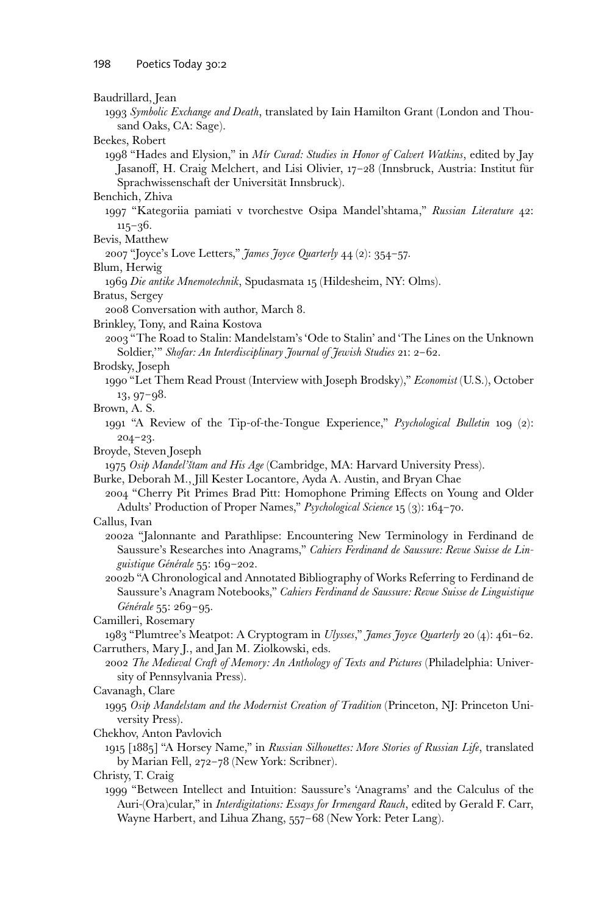Baudrillard, Jean

1993 *Symbolic Exchange and Death*, translated by Iain Hamilton Grant (London and Thousand Oaks, CA: Sage).

Beekes, Robert

1998 "Hades and Elysion," in *Mír Curad: Studies in Honor of Calvert Watkins*, edited by Jay Jasanoff, H. Craig Melchert, and Lisi Olivier, 17–28 (Innsbruck, Austria: Institut für Sprachwissenschaft der Universität Innsbruck).

Benchich, Zhiva

1997 "Kategoriia pamiati v tvorchestve Osipa Mandel'shtama," *Russian Literature* 42: 115–36.

Bevis, Matthew

2007 "Joyce's Love Letters," *James Joyce Quarterly* 44 (2): 354–57.

Blum, Herwig

1969 *Die antike Mnemotechnik*, Spudasmata 15 (Hildesheim, NY: Olms).

Bratus, Sergey

2008 Conversation with author, March 8.

Brinkley, Tony, and Raina Kostova

2003 "The Road to Stalin: Mandelstam's 'Ode to Stalin' and 'The Lines on the Unknown Soldier,'" *Shofar: An Interdisciplinary Journal of Jewish Studies* 21: 2–62.

Brodsky, Joseph

1990 "Let Them Read Proust (Interview with Joseph Brodsky)," *Economist* (U.S.), October 13, 97–98.

Brown, A. S.

1991 "A Review of the Tip-of-the-Tongue Experience," *Psychological Bulletin* 109 (2): 204–23.

Broyde, Steven Joseph

1975 *Osip Mandel'štam and His Age* (Cambridge, MA: Harvard University Press).

Burke, Deborah M., Jill Kester Locantore, Ayda A. Austin, and Bryan Chae

2004 "Cherry Pit Primes Brad Pitt: Homophone Priming Effects on Young and Older Adults' Production of Proper Names," *Psychological Science* 15 (3): 164–70.

Callus, Ivan

2002a "Jalonnante and Parathlipse: Encountering New Terminology in Ferdinand de Saussure's Researches into Anagrams," *Cahiers Ferdinand de Saussure: Revue Suisse de Linguistique Générale* 55: 169–202.

2002b "A Chronological and Annotated Bibliography of Works Referring to Ferdinand de Saussure's Anagram Notebooks," *Cahiers Ferdinand de Saussure: Revue Suisse de Linguistique Générale* 55: 269–95.

Camilleri, Rosemary

1983 "Plumtree's Meatpot: A Cryptogram in *Ulysses*," *James Joyce Quarterly* 20 (4): 461–62.

Carruthers, Mary J., and Jan M. Ziolkowski, eds.

2002 *The Medieval Craft of Memory: An Anthology of Texts and Pictures* (Philadelphia: University of Pennsylvania Press).

Cavanagh, Clare

1995 *Osip Mandelstam and the Modernist Creation of Tradition* (Princeton, NJ: Princeton University Press).

Chekhov, Anton Pavlovich

1915 [1885] "A Horsey Name," in *Russian Silhouettes: More Stories of Russian Life*, translated by Marian Fell, 272–78 (New York: Scribner).

Christy, T. Craig

1999 "Between Intellect and Intuition: Saussure's 'Anagrams' and the Calculus of the Auri-(Ora)cular," in *Interdigitations: Essays for Irmengard Rauch*, edited by Gerald F. Carr, Wayne Harbert, and Lihua Zhang, 557–68 (New York: Peter Lang).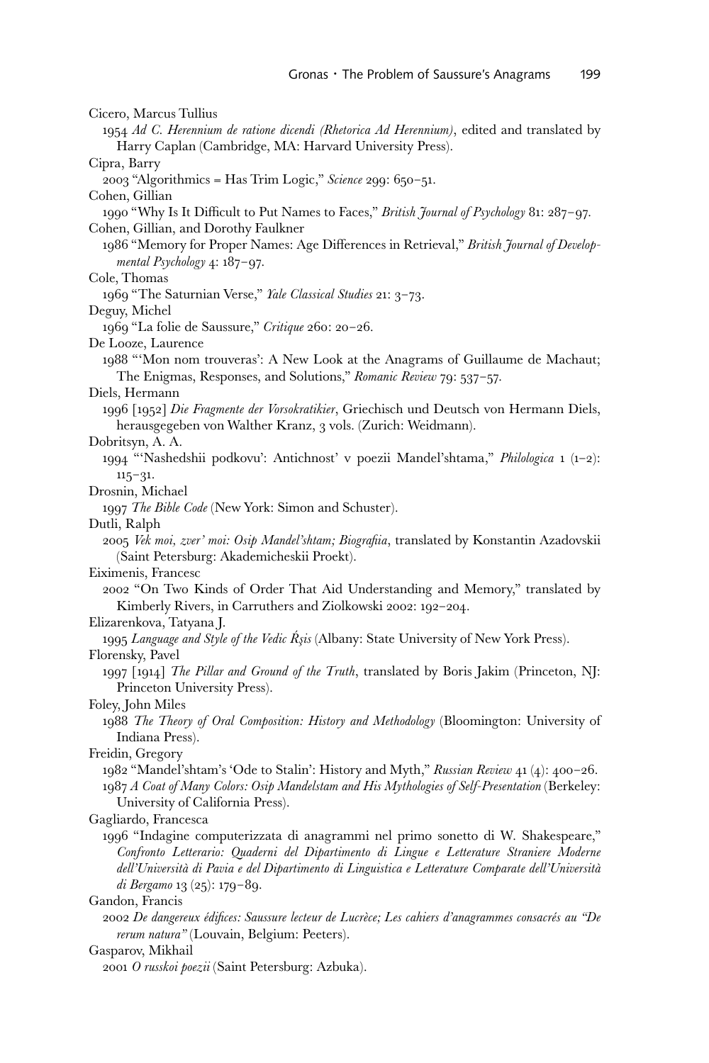Cicero, Marcus Tullius

1954 *Ad C. Herennium de ratione dicendi (Rhetorica Ad Herennium)*, edited and translated by Harry Caplan (Cambridge, MA: Harvard University Press).

Cipra, Barry

2003 "Algorithmics = Has Trim Logic," *Science* 299: 650–51.

Cohen, Gillian

1990 "Why Is It Difficult to Put Names to Faces," *British Journal of Psychology* 81: 287–97.

Cohen, Gillian, and Dorothy Faulkner

1986 "Memory for Proper Names: Age Differences in Retrieval," *British Journal of Developmental Psychology* 4: 187–97.

Cole, Thomas

1969 "The Saturnian Verse," *Yale Classical Studies* 21: 3–73.

Deguy, Michel

1969 "La folie de Saussure," *Critique* 260: 20–26.

De Looze, Laurence

1988 "'Mon nom trouveras': A New Look at the Anagrams of Guillaume de Machaut; The Enigmas, Responses, and Solutions," *Romanic Review* 79: 537–57.

Diels, Hermann

1996 [1952] *Die Fragmente der Vorsokratikier*, Griechisch und Deutsch von Hermann Diels, herausgegeben von Walther Kranz, 3 vols. (Zurich: Weidmann).

Dobritsyn, A. A.

1994 "'Nashedshii podkovu': Antichnost' v poezii Mandel'shtama," *Philologica* 1 (1–2): 115–31.

Drosnin, Michael

1997 *The Bible Code* (New York: Simon and Schuster).

Dutli, Ralph

2005 *Vek moi, zver' moi: Osip Mandel'shtam; Biografiia*, translated by Konstantin Azadovskii (Saint Petersburg: Akademicheskii Proekt).

Eiximenis, Francesc

2002 "On Two Kinds of Order That Aid Understanding and Memory," translated by Kimberly Rivers, in Carruthers and Ziolkowski 2002: 192–204.

Elizarenkova, Tatyana J.

1995 *Language and Style of the Vedic Ṛ́ṣis* (Albany: State University of New York Press).

Florensky, Pavel

1997 [1914] *The Pillar and Ground of the Truth*, translated by Boris Jakim (Princeton, NJ: Princeton University Press).

Foley, John Miles

1988 *The Theory of Oral Composition: History and Methodology* (Bloomington: University of Indiana Press).

Freidin, Gregory

1982 "Mandel'shtam's 'Ode to Stalin': History and Myth," *Russian Review* 41 (4): 400–26.

1987 *A Coat of Many Colors: Osip Mandelstam and His Mythologies of Self-Presentation* (Berkeley: University of California Press).

Gagliardo, Francesca

1996 "Indagine computerizzata di anagrammi nel primo sonetto di W. Shakespeare," *Confronto Letterario: Quaderni del Dipartimento di Lingue e Letterature Straniere Moderne dell'Università di Pavia e del Dipartimento di Linguistica e Letterature Comparate dell'Università di Bergamo* 13 (25): 179–89.

Gandon, Francis

2002 *De dangereux édifices: Saussure lecteur de Lucrèce; Les cahiers d'anagrammes consacrés au "De rerum natura"* (Louvain, Belgium: Peeters).

Gasparov, Mikhail

2001 *O russkoi poezii* (Saint Petersburg: Azbuka).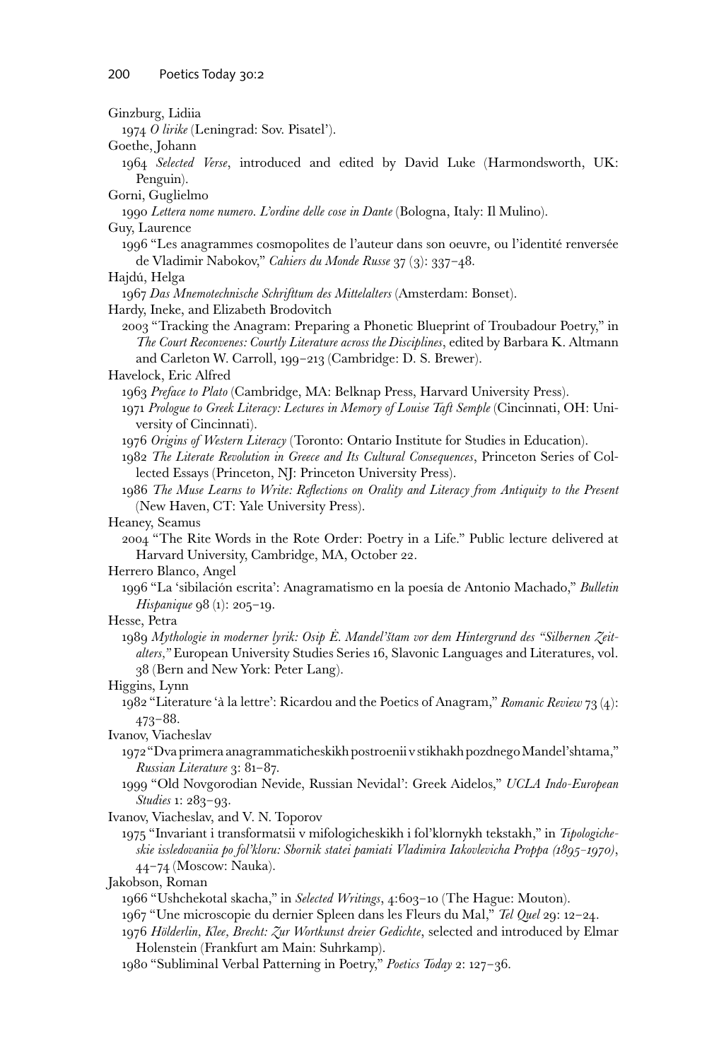Ginzburg, Lidiia

1974 *O lirike* (Leningrad: Sov. Pisatel').

Goethe, Johann

1964 *Selected Verse*, introduced and edited by David Luke (Harmondsworth, UK: Penguin).

Gorni, Guglielmo

1990 *Lettera nome numero. L'ordine delle cose in Dante* (Bologna, Italy: Il Mulino).

Guy, Laurence

1996 "Les anagrammes cosmopolites de l'auteur dans son oeuvre, ou l'identité renversée de Vladimir Nabokov," *Cahiers du Monde Russe* 37 (3): 337–48.

Hajdú, Helga

1967 *Das Mnemotechnische Schrifttum des Mittelalters* (Amsterdam: Bonset).

Hardy, Ineke, and Elizabeth Brodovitch

2003 "Tracking the Anagram: Preparing a Phonetic Blueprint of Troubadour Poetry," in *The Court Reconvenes: Courtly Literature across the Disciplines*, edited by Barbara K. Altmann and Carleton W. Carroll, 199–213 (Cambridge: D. S. Brewer).

Havelock, Eric Alfred

1963 *Preface to Plato* (Cambridge, MA: Belknap Press, Harvard University Press).

1971 *Prologue to Greek Literacy: Lectures in Memory of Louise Taft Semple* (Cincinnati, OH: University of Cincinnati).

1976 *Origins of Western Literacy* (Toronto: Ontario Institute for Studies in Education).

1982 *The Literate Revolution in Greece and Its Cultural Consequences*, Princeton Series of Collected Essays (Princeton, NJ: Princeton University Press).

1986 *The Muse Learns to Write: Reflections on Orality and Literacy from Antiquity to the Present* (New Haven, CT: Yale University Press).

Heaney, Seamus

2004 "The Rite Words in the Rote Order: Poetry in a Life." Public lecture delivered at Harvard University, Cambridge, MA, October 22.

Herrero Blanco, Angel

1996 "La 'sibilación escrita': Anagramatismo en la poesía de Antonio Machado," *Bulletin Hispanique* 98 (1): 205–19.

Hesse, Petra

1989 *Mythologie in moderner lyrik: Osip Ė. Mandel'štam vor dem Hintergrund des "Silbernen Zeitalters,"* European University Studies Series 16, Slavonic Languages and Literatures, vol. 38 (Bern and New York: Peter Lang).

Higgins, Lynn

1982 "Literature 'à la lettre': Ricardou and the Poetics of Anagram," *Romanic Review* 73 (4): 473–88.

Ivanov, Viacheslav

1972 "Dva primera anagrammaticheskikh postroenii v stikhakh pozdnego Mandel'shtama," *Russian Literature* 3: 81–87.

1999 "Old Novgorodian Nevide, Russian Nevidal': Greek Aidelos," *UCLA Indo-European Studies* 1: 283–93.

Ivanov, Viacheslav, and V. N. Toporov

1975 "Invariant i transformatsii v mifologicheskikh i fol'klornykh tekstakh," in *Tipologicheskie issledovaniia po fol'kloru: Sbornik statei pamiati Vladimira Iakovlevicha Proppa (1895–1970)*, 44–74 (Moscow: Nauka).

Jakobson, Roman

1966 "Ushchekotal skacha," in *Selected Writings*, 4:603–10 (The Hague: Mouton).

1967 "Une microscopie du dernier Spleen dans les Fleurs du Mal," *Tel Quel* 29: 12–24.

1976 *Hölderlin, Klee, Brecht: Zur Wortkunst dreier Gedichte*, selected and introduced by Elmar Holenstein (Frankfurt am Main: Suhrkamp).

1980 "Subliminal Verbal Patterning in Poetry," *Poetics Today* 2: 127–36.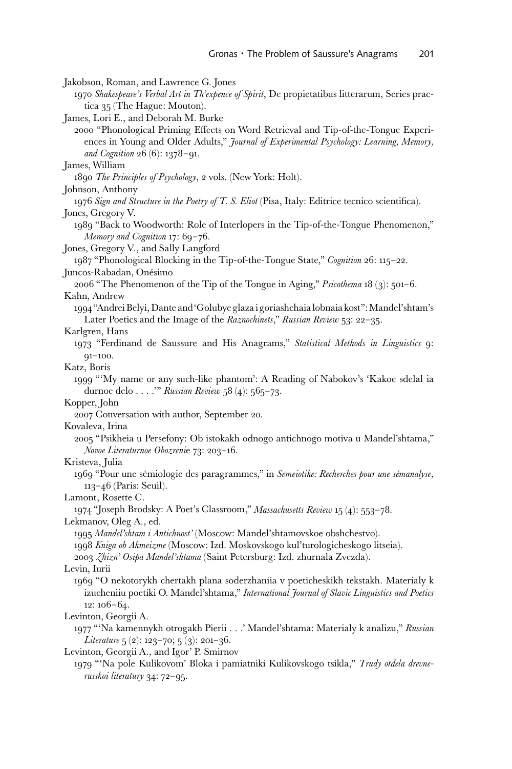Jakobson, Roman, and Lawrence G. Jones

1970 *Shakespeare's Verbal Art in Th'expence of Spirit*, De propietatibus litterarum, Series practica 35 (The Hague: Mouton).

James, Lori E., and Deborah M. Burke

2000 "Phonological Priming Effects on Word Retrieval and Tip-of-the-Tongue Experiences in Young and Older Adults," *Journal of Experimental Psychology: Learning, Memory, and Cognition* 26 (6): 1378–91.

James, William

1890 *The Principles of Psychology*, 2 vols. (New York: Holt).

Johnson, Anthony

1976 *Sign and Structure in the Poetry of T. S. Eliot* (Pisa, Italy: Editrice tecnico scientifica).

Jones, Gregory V.

1989 "Back to Woodworth: Role of Interlopers in the Tip-of-the-Tongue Phenomenon," *Memory and Cognition* 17: 69–76.

Jones, Gregory V., and Sally Langford

1987 "Phonological Blocking in the Tip-of-the-Tongue State," *Cognition* 26: 115–22.

Juncos-Rabadan, Onésimo

2006 "The Phenomenon of the Tip of the Tongue in Aging," *Psicothema* 18 (3): 501–6.

Kahn, Andrew

1994 "Andrei Belyi, Dante and 'Golubye glaza i goriashchaia lobnaia kost'': Mandel'shtam's Later Poetics and the Image of the *Raznochinets*," *Russian Review* 53: 22–35.

Karlgren, Hans

1973 "Ferdinand de Saussure and His Anagrams," *Statistical Methods in Linguistics* 9: 91–100.

Katz, Boris

1999 "'My name or any such-like phantom': A Reading of Nabokov's 'Kakoe sdelal ia durnoe delo . . . .'" *Russian Review* 58 (4): 565–73.

Kopper, John

2007 Conversation with author, September 20.

Kovaleva, Irina

2005 "Psikheia u Persefony: Ob istokakh odnogo antichnogo motiva u Mandel'shtama," *Novoe Literaturnoe Obozrenie* 73: 203–16.

Kristeva, Julia

1969 "Pour une sémiologie des paragrammes," in *Semeiotike: Recherches pour une sémanalyse*, 113–46 (Paris: Seuil).

Lamont, Rosette C.

1974 "Joseph Brodsky: A Poet's Classroom," *Massachusetts Review* 15 (4): 553–78.

Lekmanov, Oleg A., ed.

1995 *Mandel'shtam i Antichnost'* (Moscow: Mandel'shtamovskoe obshchestvo).

1998 *Kniga ob Akmeizme* (Moscow: Izd. Moskovskogo kul'turologicheskogo litseia).

2003 *Zhizn' Osipa Mandel'shtama* (Saint Petersburg: Izd. zhurnala Zvezda).

Levin, Iurii

1969 "O nekotorykh chertakh plana soderzhaniia v poeticheskikh tekstakh. Materialy k izucheniiu poetiki O. Mandel'shtama," *International Journal of Slavic Linguistics and Poetics* 12: 106–64.

Levinton, Georgii A.

1977 "'Na kamennykh otrogakh Pierii . . .' Mandel'shtama: Materialy k analizu," *Russian Literature* 5 (2): 123–70; 5 (3): 201–36.

Levinton, Georgii A., and Igor' P. Smirnov

1979 "'Na pole Kulikovom' Bloka i pamiatniki Kulikovskogo tsikla," *Trudy otdela drevnerusskoi literatury* 34: 72–95.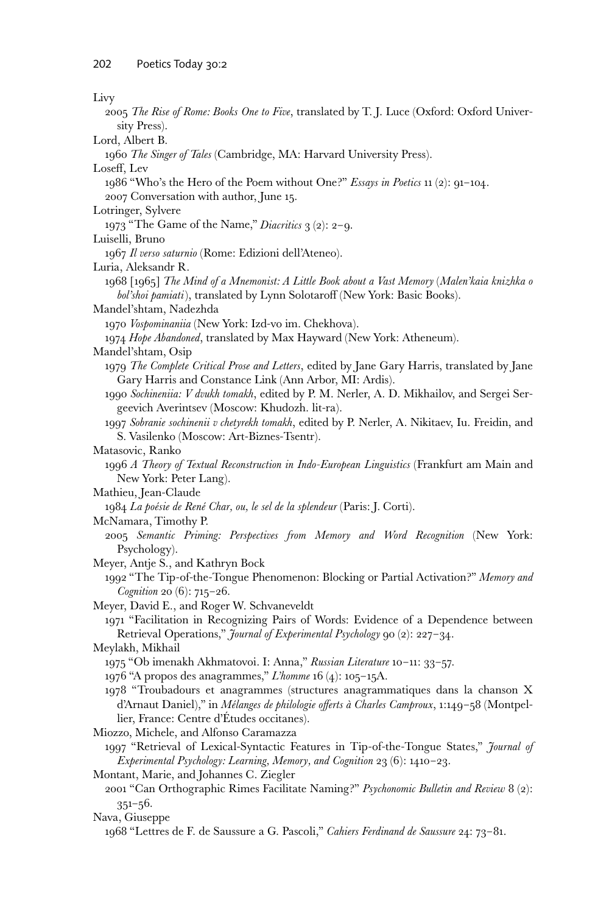Livy

2005 *The Rise of Rome: Books One to Five*, translated by T. J. Luce (Oxford: Oxford University Press).

Lord, Albert B.

1960 *The Singer of Tales* (Cambridge, MA: Harvard University Press).

Loseff, Lev

1986 "Who's the Hero of the Poem without One?" *Essays in Poetics* 11 (2): 91–104.

2007 Conversation with author, June 15.

Lotringer, Sylvere

1973 "The Game of the Name," *Diacritics* 3 (2): 2–9.

Luiselli, Bruno

1967 *Il verso saturnio* (Rome: Edizioni dell'Ateneo).

Luria, Aleksandr R.

1968 [1965] *The Mind of a Mnemonist: A Little Book about a Vast Memory* (*Malen'kaia knizhka o bol'shoi pamiati*), translated by Lynn Solotaroff (New York: Basic Books).

Mandel'shtam, Nadezhda

1970 *Vospominaniia* (New York: Izd-vo im. Chekhova).

1974 *Hope Abandoned*, translated by Max Hayward (New York: Atheneum).

Mandel'shtam, Osip

1979 *The Complete Critical Prose and Letters*, edited by Jane Gary Harris, translated by Jane Gary Harris and Constance Link (Ann Arbor, MI: Ardis).

1990 *Sochineniia: V dvukh tomakh*, edited by P. M. Nerler, A. D. Mikhailov, and Sergei Sergeevich Averintsev (Moscow: Khudozh. lit-ra).

1997 *Sobranie sochinenii v chetyrekh tomakh*, edited by P. Nerler, A. Nikitaev, Iu. Freidin, and S. Vasilenko (Moscow: Art-Biznes-Tsentr).

Matasovic, Ranko

1996 *A Theory of Textual Reconstruction in Indo-European Linguistics* (Frankfurt am Main and New York: Peter Lang).

Mathieu, Jean-Claude

1984 *La poésie de René Char, ou, le sel de la splendeur* (Paris: J. Corti).

McNamara, Timothy P.

2005 *Semantic Priming: Perspectives from Memory and Word Recognition* (New York: Psychology).

Meyer, Antje S., and Kathryn Bock

1992 "The Tip-of-the-Tongue Phenomenon: Blocking or Partial Activation?" *Memory and Cognition* 20 (6): 715–26.

Meyer, David E., and Roger W. Schvaneveldt

1971 "Facilitation in Recognizing Pairs of Words: Evidence of a Dependence between Retrieval Operations," *Journal of Experimental Psychology* 90 (2): 227–34.

Meylakh, Mikhail

1975 "Ob imenakh Akhmatovoi. I: Anna," *Russian Literature* 10–11: 33–57.

1976 "A propos des anagrammes," *L'homme* 16 (4): 105–15A.

1978 "Troubadours et anagrammes (structures anagrammatiques dans la chanson X d'Arnaut Daniel)," in *Mélanges de philologie offerts à Charles Camproux*, 1:149–58 (Montpellier, France: Centre d'Études occitanes).

Miozzo, Michele, and Alfonso Caramazza

1997 "Retrieval of Lexical-Syntactic Features in Tip-of-the-Tongue States," *Journal of Experimental Psychology: Learning, Memory, and Cognition* 23 (6): 1410–23.

Montant, Marie, and Johannes C. Ziegler

2001 "Can Orthographic Rimes Facilitate Naming?" *Psychonomic Bulletin and Review* 8 (2): 351–56.

Nava, Giuseppe

1968 "Lettres de F. de Saussure a G. Pascoli," *Cahiers Ferdinand de Saussure* 24: 73–81.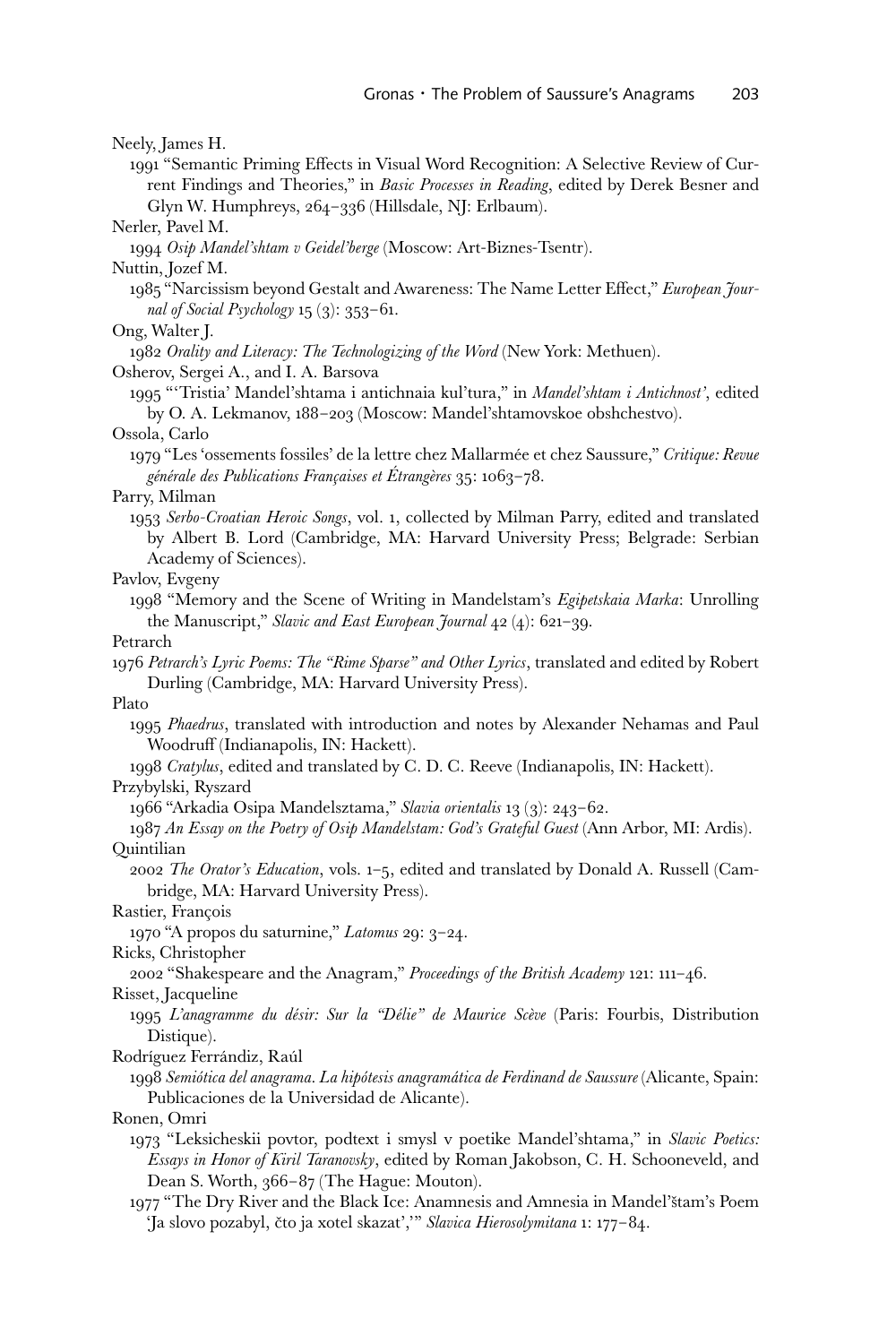Neely, James H.

1991 "Semantic Priming Effects in Visual Word Recognition: A Selective Review of Current Findings and Theories," in *Basic Processes in Reading*, edited by Derek Besner and Glyn W. Humphreys, 264–336 (Hillsdale, NJ: Erlbaum).

Nerler, Pavel M.

1994 *Osip Mandel'shtam v Geidel'berge* (Moscow: Art-Biznes-Tsentr).

Nuttin, Jozef M.

1985 "Narcissism beyond Gestalt and Awareness: The Name Letter Effect," *European Journal of Social Psychology* 15 (3): 353–61.

Ong, Walter J.

1982 *Orality and Literacy: The Technologizing of the Word* (New York: Methuen).

Osherov, Sergei A., and I. A. Barsova

1995 "'Tristia' Mandel'shtama i antichnaia kul'tura," in *Mandel'shtam i Antichnost'*, edited by O. A. Lekmanov, 188–203 (Moscow: Mandel'shtamovskoe obshchestvo).

Ossola, Carlo

1979 "Les 'ossements fossiles' de la lettre chez Mallarmée et chez Saussure," *Critique: Revue générale des Publications Françaises et Étrangères* 35: 1063–78.

Parry, Milman

1953 *Serbo-Croatian Heroic Songs*, vol. 1, collected by Milman Parry, edited and translated by Albert B. Lord (Cambridge, MA: Harvard University Press; Belgrade: Serbian Academy of Sciences).

Pavlov, Evgeny

1998 "Memory and the Scene of Writing in Mandelstam's *Egipetskaia Marka*: Unrolling the Manuscript," *Slavic and East European Journal* 42 (4): 621–39.

Petrarch

1976 *Petrarch's Lyric Poems: The "Rime Sparse" and Other Lyrics*, translated and edited by Robert Durling (Cambridge, MA: Harvard University Press).

Plato

1995 *Phaedrus*, translated with introduction and notes by Alexander Nehamas and Paul Woodruff (Indianapolis, IN: Hackett).

1998 *Cratylus*, edited and translated by C. D. C. Reeve (Indianapolis, IN: Hackett).

Przybylski, Ryszard

1966 "Arkadia Osipa Mandelsztama," *Slavia orientalis* 13 (3): 243–62.

1987 *An Essay on the Poetry of Osip Mandelstam: God's Grateful Guest* (Ann Arbor, MI: Ardis).

Quintilian

2002 *The Orator's Education*, vols. 1–5, edited and translated by Donald A. Russell (Cambridge, MA: Harvard University Press).

Rastier, François

1970 "A propos du saturnine," *Latomus* 29: 3–24.

Ricks, Christopher

2002 "Shakespeare and the Anagram," *Proceedings of the British Academy* 121: 111–46.

Risset, Jacqueline

1995 *L'anagramme du désir: Sur la "Délie" de Maurice Scève* (Paris: Fourbis, Distribution Distique).

Rodríguez Ferrándiz, Raúl

1998 *Semiótica del anagrama. La hipótesis anagramática de Ferdinand de Saussure* (Alicante, Spain: Publicaciones de la Universidad de Alicante).

Ronen, Omri

1973 "Leksicheskii povtor, podtext i smysl v poetike Mandel'shtama," in *Slavic Poetics: Essays in Honor of Kiril Taranovsky*, edited by Roman Jakobson, C. H. Schooneveld, and Dean S. Worth, 366–87 (The Hague: Mouton).

1977 "The Dry River and the Black Ice: Anamnesis and Amnesia in Mandel'štam's Poem 'Ja slovo pozabyl, čto ja xotel skazat',"' *Slavica Hierosolymitana* 1: 177–84.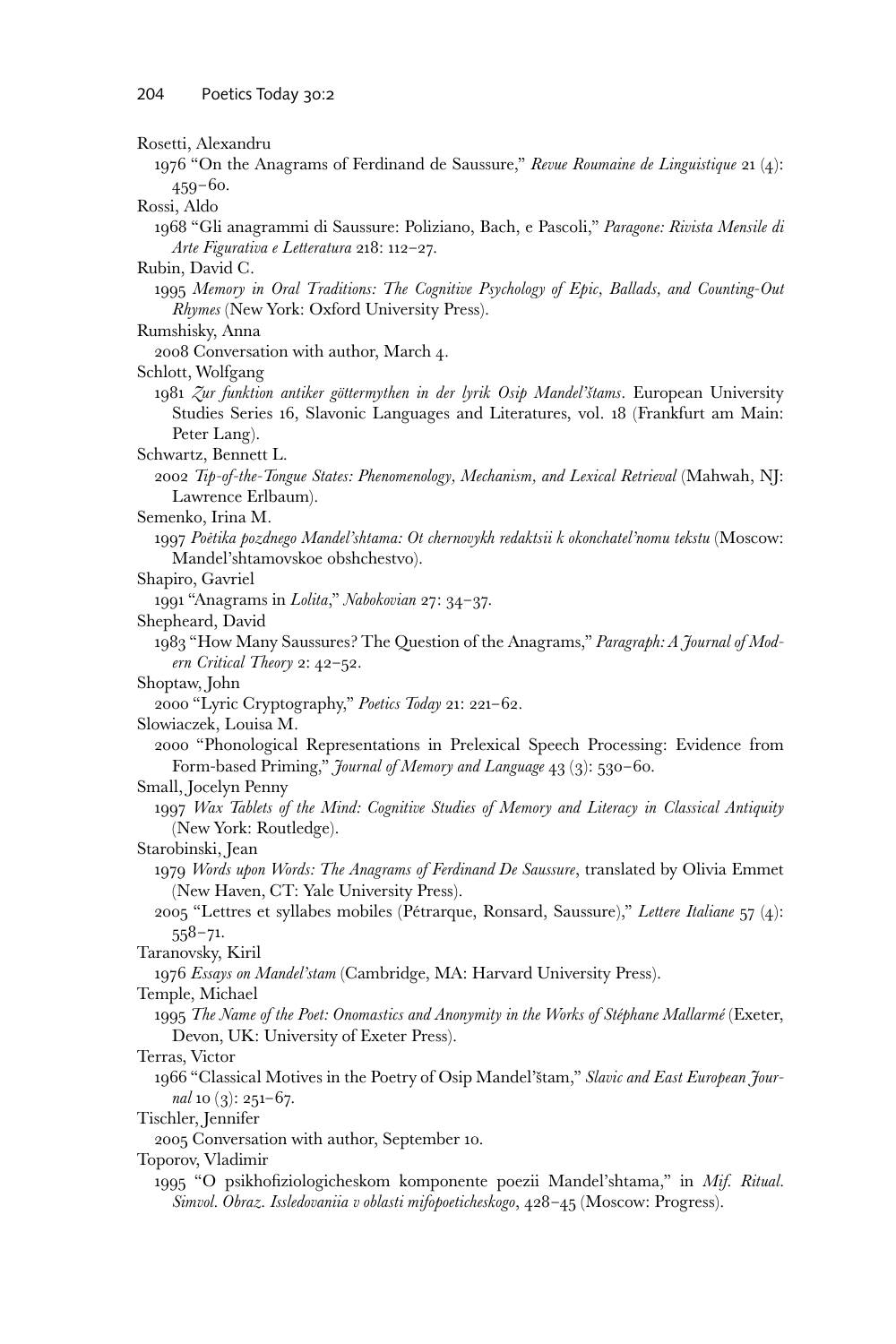Rosetti, Alexandru

1976 "On the Anagrams of Ferdinand de Saussure," *Revue Roumaine de Linguistique* 21 (4): 459–60.

Rossi, Aldo

1968 "Gli anagrammi di Saussure: Poliziano, Bach, e Pascoli," *Paragone: Rivista Mensile di Arte Figurativa e Letteratura* 218: 112–27.

Rubin, David C.

1995 *Memory in Oral Traditions: The Cognitive Psychology of Epic, Ballads, and Counting-Out Rhymes* (New York: Oxford University Press).

Rumshisky, Anna

2008 Conversation with author, March 4.

Schlott, Wolfgang

1981 *Zur funktion antiker göttermythen in der lyrik Osip Mandel'štams*. European University Studies Series 16, Slavonic Languages and Literatures, vol. 18 (Frankfurt am Main: Peter Lang).

Schwartz, Bennett L.

2002 *Tip-of-the-Tongue States: Phenomenology, Mechanism, and Lexical Retrieval* (Mahwah, NJ: Lawrence Erlbaum).

Semenko, Irina M.

1997 *Poètika pozdnego Mandel'shtama: Ot chernovykh redaktsii k okonchatel'nomu tekstu* (Moscow: Mandel'shtamovskoe obshchestvo).

Shapiro, Gavriel

1991 "Anagrams in *Lolita*," *Nabokovian* 27: 34–37.

Shepheard, David

1983 "How Many Saussures? The Question of the Anagrams," *Paragraph: A Journal of Modern Critical Theory* 2: 42–52.

Shoptaw, John

2000 "Lyric Cryptography," *Poetics Today* 21: 221–62.

Slowiaczek, Louisa M.

2000 "Phonological Representations in Prelexical Speech Processing: Evidence from Form-based Priming," *Journal of Memory and Language* 43 (3): 530–60.

Small, Jocelyn Penny

1997 *Wax Tablets of the Mind: Cognitive Studies of Memory and Literacy in Classical Antiquity* (New York: Routledge).

Starobinski, Jean

1979 *Words upon Words: The Anagrams of Ferdinand De Saussure*, translated by Olivia Emmet (New Haven, CT: Yale University Press).

2005 "Lettres et syllabes mobiles (Pétrarque, Ronsard, Saussure)," *Lettere Italiane* 57 (4): 558–71.

Taranovsky, Kiril

1976 *Essays on Mandel'stam* (Cambridge, MA: Harvard University Press).

Temple, Michael

1995 *The Name of the Poet: Onomastics and Anonymity in the Works of Stéphane Mallarmé* (Exeter, Devon, UK: University of Exeter Press).

Terras, Victor

1966 "Classical Motives in the Poetry of Osip Mandel'štam," *Slavic and East European Journal* 10 (3): 251–67.

Tischler, Jennifer

2005 Conversation with author, September 10.

Toporov, Vladimir

1995 "O psikhofiziologicheskom komponente poezii Mandel'shtama," in *Mif. Ritual. Simvol. Obraz. Issledovaniia v oblasti mifopoeticheskogo*, 428–45 (Moscow: Progress).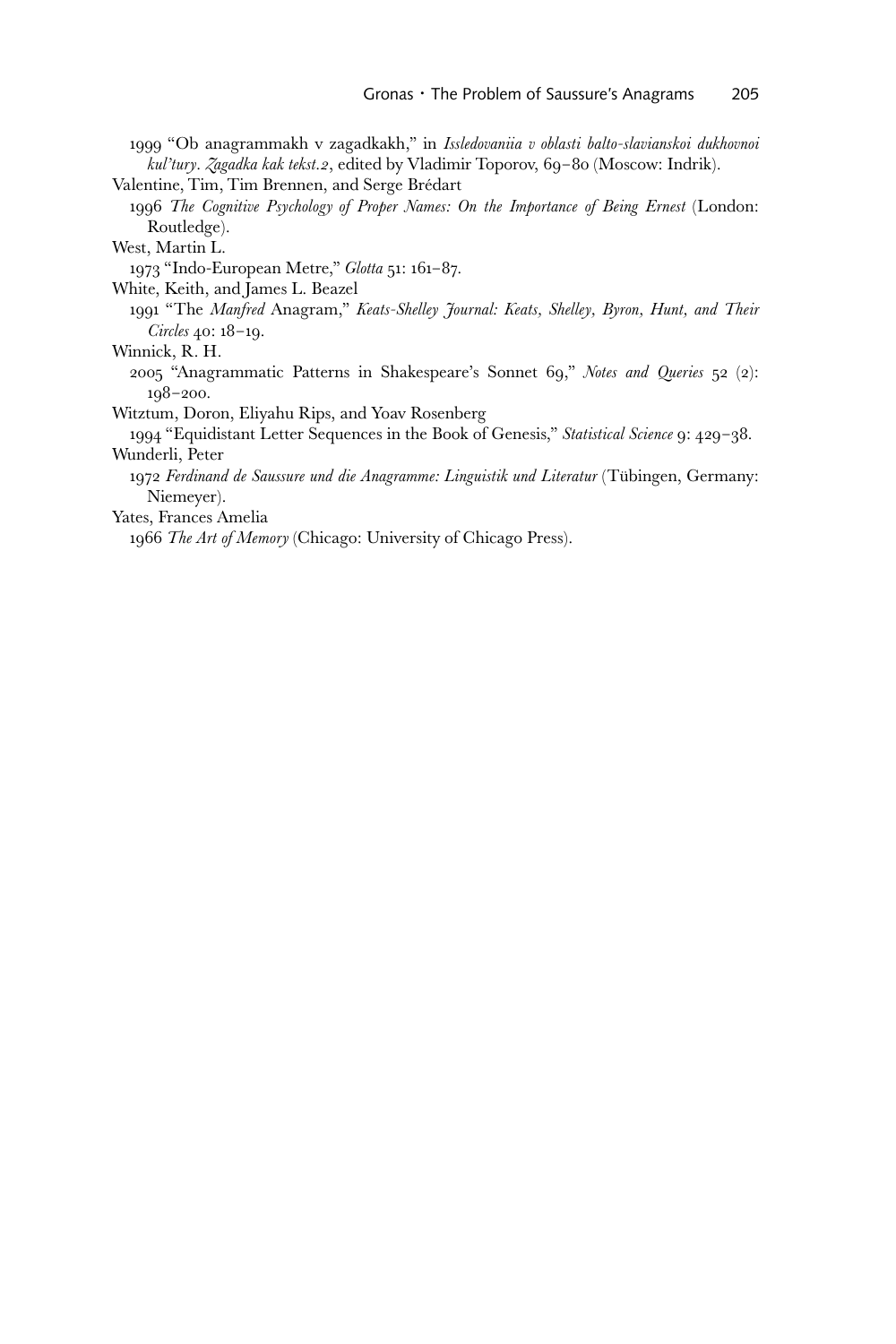1999 "Ob anagrammakh v zagadkakh," in *Issledovaniia v oblasti balto-slavianskoi dukhovnoi kul'tury. Zagadka kak tekst.2*, edited by Vladimir Toporov, 69–80 (Moscow: Indrik).

Valentine, Tim, Tim Brennen, and Serge Brédart

1996 *The Cognitive Psychology of Proper Names: On the Importance of Being Ernest* (London: Routledge).

West, Martin L.

1973 "Indo-European Metre," *Glotta* 51: 161–87.

White, Keith, and James L. Beazel

1991 "The *Manfred* Anagram," *Keats-Shelley Journal: Keats, Shelley, Byron, Hunt, and Their Circles* 40: 18–19.

Winnick, R. H.

2005 "Anagrammatic Patterns in Shakespeare's Sonnet 69," *Notes and Queries* 52 (2): 198–200.

Witztum, Doron, Eliyahu Rips, and Yoav Rosenberg

1994 "Equidistant Letter Sequences in the Book of Genesis," *Statistical Science* 9: 429–38.

Wunderli, Peter

1972 *Ferdinand de Saussure und die Anagramme: Linguistik und Literatur* (Tübingen, Germany: Niemeyer).

Yates, Frances Amelia

1966 *The Art of Memory* (Chicago: University of Chicago Press).